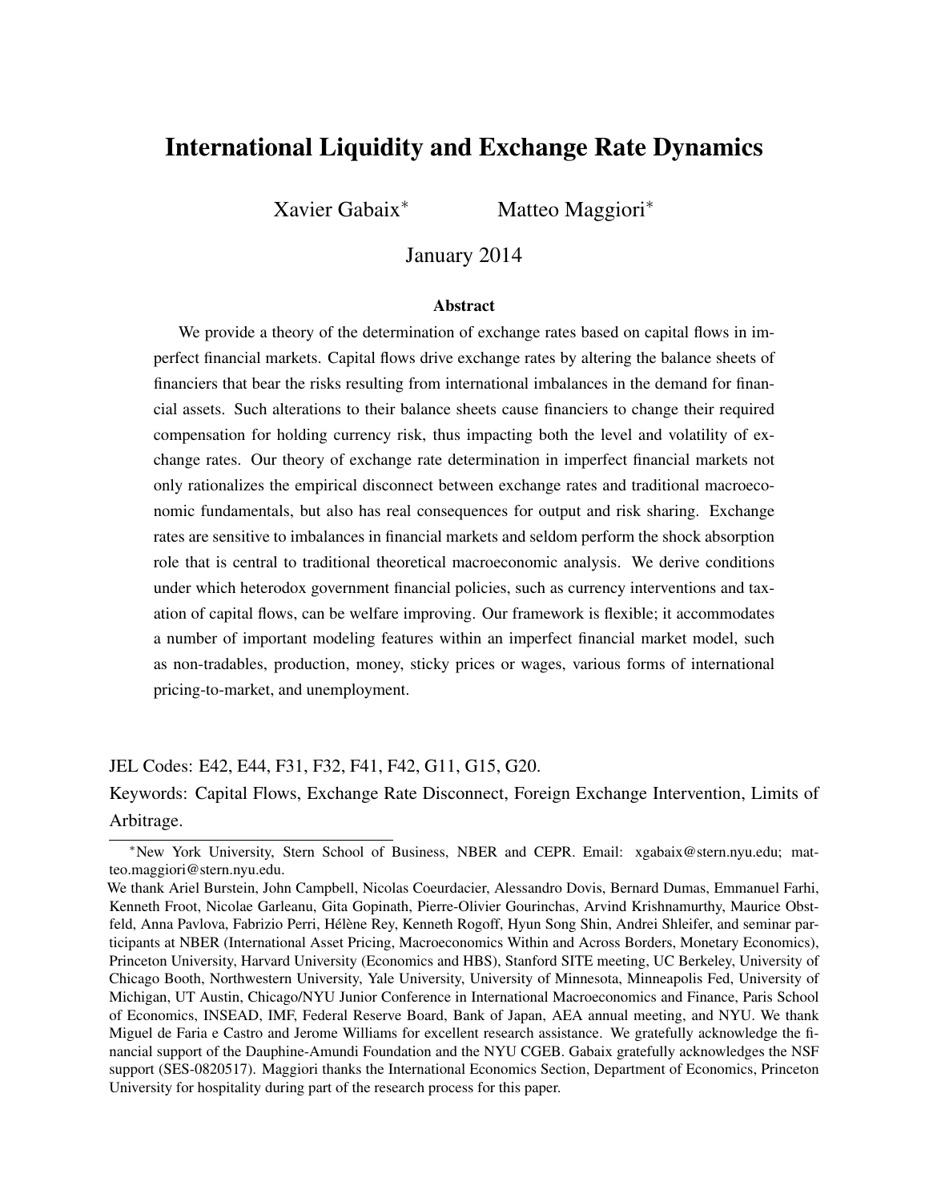# International Liquidity and Exchange Rate Dynamics

Xavier Gabaix[*] Matteo Maggiori[*]

January 2014

### Abstract

We provide a theory of the determination of exchange rates based on capital flows in imperfect financial markets. Capital flows drive exchange rates by altering the balance sheets of financiers that bear the risks resulting from international imbalances in the demand for financial assets. Such alterations to their balance sheets cause financiers to change their required compensation for holding currency risk, thus impacting both the level and volatility of exchange rates. Our theory of exchange rate determination in imperfect financial markets not only rationalizes the empirical disconnect between exchange rates and traditional macroeconomic fundamentals, but also has real consequences for output and risk sharing. Exchange rates are sensitive to imbalances in financial markets and seldom perform the shock absorption role that is central to traditional theoretical macroeconomic analysis. We derive conditions under which heterodox government financial policies, such as currency interventions and taxation of capital flows, can be welfare improving. Our framework is flexible; it accommodates a number of important modeling features within an imperfect financial market model, such as non-tradables, production, money, sticky prices or wages, various forms of international pricing-to-market, and unemployment.

JEL Codes: E42, E44, F31, F32, F41, F42, G11, G15, G20.

Keywords: Capital Flows, Exchange Rate Disconnect, Foreign Exchange Intervention, Limits of Arbitrage.

---

[*] New York University, Stern School of Business, NBER and CEPR. Email: xgabaix@stern.nyu.edu; matteo.maggiori@stern.nyu.edu.

We thank Ariel Burstein, John Campbell, Nicolas Coeurdacier, Alessandro Dovis, Bernard Dumas, Emmanuel Farhi, Kenneth Froot, Nicolae Garleanu, Gita Gopinath, Pierre-Olivier Gourinchas, Arvind Krishnamurthy, Maurice Obstfeld, Anna Pavlova, Fabrizio Perri, Hélène Rey, Kenneth Rogoff, Hyun Song Shin, Andrei Shleifer, and seminar participants at NBER (International Asset Pricing, Macroeconomics Within and Across Borders, Monetary Economics), Princeton University, Harvard University (Economics and HBS), Stanford SITE meeting, UC Berkeley, University of Chicago Booth, Northwestern University, Yale University, University of Minnesota, Minneapolis Fed, University of Michigan, UT Austin, Chicago/NYU Junior Conference in International Macroeconomics and Finance, Paris School of Economics, INSEAD, IMF, Federal Reserve Board, Bank of Japan, AEA annual meeting, and NYU. We thank Miguel de Faria e Castro and Jerome Williams for excellent research assistance. We gratefully acknowledge the financial support of the Dauphine-Amundi Foundation and the NYU CGEB. Gabaix gratefully acknowledges the NSF support (SES-0820517). Maggiori thanks the International Economics Section, Department of Economics, Princeton University for hospitality during part of the research process for this paper.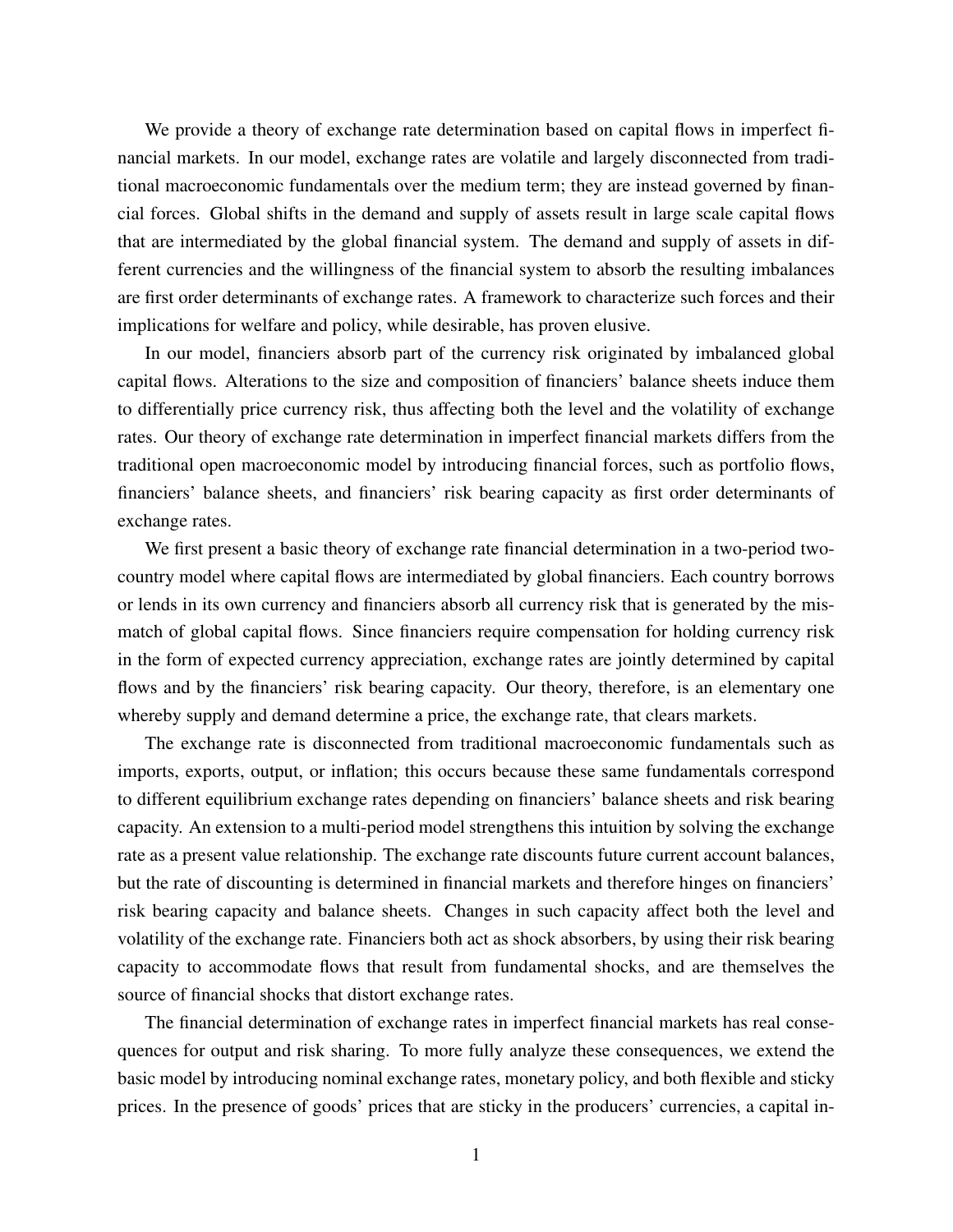We provide a theory of exchange rate determination based on capital flows in imperfect financial markets. In our model, exchange rates are volatile and largely disconnected from traditional macroeconomic fundamentals over the medium term; they are instead governed by financial forces. Global shifts in the demand and supply of assets result in large scale capital flows that are intermediated by the global financial system. The demand and supply of assets in different currencies and the willingness of the financial system to absorb the resulting imbalances are first order determinants of exchange rates. A framework to characterize such forces and their implications for welfare and policy, while desirable, has proven elusive.

In our model, financiers absorb part of the currency risk originated by imbalanced global capital flows. Alterations to the size and composition of financiers' balance sheets induce them to differentially price currency risk, thus affecting both the level and the volatility of exchange rates. Our theory of exchange rate determination in imperfect financial markets differs from the traditional open macroeconomic model by introducing financial forces, such as portfolio flows, financiers' balance sheets, and financiers' risk bearing capacity as first order determinants of exchange rates.

We first present a basic theory of exchange rate financial determination in a two-period two-country model where capital flows are intermediated by global financiers. Each country borrows or lends in its own currency and financiers absorb all currency risk that is generated by the mismatch of global capital flows. Since financiers require compensation for holding currency risk in the form of expected currency appreciation, exchange rates are jointly determined by capital flows and by the financiers' risk bearing capacity. Our theory, therefore, is an elementary one whereby supply and demand determine a price, the exchange rate, that clears markets.

The exchange rate is disconnected from traditional macroeconomic fundamentals such as imports, exports, output, or inflation; this occurs because these same fundamentals correspond to different equilibrium exchange rates depending on financiers' balance sheets and risk bearing capacity. An extension to a multi-period model strengthens this intuition by solving the exchange rate as a present value relationship. The exchange rate discounts future current account balances, but the rate of discounting is determined in financial markets and therefore hinges on financiers' risk bearing capacity and balance sheets. Changes in such capacity affect both the level and volatility of the exchange rate. Financiers both act as shock absorbers, by using their risk bearing capacity to accommodate flows that result from fundamental shocks, and are themselves the source of financial shocks that distort exchange rates.

The financial determination of exchange rates in imperfect financial markets has real consequences for output and risk sharing. To more fully analyze these consequences, we extend the basic model by introducing nominal exchange rates, monetary policy, and both flexible and sticky prices. In the presence of goods' prices that are sticky in the producers' currencies, a capital in-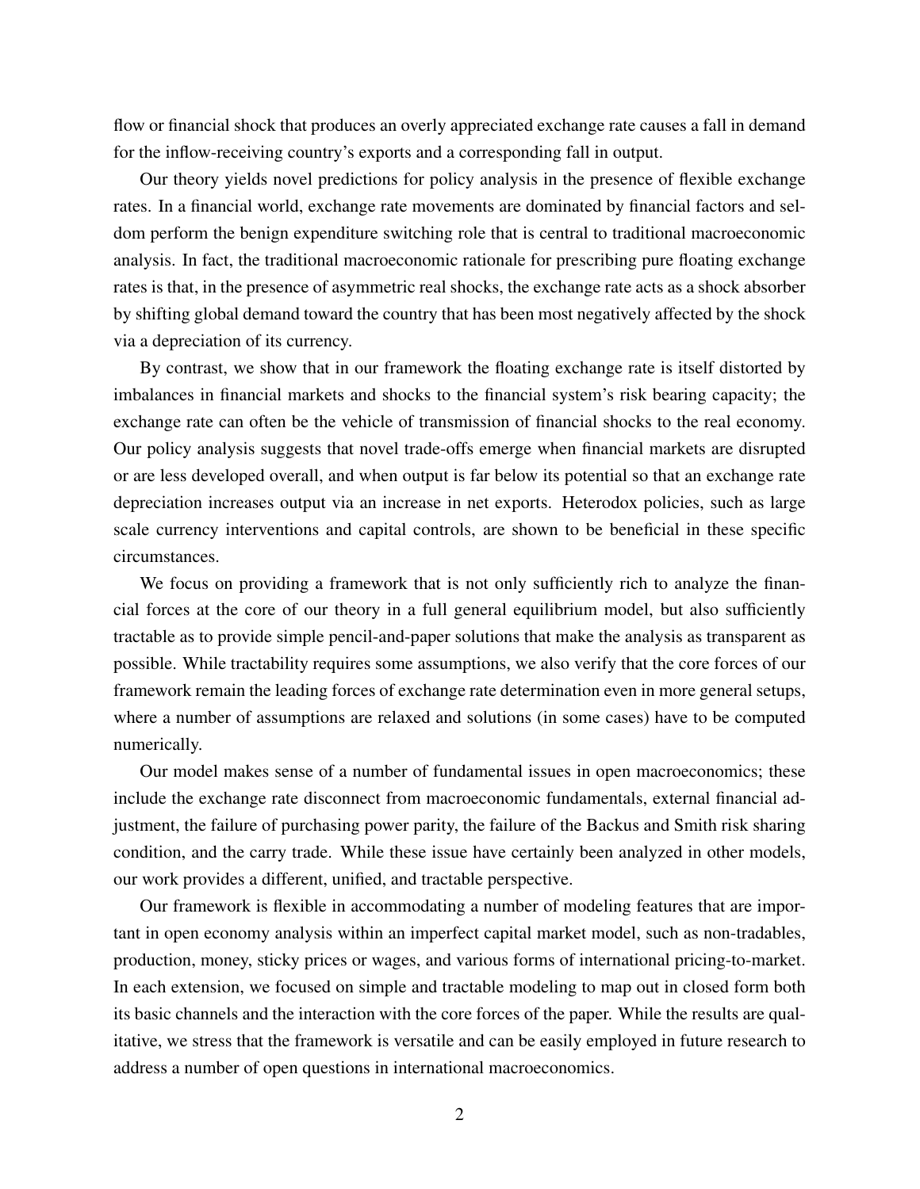flow or financial shock that produces an overly appreciated exchange rate causes a fall in demand for the inflow-receiving country's exports and a corresponding fall in output.

Our theory yields novel predictions for policy analysis in the presence of flexible exchange rates. In a financial world, exchange rate movements are dominated by financial factors and seldom perform the benign expenditure switching role that is central to traditional macroeconomic analysis. In fact, the traditional macroeconomic rationale for prescribing pure floating exchange rates is that, in the presence of asymmetric real shocks, the exchange rate acts as a shock absorber by shifting global demand toward the country that has been most negatively affected by the shock via a depreciation of its currency.

By contrast, we show that in our framework the floating exchange rate is itself distorted by imbalances in financial markets and shocks to the financial system's risk bearing capacity; the exchange rate can often be the vehicle of transmission of financial shocks to the real economy. Our policy analysis suggests that novel trade-offs emerge when financial markets are disrupted or are less developed overall, and when output is far below its potential so that an exchange rate depreciation increases output via an increase in net exports. Heterodox policies, such as large scale currency interventions and capital controls, are shown to be beneficial in these specific circumstances.

We focus on providing a framework that is not only sufficiently rich to analyze the financial forces at the core of our theory in a full general equilibrium model, but also sufficiently tractable as to provide simple pencil-and-paper solutions that make the analysis as transparent as possible. While tractability requires some assumptions, we also verify that the core forces of our framework remain the leading forces of exchange rate determination even in more general setups, where a number of assumptions are relaxed and solutions (in some cases) have to be computed numerically.

Our model makes sense of a number of fundamental issues in open macroeconomics; these include the exchange rate disconnect from macroeconomic fundamentals, external financial adjustment, the failure of purchasing power parity, the failure of the Backus and Smith risk sharing condition, and the carry trade. While these issue have certainly been analyzed in other models, our work provides a different, unified, and tractable perspective.

Our framework is flexible in accommodating a number of modeling features that are important in open economy analysis within an imperfect capital market model, such as non-tradables, production, money, sticky prices or wages, and various forms of international pricing-to-market. In each extension, we focused on simple and tractable modeling to map out in closed form both its basic channels and the interaction with the core forces of the paper. While the results are qualitative, we stress that the framework is versatile and can be easily employed in future research to address a number of open questions in international macroeconomics.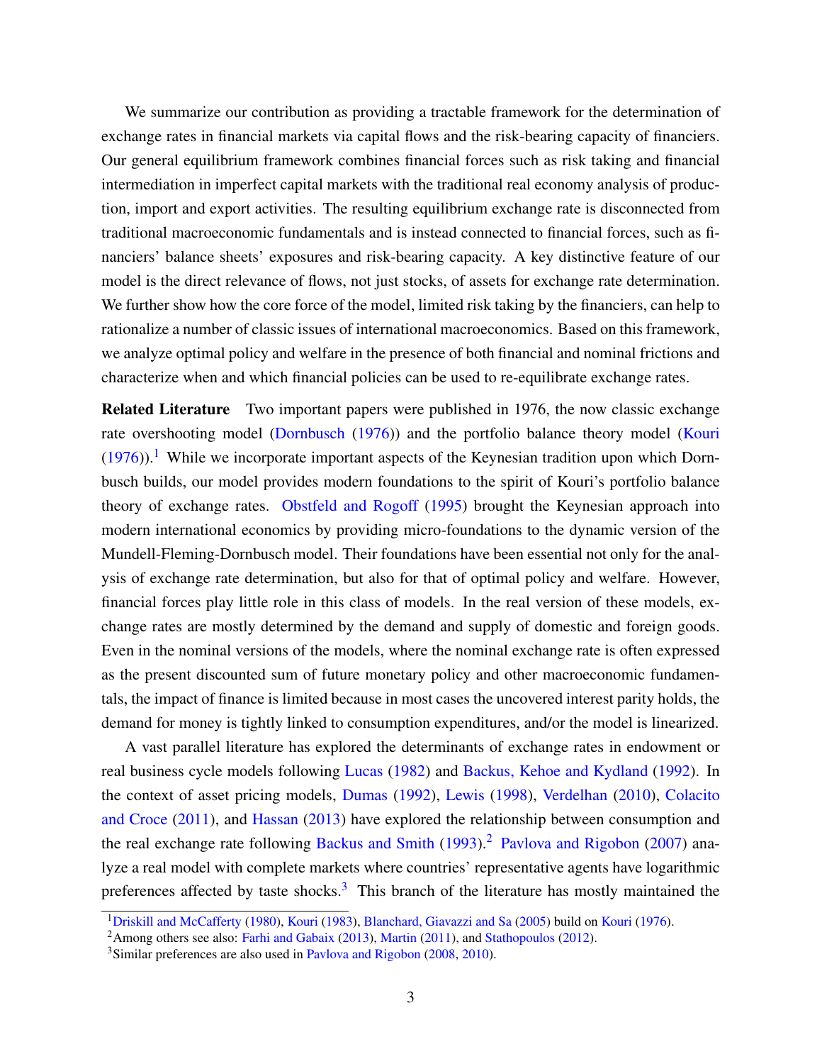We summarize our contribution as providing a tractable framework for the determination of exchange rates in financial markets via capital flows and the risk-bearing capacity of financiers. Our general equilibrium framework combines financial forces such as risk taking and financial intermediation in imperfect capital markets with the traditional real economy analysis of production, import and export activities. The resulting equilibrium exchange rate is disconnected from traditional macroeconomic fundamentals and is instead connected to financial forces, such as financiers' balance sheets' exposures and risk-bearing capacity. A key distinctive feature of our model is the direct relevance of flows, not just stocks, of assets for exchange rate determination. We further show how the core force of the model, limited risk taking by the financiers, can help to rationalize a number of classic issues of international macroeconomics. Based on this framework, we analyze optimal policy and welfare in the presence of both financial and nominal frictions and characterize when and which financial policies can be used to re-equilibrate exchange rates.

**Related Literature** Two important papers were published in 1976, the now classic exchange rate overshooting model (Dornbusch (1976)) and the portfolio balance theory model (Kouri (1976)).[1] While we incorporate important aspects of the Keynesian tradition upon which Dornbusch builds, our model provides modern foundations to the spirit of Kouri's portfolio balance theory of exchange rates. Obstfeld and Rogoff (1995) brought the Keynesian approach into modern international economics by providing micro-foundations to the dynamic version of the Mundell-Fleming-Dornbusch model. Their foundations have been essential not only for the analysis of exchange rate determination, but also for that of optimal policy and welfare. However, financial forces play little role in this class of models. In the real version of these models, exchange rates are mostly determined by the demand and supply of domestic and foreign goods. Even in the nominal versions of the models, where the nominal exchange rate is often expressed as the present discounted sum of future monetary policy and other macroeconomic fundamentals, the impact of finance is limited because in most cases the uncovered interest parity holds, the demand for money is tightly linked to consumption expenditures, and/or the model is linearized.

A vast parallel literature has explored the determinants of exchange rates in endowment or real business cycle models following Lucas (1982) and Backus, Kehoe and Kydland (1992). In the context of asset pricing models, Dumas (1992), Lewis (1998), Verdelhan (2010), Colacito and Croce (2011), and Hassan (2013) have explored the relationship between consumption and the real exchange rate following Backus and Smith (1993).[2] Pavlova and Rigobon (2007) analyze a real model with complete markets where countries' representative agents have logarithmic preferences affected by taste shocks.[3] This branch of the literature has mostly maintained the

[1] Driskill and McCafferty (1980), Kouri (1983), Blanchard, Giavazzi and Sa (2005) build on Kouri (1976).

[2] Among others see also: Farhi and Gabaix (2013), Martin (2011), and Stathopoulos (2012).

[3] Similar preferences are also used in Pavlova and Rigobon (2008, 2010).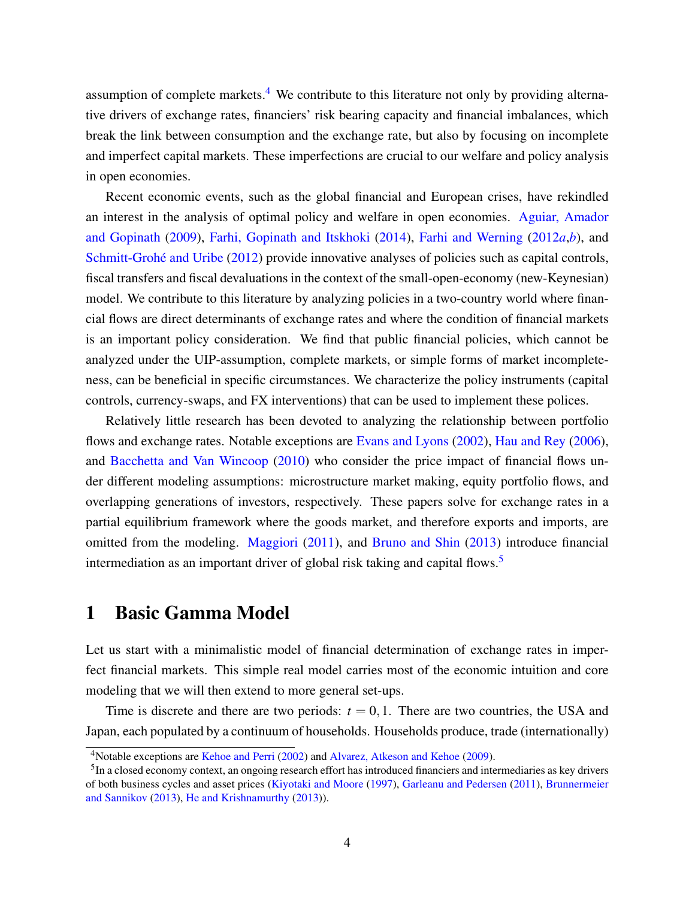assumption of complete markets.[4] We contribute to this literature not only by providing alternative drivers of exchange rates, financiers' risk bearing capacity and financial imbalances, which break the link between consumption and the exchange rate, but also by focusing on incomplete and imperfect capital markets. These imperfections are crucial to our welfare and policy analysis in open economies.

Recent economic events, such as the global financial and European crises, have rekindled an interest in the analysis of optimal policy and welfare in open economies. Aguiar, Amador and Gopinath (2009), Farhi, Gopinath and Itskhoki (2014), Farhi and Werning (2012*a*,*b*), and Schmitt-Grohé and Uribe (2012) provide innovative analyses of policies such as capital controls, fiscal transfers and fiscal devaluations in the context of the small-open-economy (new-Keynesian) model. We contribute to this literature by analyzing policies in a two-country world where financial flows are direct determinants of exchange rates and where the condition of financial markets is an important policy consideration. We find that public financial policies, which cannot be analyzed under the UIP-assumption, complete markets, or simple forms of market incompleteness, can be beneficial in specific circumstances. We characterize the policy instruments (capital controls, currency-swaps, and FX interventions) that can be used to implement these polices.

Relatively little research has been devoted to analyzing the relationship between portfolio flows and exchange rates. Notable exceptions are Evans and Lyons (2002), Hau and Rey (2006), and Bacchetta and Van Wincoop (2010) who consider the price impact of financial flows under different modeling assumptions: microstructure market making, equity portfolio flows, and overlapping generations of investors, respectively. These papers solve for exchange rates in a partial equilibrium framework where the goods market, and therefore exports and imports, are omitted from the modeling. Maggiori (2011), and Bruno and Shin (2013) introduce financial intermediation as an important driver of global risk taking and capital flows.[5]

# 1 Basic Gamma Model

Let us start with a minimalistic model of financial determination of exchange rates in imperfect financial markets. This simple real model carries most of the economic intuition and core modeling that we will then extend to more general set-ups.

Time is discrete and there are two periods: $t = 0, 1$. There are two countries, the USA and Japan, each populated by a continuum of households. Households produce, trade (internationally)

[4] Notable exceptions are Kehoe and Perri (2002) and Alvarez, Atkeson and Kehoe (2009).

[5] In a closed economy context, an ongoing research effort has introduced financiers and intermediaries as key drivers of both business cycles and asset prices (Kiyotaki and Moore (1997), Garleanu and Pedersen (2011), Brunnermeier and Sannikov (2013), He and Krishnamurthy (2013)).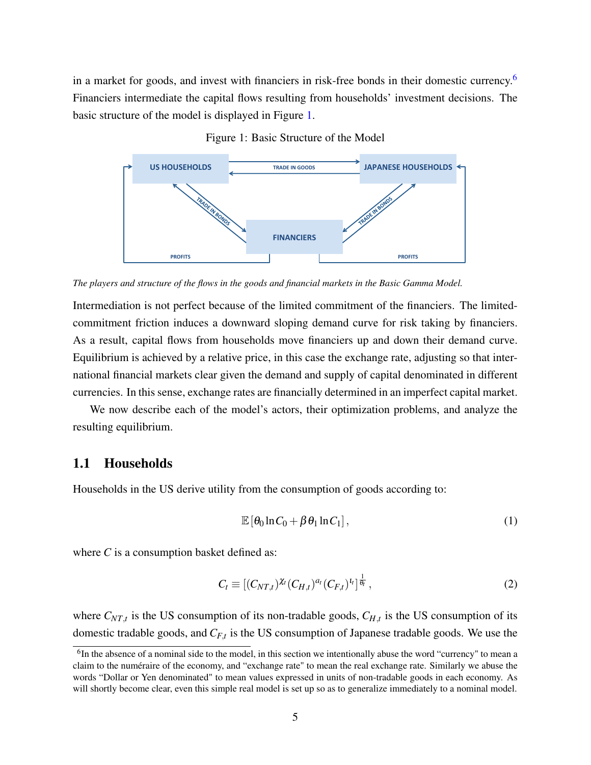in a market for goods, and invest with financiers in risk-free bonds in their domestic currency.[6] Financiers intermediate the capital flows resulting from households' investment decisions. The basic structure of the model is displayed in Figure 1.

Figure 1: Basic Structure of the Model

*The players and structure of the flows in the goods and financial markets in the Basic Gamma Model.*

Intermediation is not perfect because of the limited commitment of the financiers. The limited-commitment friction induces a downward sloping demand curve for risk taking by financiers. As a result, capital flows from households move financiers up and down their demand curve. Equilibrium is achieved by a relative price, in this case the exchange rate, adjusting so that international financial markets clear given the demand and supply of capital denominated in different currencies. In this sense, exchange rates are financially determined in an imperfect capital market.

We now describe each of the model's actors, their optimization problems, and analyze the resulting equilibrium.

## 1.1 Households

Households in the US derive utility from the consumption of goods according to:

$$\mathbb{E}\left[\theta_0 \ln C_0 + \beta \theta_1 \ln C_1\right], \tag{1}$$

where $C$ is a consumption basket defined as:

$$C_t \equiv \left[(C_{NT,t})^{\chi_t}(C_{H,t})^{a_t}(C_{F,t})^{\iota_t}\right]^{\frac{1}{\theta_t}}, \tag{2}$$

where $C_{NT,t}$ is the US consumption of its non-tradable goods, $C_{H,t}$ is the US consumption of its domestic tradable goods, and $C_{F,t}$ is the US consumption of Japanese tradable goods. We use the

[6] In the absence of a nominal side to the model, in this section we intentionally abuse the word "currency" to mean a claim to the numéraire of the economy, and "exchange rate" to mean the real exchange rate. Similarly we abuse the words "Dollar or Yen denominated" to mean values expressed in units of non-tradable goods in each economy. As will shortly become clear, even this simple real model is set up so as to generalize immediately to a nominal model.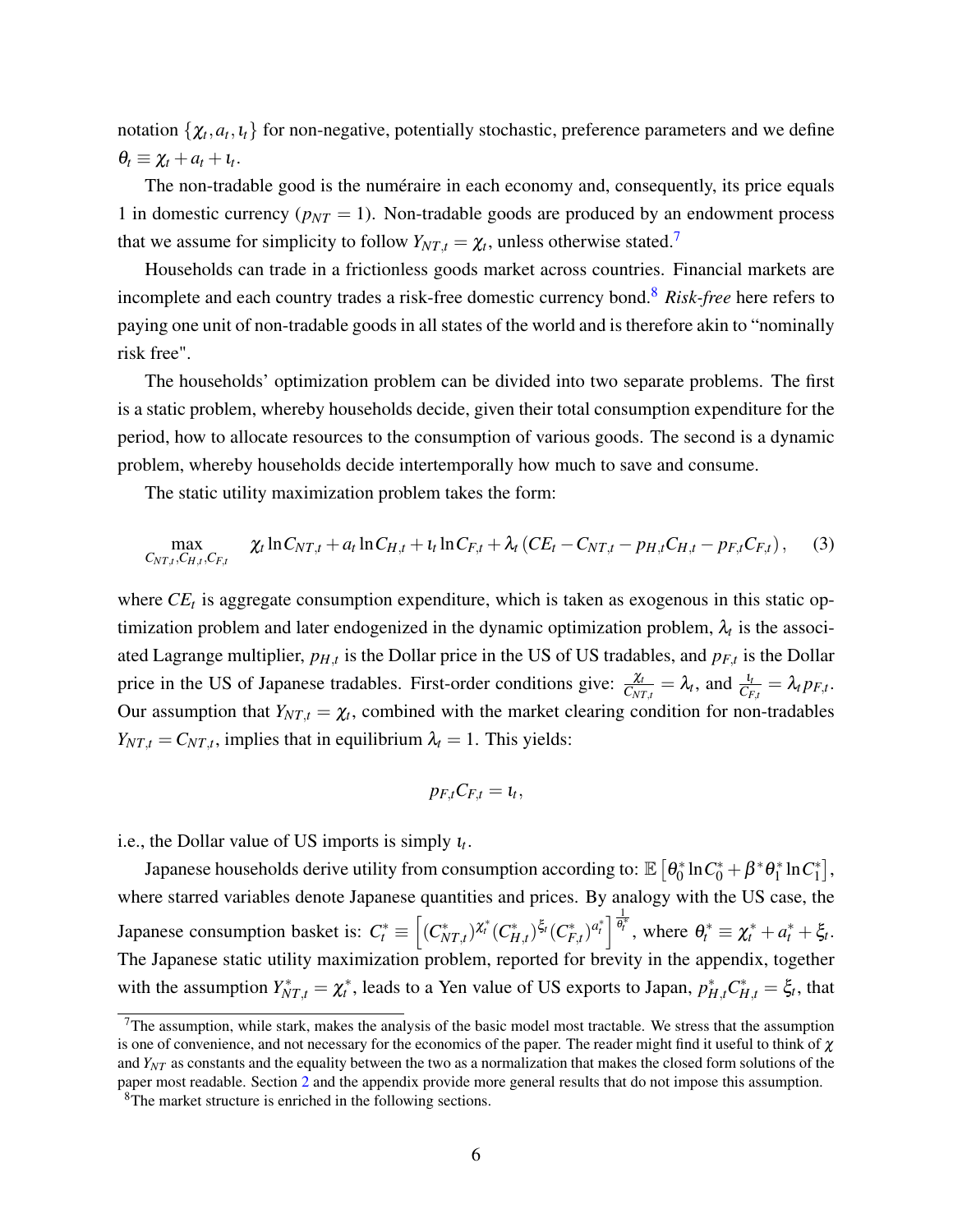notation $\{\chi_t, a_t, \iota_t\}$ for non-negative, potentially stochastic, preference parameters and we define $\theta_t \equiv \chi_t + a_t + \iota_t$.

The non-tradable good is the numéraire in each economy and, consequently, its price equals 1 in domestic currency ($p_{NT} = 1$). Non-tradable goods are produced by an endowment process that we assume for simplicity to follow $Y_{NT,t} = \chi_t$, unless otherwise stated.[7]

Households can trade in a frictionless goods market across countries. Financial markets are incomplete and each country trades a risk-free domestic currency bond.[8] *Risk-free* here refers to paying one unit of non-tradable goods in all states of the world and is therefore akin to "nominally risk free".

The households' optimization problem can be divided into two separate problems. The first is a static problem, whereby households decide, given their total consumption expenditure for the period, how to allocate resources to the consumption of various goods. The second is a dynamic problem, whereby households decide intertemporally how much to save and consume.

The static utility maximization problem takes the form:

$$\max_{C_{NT,t}, C_{H,t}, C_{F,t}} \quad \chi_t \ln C_{NT,t} + a_t \ln C_{H,t} + \iota_t \ln C_{F,t} + \lambda_t \left( CE_t - C_{NT,t} - p_{H,t} C_{H,t} - p_{F,t} C_{F,t} \right), \qquad (3)$$

where $CE_t$ is aggregate consumption expenditure, which is taken as exogenous in this static optimization problem and later endogenized in the dynamic optimization problem, $\lambda_t$ is the associated Lagrange multiplier, $p_{H,t}$ is the Dollar price in the US of US tradables, and $p_{F,t}$ is the Dollar price in the US of Japanese tradables. First-order conditions give: $\frac{\chi_t}{C_{NT,t}} = \lambda_t$, and $\frac{\iota_t}{C_{F,t}} = \lambda_t p_{F,t}$. Our assumption that $Y_{NT,t} = \chi_t$, combined with the market clearing condition for non-tradables $Y_{NT,t} = C_{NT,t}$, implies that in equilibrium $\lambda_t = 1$. This yields:

$$p_{F,t} C_{F,t} = \iota_t,$$

i.e., the Dollar value of US imports is simply $\iota_t$.

Japanese households derive utility from consumption according to: $\mathbb{E}\left[\theta_0^* \ln C_0^* + \beta^* \theta_1^* \ln C_1^*\right]$, where starred variables denote Japanese quantities and prices. By analogy with the US case, the Japanese consumption basket is: $C_t^* \equiv \left[ (C_{NT,t}^*)^{\chi_t^*} (C_{H,t}^*)^{\xi_t} (C_{F,t}^*)^{a_t^*} \right]^{\frac{1}{\theta_t^*}}$, where $\theta_t^* \equiv \chi_t^* + a_t^* + \xi_t$. The Japanese static utility maximization problem, reported for brevity in the appendix, together with the assumption $Y_{NT,t}^* = \chi_t^*$, leads to a Yen value of US exports to Japan, $p_{H,t}^* C_{H,t}^* = \xi_t$, that

[7] The assumption, while stark, makes the analysis of the basic model most tractable. We stress that the assumption is one of convenience, and not necessary for the economics of the paper. The reader might find it useful to think of $\chi$ and $Y_{NT}$ as constants and the equality between the two as a normalization that makes the closed form solutions of the paper most readable. Section 2 and the appendix provide more general results that do not impose this assumption.

[8] The market structure is enriched in the following sections.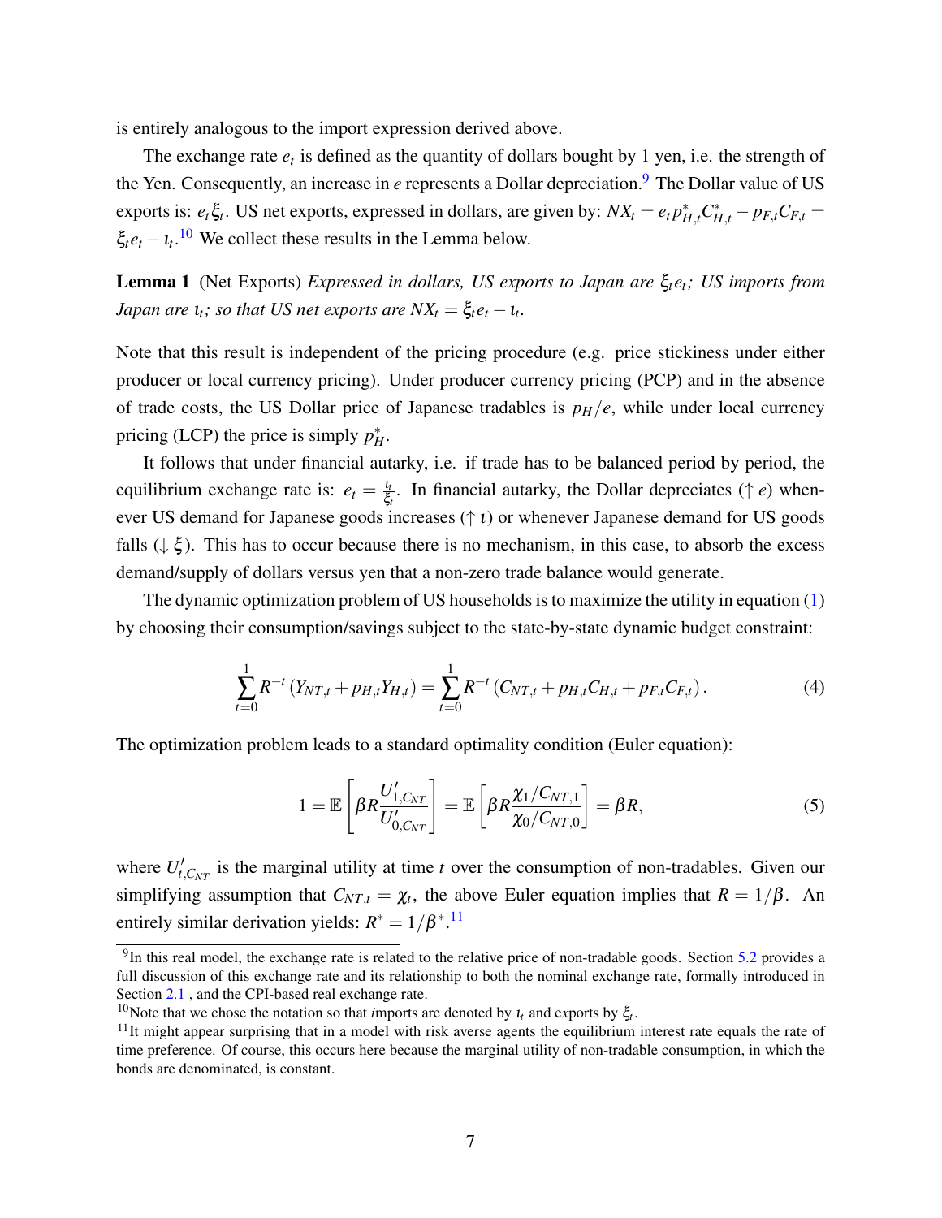is entirely analogous to the import expression derived above.

The exchange rate $e_t$ is defined as the quantity of dollars bought by 1 yen, i.e. the strength of the Yen. Consequently, an increase in $e$ represents a Dollar depreciation.[9] The Dollar value of US exports is: $e_t \xi_t$. US net exports, expressed in dollars, are given by: $NX_t = e_t p^*_{H,t} C^*_{H,t} - p_{F,t} C_{F,t} = \xi_t e_t - \iota_t$.[10] We collect these results in the Lemma below.

**Lemma 1** (Net Exports) *Expressed in dollars, US exports to Japan are $\xi_t e_t$; US imports from Japan are $\iota_t$; so that US net exports are $NX_t = \xi_t e_t - \iota_t$.*

Note that this result is independent of the pricing procedure (e.g. price stickiness under either producer or local currency pricing). Under producer currency pricing (PCP) and in the absence of trade costs, the US Dollar price of Japanese tradables is $p_H/e$, while under local currency pricing (LCP) the price is simply $p^*_H$.

It follows that under financial autarky, i.e. if trade has to be balanced period by period, the equilibrium exchange rate is: $e_t = \frac{\iota_t}{\xi_t}$. In financial autarky, the Dollar depreciates ($\uparrow e$) whenever US demand for Japanese goods increases ($\uparrow \iota$) or whenever Japanese demand for US goods falls ($\downarrow \xi$). This has to occur because there is no mechanism, in this case, to absorb the excess demand/supply of dollars versus yen that a non-zero trade balance would generate.

The dynamic optimization problem of US households is to maximize the utility in equation (1) by choosing their consumption/savings subject to the state-by-state dynamic budget constraint:

$$\sum_{t=0}^{1} R^{-t} \left( Y_{NT,t} + p_{H,t} Y_{H,t} \right) = \sum_{t=0}^{1} R^{-t} \left( C_{NT,t} + p_{H,t} C_{H,t} + p_{F,t} C_{F,t} \right). \tag{4}$$

The optimization problem leads to a standard optimality condition (Euler equation):

$$1 = \mathbb{E}\left[ \beta R \frac{U'_{1,C_{NT}}}{U'_{0,C_{NT}}} \right] = \mathbb{E}\left[ \beta R \frac{\chi_1 / C_{NT,1}}{\chi_0 / C_{NT,0}} \right] = \beta R, \tag{5}$$

where $U'_{t,C_{NT}}$ is the marginal utility at time $t$ over the consumption of non-tradables. Given our simplifying assumption that $C_{NT,t} = \chi_t$, the above Euler equation implies that $R = 1/\beta$. An entirely similar derivation yields: $R^* = 1/\beta^*$.[11]

[9] In this real model, the exchange rate is related to the relative price of non-tradable goods. Section 5.2 provides a full discussion of this exchange rate and its relationship to both the nominal exchange rate, formally introduced in Section 2.1 , and the CPI-based real exchange rate.

[10] Note that we chose the notation so that *i*mports are denoted by $\iota_t$ and *e*xports by $\xi_t$.

[11] It might appear surprising that in a model with risk averse agents the equilibrium interest rate equals the rate of time preference. Of course, this occurs here because the marginal utility of non-tradable consumption, in which the bonds are denominated, is constant.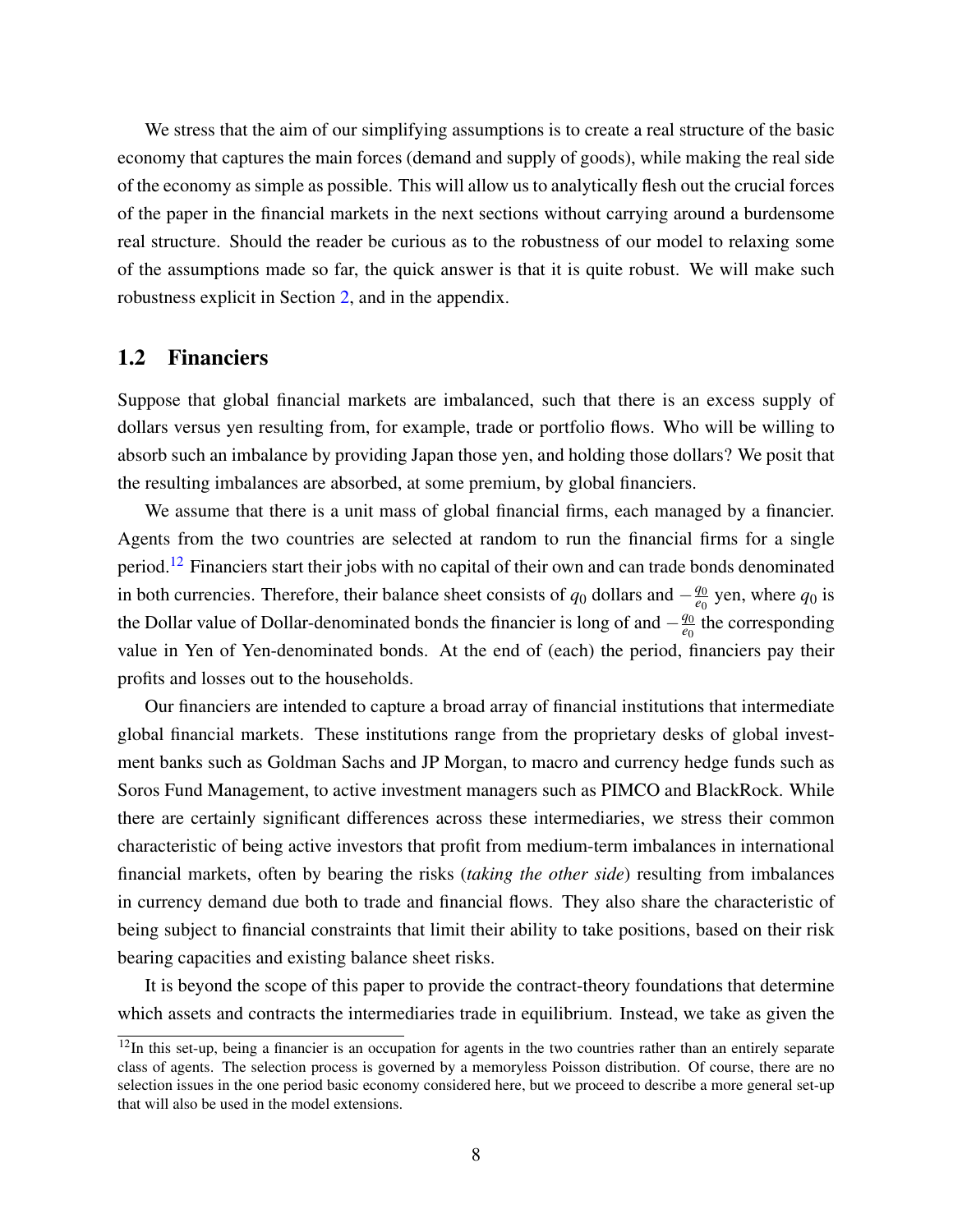We stress that the aim of our simplifying assumptions is to create a real structure of the basic economy that captures the main forces (demand and supply of goods), while making the real side of the economy as simple as possible. This will allow us to analytically flesh out the crucial forces of the paper in the financial markets in the next sections without carrying around a burdensome real structure. Should the reader be curious as to the robustness of our model to relaxing some of the assumptions made so far, the quick answer is that it is quite robust. We will make such robustness explicit in Section 2, and in the appendix.

## 1.2 Financiers

Suppose that global financial markets are imbalanced, such that there is an excess supply of dollars versus yen resulting from, for example, trade or portfolio flows. Who will be willing to absorb such an imbalance by providing Japan those yen, and holding those dollars? We posit that the resulting imbalances are absorbed, at some premium, by global financiers.

We assume that there is a unit mass of global financial firms, each managed by a financier. Agents from the two countries are selected at random to run the financial firms for a single period.[12] Financiers start their jobs with no capital of their own and can trade bonds denominated in both currencies. Therefore, their balance sheet consists of $q_0$ dollars and $-\frac{q_0}{e_0}$ yen, where $q_0$ is the Dollar value of Dollar-denominated bonds the financier is long of and $-\frac{q_0}{e_0}$ the corresponding value in Yen of Yen-denominated bonds. At the end of (each) the period, financiers pay their profits and losses out to the households.

Our financiers are intended to capture a broad array of financial institutions that intermediate global financial markets. These institutions range from the proprietary desks of global investment banks such as Goldman Sachs and JP Morgan, to macro and currency hedge funds such as Soros Fund Management, to active investment managers such as PIMCO and BlackRock. While there are certainly significant differences across these intermediaries, we stress their common characteristic of being active investors that profit from medium-term imbalances in international financial markets, often by bearing the risks (*taking the other side*) resulting from imbalances in currency demand due both to trade and financial flows. They also share the characteristic of being subject to financial constraints that limit their ability to take positions, based on their risk bearing capacities and existing balance sheet risks.

It is beyond the scope of this paper to provide the contract-theory foundations that determine which assets and contracts the intermediaries trade in equilibrium. Instead, we take as given the

[12] In this set-up, being a financier is an occupation for agents in the two countries rather than an entirely separate class of agents. The selection process is governed by a memoryless Poisson distribution. Of course, there are no selection issues in the one period basic economy considered here, but we proceed to describe a more general set-up that will also be used in the model extensions.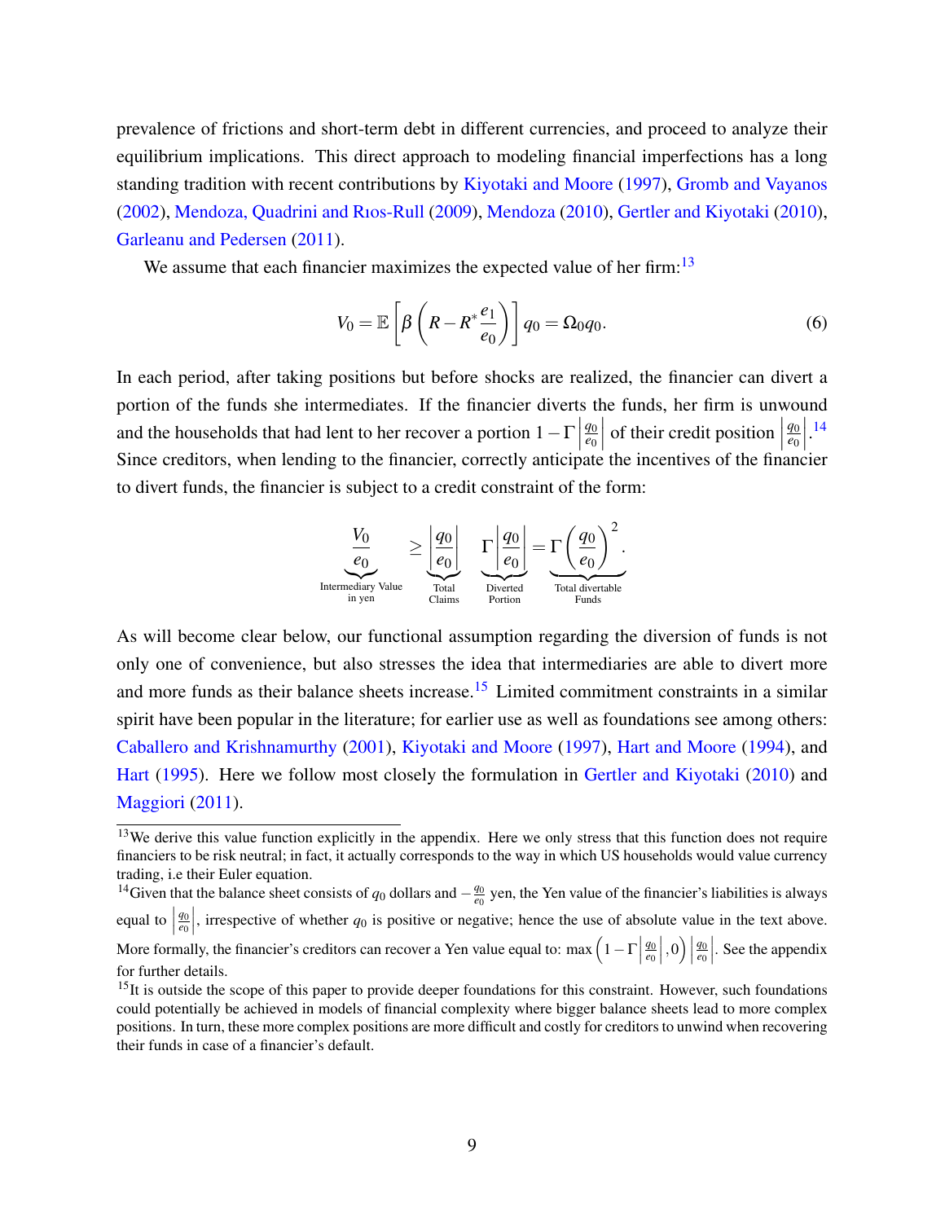prevalence of frictions and short-term debt in different currencies, and proceed to analyze their equilibrium implications. This direct approach to modeling financial imperfections has a long standing tradition with recent contributions by Kiyotaki and Moore (1997), Gromb and Vayanos (2002), Mendoza, Quadrini and Rıos-Rull (2009), Mendoza (2010), Gertler and Kiyotaki (2010), Garleanu and Pedersen (2011).

We assume that each financier maximizes the expected value of her firm:[13]

$$V_0 = \mathbb{E}\left[\beta\left(R - R^* \frac{e_1}{e_0}\right)\right] q_0 = \Omega_0 q_0. \tag{6}$$

In each period, after taking positions but before shocks are realized, the financier can divert a portion of the funds she intermediates. If the financier diverts the funds, her firm is unwound and the households that had lent to her recover a portion $1 - \Gamma\left|\frac{q_0}{e_0}\right|$ of their credit position $\left|\frac{q_0}{e_0}\right|$.[14] Since creditors, when lending to the financier, correctly anticipate the incentives of the financier to divert funds, the financier is subject to a credit constraint of the form:

$$\underbrace{\frac{V_0}{e_0}}_{\substack{\text{Intermediary Value}\\ \text{in yen}}} \geq \underbrace{\left|\frac{q_0}{e_0}\right|}_{\substack{\text{Total}\\ \text{Claims}}} \underbrace{\Gamma\left|\frac{q_0}{e_0}\right|}_{\substack{\text{Diverted}\\ \text{Portion}}} = \underbrace{\Gamma\left(\frac{q_0}{e_0}\right)^2}_{\substack{\text{Total divertable}\\ \text{Funds}}}.$$

As will become clear below, our functional assumption regarding the diversion of funds is not only one of convenience, but also stresses the idea that intermediaries are able to divert more and more funds as their balance sheets increase.[15] Limited commitment constraints in a similar spirit have been popular in the literature; for earlier use as well as foundations see among others: Caballero and Krishnamurthy (2001), Kiyotaki and Moore (1997), Hart and Moore (1994), and Hart (1995). Here we follow most closely the formulation in Gertler and Kiyotaki (2010) and Maggiori (2011).

---

[13] We derive this value function explicitly in the appendix. Here we only stress that this function does not require financiers to be risk neutral; in fact, it actually corresponds to the way in which US households would value currency trading, i.e their Euler equation.

[14] Given that the balance sheet consists of $q_0$ dollars and $-\frac{q_0}{e_0}$ yen, the Yen value of the financier's liabilities is always equal to $\left|\frac{q_0}{e_0}\right|$, irrespective of whether $q_0$ is positive or negative; hence the use of absolute value in the text above. More formally, the financier's creditors can recover a Yen value equal to: $\max\left(1 - \Gamma\left|\frac{q_0}{e_0}\right|, 0\right)\left|\frac{q_0}{e_0}\right|$. See the appendix for further details.

[15] It is outside the scope of this paper to provide deeper foundations for this constraint. However, such foundations could potentially be achieved in models of financial complexity where bigger balance sheets lead to more complex positions. In turn, these more complex positions are more difficult and costly for creditors to unwind when recovering their funds in case of a financier's default.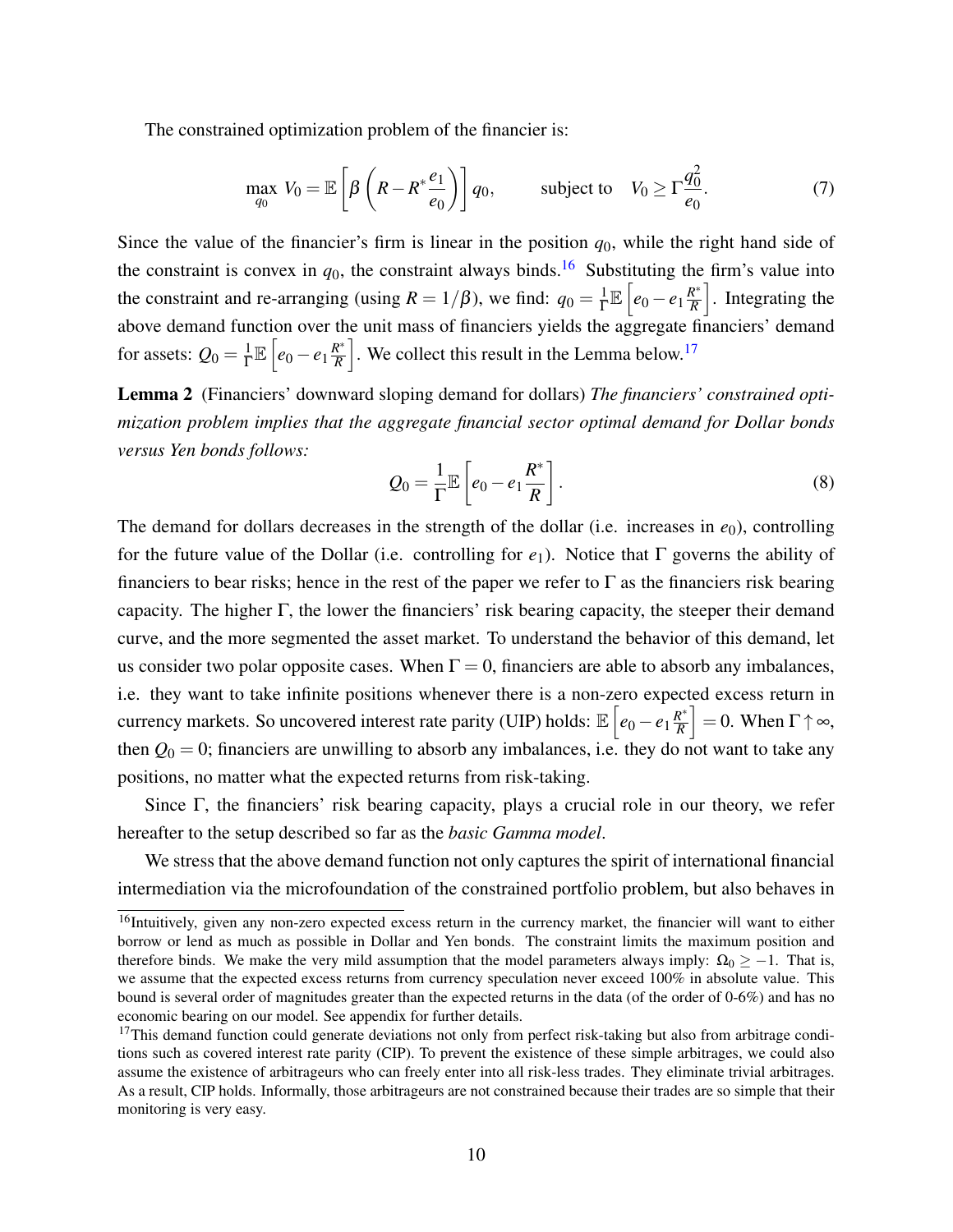The constrained optimization problem of the financier is:

$$\max_{q_0} V_0 = \mathbb{E}\left[\beta\left(R - R^*\frac{e_1}{e_0}\right)\right] q_0, \qquad \text{subject to} \quad V_0 \geq \Gamma\frac{q_0^2}{e_0}. \tag{7}$$

Since the value of the financier's firm is linear in the position $q_0$, while the right hand side of the constraint is convex in $q_0$, the constraint always binds.[16] Substituting the firm's value into the constraint and re-arranging (using $R = 1/\beta$), we find: $q_0 = \frac{1}{\Gamma}\mathbb{E}\left[e_0 - e_1\frac{R^*}{R}\right]$. Integrating the above demand function over the unit mass of financiers yields the aggregate financiers' demand for assets: $Q_0 = \frac{1}{\Gamma}\mathbb{E}\left[e_0 - e_1\frac{R^*}{R}\right]$. We collect this result in the Lemma below.[17]

**Lemma 2** (Financiers' downward sloping demand for dollars) *The financiers' constrained optimization problem implies that the aggregate financial sector optimal demand for Dollar bonds versus Yen bonds follows:*

$$Q_0 = \frac{1}{\Gamma}\mathbb{E}\left[e_0 - e_1\frac{R^*}{R}\right]. \tag{8}$$

The demand for dollars decreases in the strength of the dollar (i.e. increases in $e_0$), controlling for the future value of the Dollar (i.e. controlling for $e_1$). Notice that $\Gamma$ governs the ability of financiers to bear risks; hence in the rest of the paper we refer to $\Gamma$ as the financiers risk bearing capacity. The higher $\Gamma$, the lower the financiers' risk bearing capacity, the steeper their demand curve, and the more segmented the asset market. To understand the behavior of this demand, let us consider two polar opposite cases. When $\Gamma = 0$, financiers are able to absorb any imbalances, i.e. they want to take infinite positions whenever there is a non-zero expected excess return in currency markets. So uncovered interest rate parity (UIP) holds: $\mathbb{E}\left[e_0 - e_1\frac{R^*}{R}\right] = 0$. When $\Gamma \uparrow \infty$, then $Q_0 = 0$; financiers are unwilling to absorb any imbalances, i.e. they do not want to take any positions, no matter what the expected returns from risk-taking.

Since $\Gamma$, the financiers' risk bearing capacity, plays a crucial role in our theory, we refer hereafter to the setup described so far as the *basic Gamma model*.

We stress that the above demand function not only captures the spirit of international financial intermediation via the microfoundation of the constrained portfolio problem, but also behaves in

[16] Intuitively, given any non-zero expected excess return in the currency market, the financier will want to either borrow or lend as much as possible in Dollar and Yen bonds. The constraint limits the maximum position and therefore binds. We make the very mild assumption that the model parameters always imply: $\Omega_0 \geq -1$. That is, we assume that the expected excess returns from currency speculation never exceed 100% in absolute value. This bound is several order of magnitudes greater than the expected returns in the data (of the order of 0-6%) and has no economic bearing on our model. See appendix for further details.

[17] This demand function could generate deviations not only from perfect risk-taking but also from arbitrage conditions such as covered interest rate parity (CIP). To prevent the existence of these simple arbitrages, we could also assume the existence of arbitrageurs who can freely enter into all risk-less trades. They eliminate trivial arbitrages. As a result, CIP holds. Informally, those arbitrageurs are not constrained because their trades are so simple that their monitoring is very easy.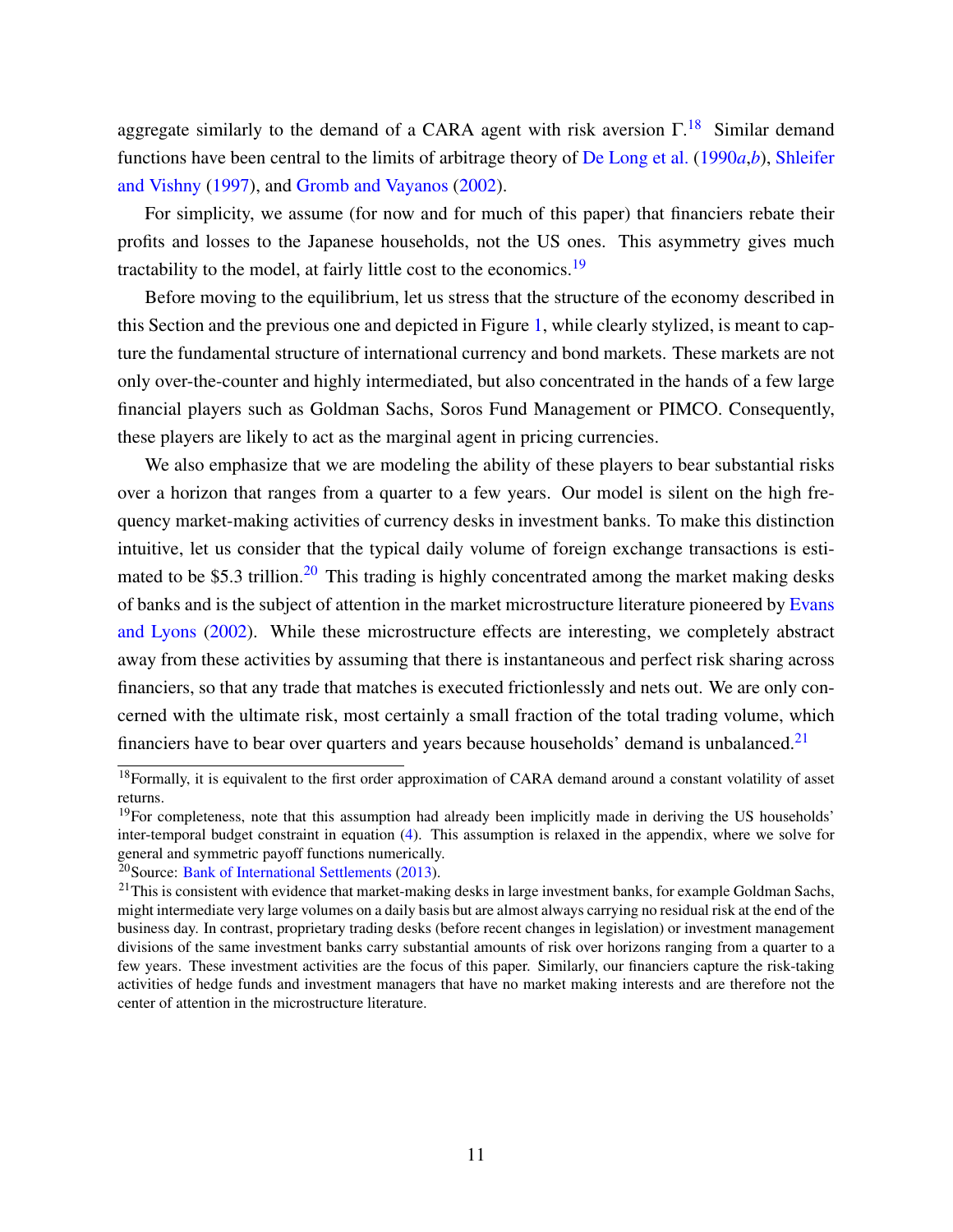aggregate similarly to the demand of a CARA agent with risk aversion $\Gamma$.[18] Similar demand functions have been central to the limits of arbitrage theory of De Long et al. (1990*a*,*b*), Shleifer and Vishny (1997), and Gromb and Vayanos (2002).

For simplicity, we assume (for now and for much of this paper) that financiers rebate their profits and losses to the Japanese households, not the US ones. This asymmetry gives much tractability to the model, at fairly little cost to the economics.[19]

Before moving to the equilibrium, let us stress that the structure of the economy described in this Section and the previous one and depicted in Figure 1, while clearly stylized, is meant to capture the fundamental structure of international currency and bond markets. These markets are not only over-the-counter and highly intermediated, but also concentrated in the hands of a few large financial players such as Goldman Sachs, Soros Fund Management or PIMCO. Consequently, these players are likely to act as the marginal agent in pricing currencies.

We also emphasize that we are modeling the ability of these players to bear substantial risks over a horizon that ranges from a quarter to a few years. Our model is silent on the high frequency market-making activities of currency desks in investment banks. To make this distinction intuitive, let us consider that the typical daily volume of foreign exchange transactions is estimated to be \$5.3 trillion.[20] This trading is highly concentrated among the market making desks of banks and is the subject of attention in the market microstructure literature pioneered by Evans and Lyons (2002). While these microstructure effects are interesting, we completely abstract away from these activities by assuming that there is instantaneous and perfect risk sharing across financiers, so that any trade that matches is executed frictionlessly and nets out. We are only concerned with the ultimate risk, most certainly a small fraction of the total trading volume, which financiers have to bear over quarters and years because households' demand is unbalanced.[21]

---

[18] Formally, it is equivalent to the first order approximation of CARA demand around a constant volatility of asset returns.

[19] For completeness, note that this assumption had already been implicitly made in deriving the US households' inter-temporal budget constraint in equation (4). This assumption is relaxed in the appendix, where we solve for general and symmetric payoff functions numerically.

[20] Source: Bank of International Settlements (2013).

[21] This is consistent with evidence that market-making desks in large investment banks, for example Goldman Sachs, might intermediate very large volumes on a daily basis but are almost always carrying no residual risk at the end of the business day. In contrast, proprietary trading desks (before recent changes in legislation) or investment management divisions of the same investment banks carry substantial amounts of risk over horizons ranging from a quarter to a few years. These investment activities are the focus of this paper. Similarly, our financiers capture the risk-taking activities of hedge funds and investment managers that have no market making interests and are therefore not the center of attention in the microstructure literature.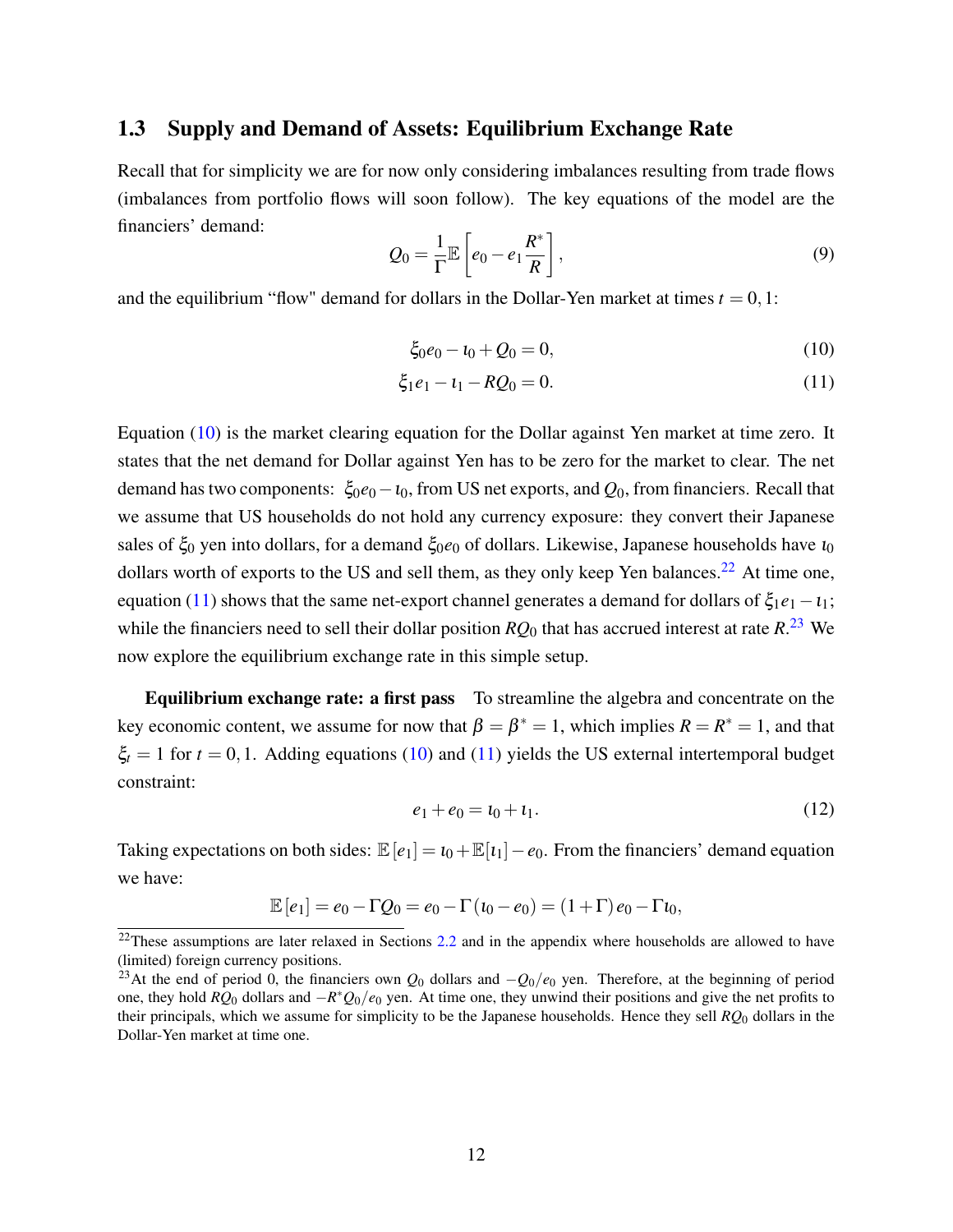## 1.3 Supply and Demand of Assets: Equilibrium Exchange Rate

Recall that for simplicity we are for now only considering imbalances resulting from trade flows (imbalances from portfolio flows will soon follow). The key equations of the model are the financiers' demand:

$$Q_0 = \frac{1}{\Gamma}\mathbb{E}\left[e_0 - e_1\frac{R^*}{R}\right], \tag{9}$$

and the equilibrium "flow" demand for dollars in the Dollar-Yen market at times $t = 0, 1$:

$$\xi_0 e_0 - \iota_0 + Q_0 = 0, \tag{10}$$

$$\xi_1 e_1 - \iota_1 - RQ_0 = 0. \tag{11}$$

Equation (10) is the market clearing equation for the Dollar against Yen market at time zero. It states that the net demand for Dollar against Yen has to be zero for the market to clear. The net demand has two components: $\xi_0 e_0 - \iota_0$, from US net exports, and $Q_0$, from financiers. Recall that we assume that US households do not hold any currency exposure: they convert their Japanese sales of $\xi_0$ yen into dollars, for a demand $\xi_0 e_0$ of dollars. Likewise, Japanese households have $\iota_0$ dollars worth of exports to the US and sell them, as they only keep Yen balances.[22] At time one, equation (11) shows that the same net-export channel generates a demand for dollars of $\xi_1 e_1 - \iota_1$; while the financiers need to sell their dollar position $RQ_0$ that has accrued interest at rate $R$.[23] We now explore the equilibrium exchange rate in this simple setup.

**Equilibrium exchange rate: a first pass** To streamline the algebra and concentrate on the key economic content, we assume for now that $\beta = \beta^* = 1$, which implies $R = R^* = 1$, and that $\xi_t = 1$ for $t = 0, 1$. Adding equations (10) and (11) yields the US external intertemporal budget constraint:

$$e_1 + e_0 = \iota_0 + \iota_1. \tag{12}$$

Taking expectations on both sides: $\mathbb{E}[e_1] = \iota_0 + \mathbb{E}[\iota_1] - e_0$. From the financiers' demand equation we have:

$$\mathbb{E}[e_1] = e_0 - \Gamma Q_0 = e_0 - \Gamma(\iota_0 - e_0) = (1+\Gamma)e_0 - \Gamma\iota_0,$$

[22] These assumptions are later relaxed in Sections 2.2 and in the appendix where households are allowed to have (limited) foreign currency positions.

[23] At the end of period 0, the financiers own $Q_0$ dollars and $-Q_0/e_0$ yen. Therefore, at the beginning of period one, they hold $RQ_0$ dollars and $-R^*Q_0/e_0$ yen. At time one, they unwind their positions and give the net profits to their principals, which we assume for simplicity to be the Japanese households. Hence they sell $RQ_0$ dollars in the Dollar-Yen market at time one.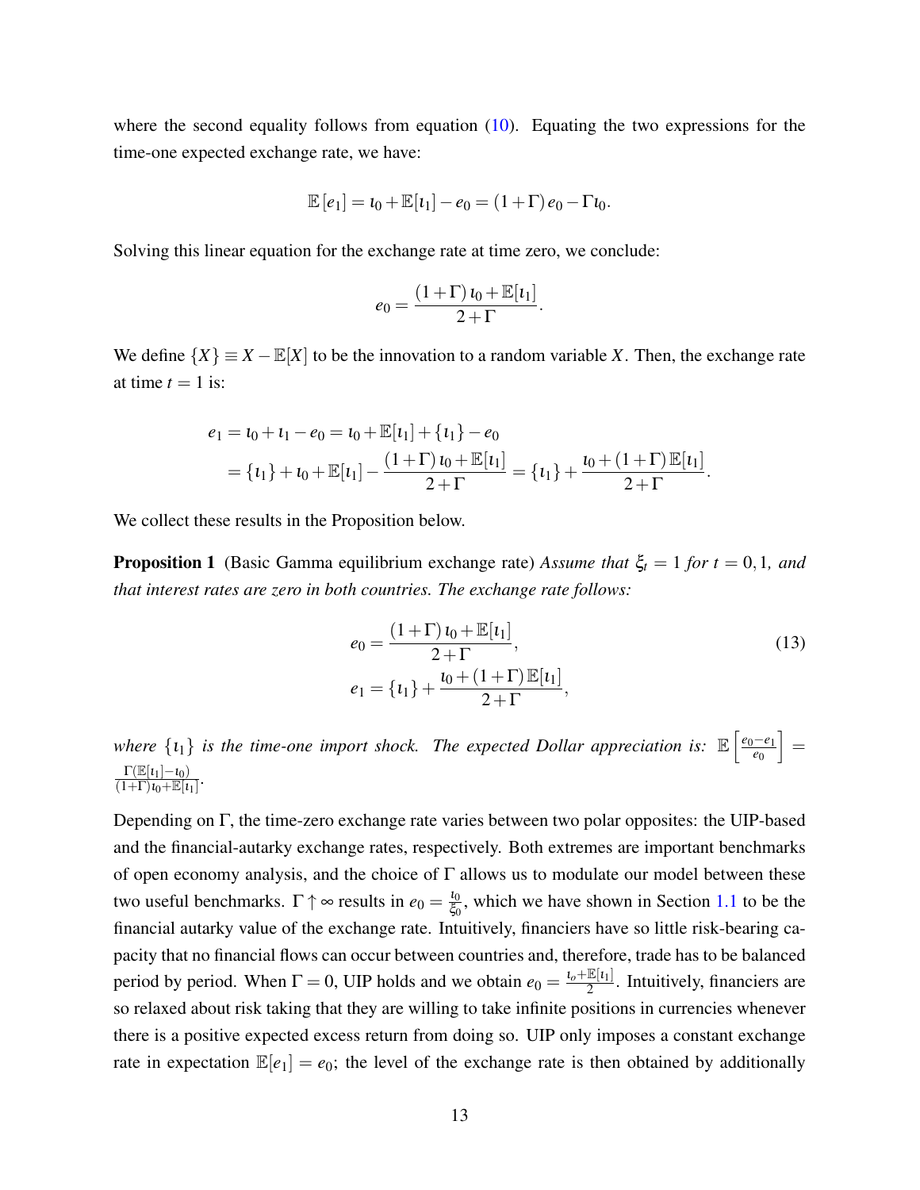where the second equality follows from equation (10). Equating the two expressions for the time-one expected exchange rate, we have:

$$\mathbb{E}[e_1] = \iota_0 + \mathbb{E}[\iota_1] - e_0 = (1+\Gamma)\, e_0 - \Gamma \iota_0.$$

Solving this linear equation for the exchange rate at time zero, we conclude:

$$e_0 = \frac{(1+\Gamma)\,\iota_0 + \mathbb{E}[\iota_1]}{2+\Gamma}.$$

We define $\{X\} \equiv X - \mathbb{E}[X]$ to be the innovation to a random variable $X$. Then, the exchange rate at time $t = 1$ is:

$$\begin{aligned}
e_1 &= \iota_0 + \iota_1 - e_0 = \iota_0 + \mathbb{E}[\iota_1] + \{\iota_1\} - e_0 \\
&= \{\iota_1\} + \iota_0 + \mathbb{E}[\iota_1] - \frac{(1+\Gamma)\,\iota_0 + \mathbb{E}[\iota_1]}{2+\Gamma} = \{\iota_1\} + \frac{\iota_0 + (1+\Gamma)\,\mathbb{E}[\iota_1]}{2+\Gamma}.
\end{aligned}$$

We collect these results in the Proposition below.

**Proposition 1** (Basic Gamma equilibrium exchange rate) *Assume that $\xi_t = 1$ for $t = 0, 1$, and that interest rates are zero in both countries. The exchange rate follows:*

$$\begin{aligned}
e_0 &= \frac{(1+\Gamma)\,\iota_0 + \mathbb{E}[\iota_1]}{2+\Gamma}, \\
e_1 &= \{\iota_1\} + \frac{\iota_0 + (1+\Gamma)\,\mathbb{E}[\iota_1]}{2+\Gamma},
\end{aligned} \tag{13}$$

*where $\{\iota_1\}$ is the time-one import shock. The expected Dollar appreciation is: $\mathbb{E}\left[\frac{e_0 - e_1}{e_0}\right] = \frac{\Gamma(\mathbb{E}[\iota_1] - \iota_0)}{(1+\Gamma)\iota_0 + \mathbb{E}[\iota_1]}$.*

Depending on $\Gamma$, the time-zero exchange rate varies between two polar opposites: the UIP-based and the financial-autarky exchange rates, respectively. Both extremes are important benchmarks of open economy analysis, and the choice of $\Gamma$ allows us to modulate our model between these two useful benchmarks. $\Gamma \uparrow \infty$ results in $e_0 = \frac{\iota_0}{\xi_0}$, which we have shown in Section 1.1 to be the financial autarky value of the exchange rate. Intuitively, financiers have so little risk-bearing capacity that no financial flows can occur between countries and, therefore, trade has to be balanced period by period. When $\Gamma = 0$, UIP holds and we obtain $e_0 = \frac{\iota_o + \mathbb{E}[\iota_1]}{2}$. Intuitively, financiers are so relaxed about risk taking that they are willing to take infinite positions in currencies whenever there is a positive expected excess return from doing so. UIP only imposes a constant exchange rate in expectation $\mathbb{E}[e_1] = e_0$; the level of the exchange rate is then obtained by additionally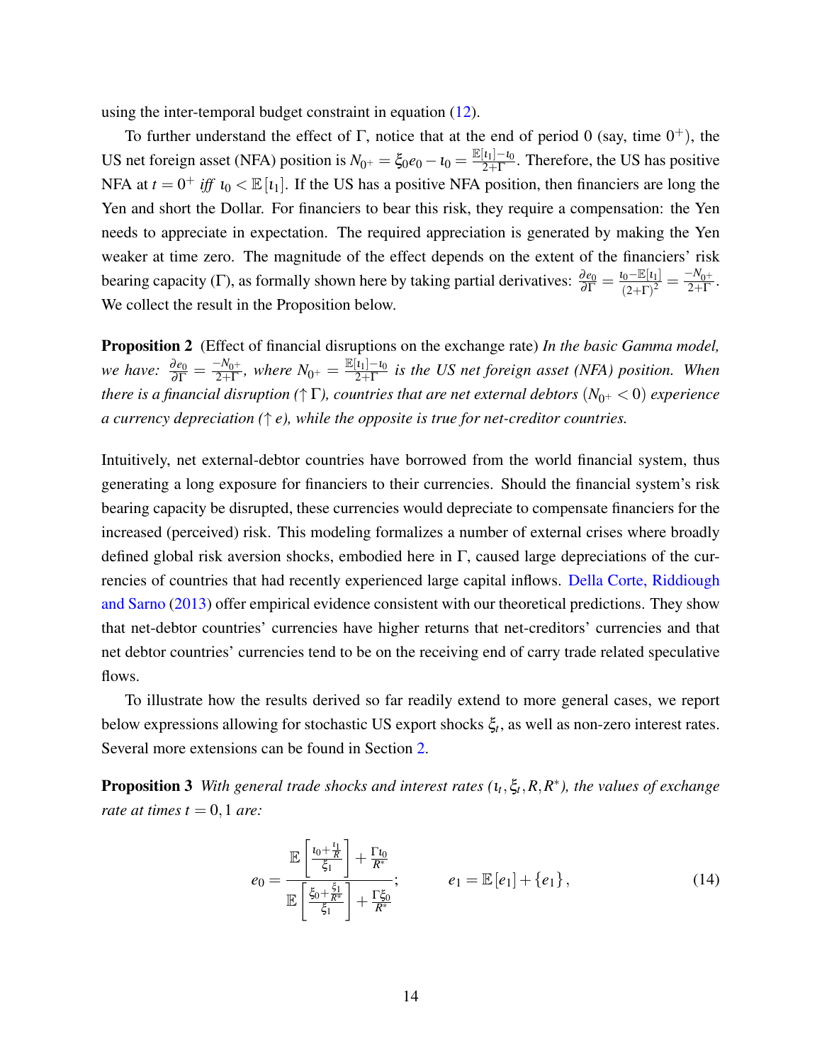using the inter-temporal budget constraint in equation (12).

To further understand the effect of $\Gamma$, notice that at the end of period 0 (say, time $0^+$), the US net foreign asset (NFA) position is $N_{0^+} = \xi_0 e_0 - \iota_0 = \frac{\mathbb{E}[\iota_1] - \iota_0}{2+\Gamma}$. Therefore, the US has positive NFA at $t = 0^+$ *iff* $\iota_0 < \mathbb{E}[\iota_1]$. If the US has a positive NFA position, then financiers are long the Yen and short the Dollar. For financiers to bear this risk, they require a compensation: the Yen needs to appreciate in expectation. The required appreciation is generated by making the Yen weaker at time zero. The magnitude of the effect depends on the extent of the financiers' risk bearing capacity ($\Gamma$), as formally shown here by taking partial derivatives: $\frac{\partial e_0}{\partial \Gamma} = \frac{\iota_0 - \mathbb{E}[\iota_1]}{(2+\Gamma)^2} = \frac{-N_{0^+}}{2+\Gamma}$. We collect the result in the Proposition below.

**Proposition 2** (Effect of financial disruptions on the exchange rate) *In the basic Gamma model, we have: $\frac{\partial e_0}{\partial \Gamma} = \frac{-N_{0^+}}{2+\Gamma}$, where $N_{0^+} = \frac{\mathbb{E}[\iota_1] - \iota_0}{2+\Gamma}$ is the US net foreign asset (NFA) position. When there is a financial disruption ($\uparrow \Gamma$), countries that are net external debtors ($N_{0^+} < 0$) experience a currency depreciation ($\uparrow e$), while the opposite is true for net-creditor countries.*

Intuitively, net external-debtor countries have borrowed from the world financial system, thus generating a long exposure for financiers to their currencies. Should the financial system's risk bearing capacity be disrupted, these currencies would depreciate to compensate financiers for the increased (perceived) risk. This modeling formalizes a number of external crises where broadly defined global risk aversion shocks, embodied here in $\Gamma$, caused large depreciations of the currencies of countries that had recently experienced large capital inflows. Della Corte, Riddiough and Sarno (2013) offer empirical evidence consistent with our theoretical predictions. They show that net-debtor countries' currencies have higher returns that net-creditors' currencies and that net debtor countries' currencies tend to be on the receiving end of carry trade related speculative flows.

To illustrate how the results derived so far readily extend to more general cases, we report below expressions allowing for stochastic US export shocks $\xi_t$, as well as non-zero interest rates. Several more extensions can be found in Section 2.

**Proposition 3** *With general trade shocks and interest rates ($\iota_t, \xi_t, R, R^*$), the values of exchange rate at times $t = 0, 1$ are:*

$$e_0 = \frac{\mathbb{E}\left[\frac{\iota_0 + \frac{\iota_1}{R}}{\xi_1}\right] + \frac{\Gamma \iota_0}{R^*}}{\mathbb{E}\left[\frac{\xi_0 + \frac{\xi_1}{R^*}}{\xi_1}\right] + \frac{\Gamma \xi_0}{R^*}}; \qquad e_1 = \mathbb{E}[e_1] + \{e_1\}, \tag{14}$$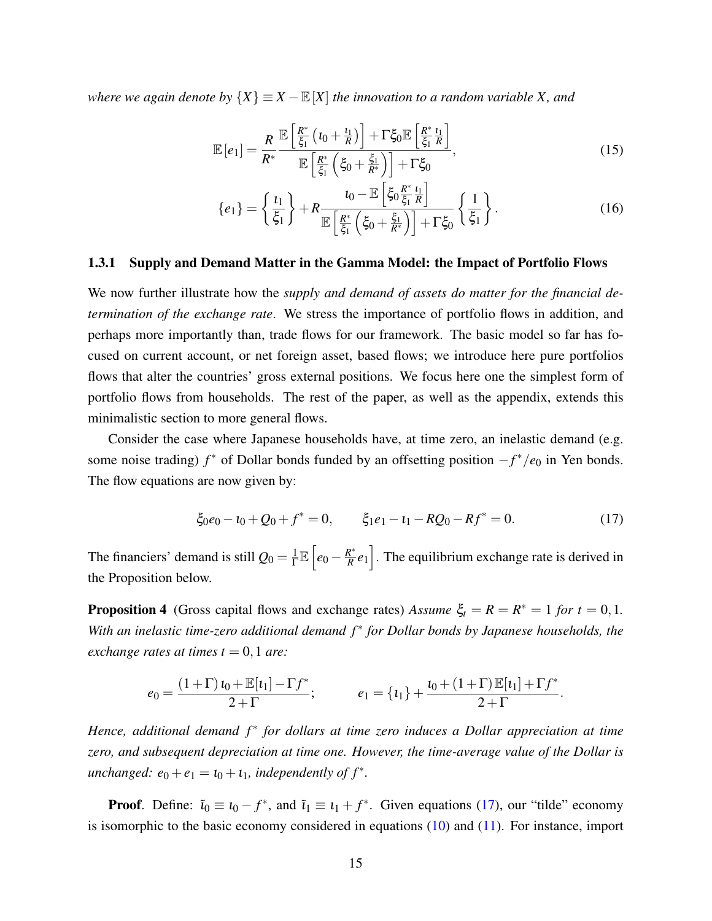*where we again denote by $\{X\} \equiv X - \mathbb{E}[X]$ the innovation to a random variable $X$, and*

$$\mathbb{E}[e_1] = \frac{R}{R^*} \frac{\mathbb{E}\left[\frac{R^*}{\xi_1}\left(\iota_0 + \frac{\iota_1}{R}\right)\right] + \Gamma \xi_0 \mathbb{E}\left[\frac{R^*}{\xi_1}\frac{\iota_1}{R}\right]}{\mathbb{E}\left[\frac{R^*}{\xi_1}\left(\xi_0 + \frac{\xi_1}{R^*}\right)\right] + \Gamma \xi_0}, \tag{15}$$

$$\{e_1\} = \left\{\frac{\iota_1}{\xi_1}\right\} + R \frac{\iota_0 - \mathbb{E}\left[\xi_0 \frac{R^*}{\xi_1}\frac{\iota_1}{R}\right]}{\mathbb{E}\left[\frac{R^*}{\xi_1}\left(\xi_0 + \frac{\xi_1}{R^*}\right)\right] + \Gamma \xi_0} \left\{\frac{1}{\xi_1}\right\}. \tag{16}$$

### 1.3.1 Supply and Demand Matter in the Gamma Model: the Impact of Portfolio Flows

We now further illustrate how the *supply and demand of assets do matter for the financial determination of the exchange rate*. We stress the importance of portfolio flows in addition, and perhaps more importantly than, trade flows for our framework. The basic model so far has focused on current account, or net foreign asset, based flows; we introduce here pure portfolios flows that alter the countries' gross external positions. We focus here one the simplest form of portfolio flows from households. The rest of the paper, as well as the appendix, extends this minimalistic section to more general flows.

Consider the case where Japanese households have, at time zero, an inelastic demand (e.g. some noise trading) $f^*$ of Dollar bonds funded by an offsetting position $-f^*/e_0$ in Yen bonds. The flow equations are now given by:

$$\xi_0 e_0 - \iota_0 + Q_0 + f^* = 0, \qquad \xi_1 e_1 - \iota_1 - RQ_0 - Rf^* = 0. \tag{17}$$

The financiers' demand is still $Q_0 = \frac{1}{\Gamma}\mathbb{E}\left[e_0 - \frac{R^*}{R}e_1\right]$. The equilibrium exchange rate is derived in the Proposition below.

**Proposition 4** (Gross capital flows and exchange rates) *Assume $\xi_t = R = R^* = 1$ for $t = 0, 1$. With an inelastic time-zero additional demand $f^*$ for Dollar bonds by Japanese households, the exchange rates at times $t = 0, 1$ are:*

$$e_0 = \frac{(1+\Gamma)\iota_0 + \mathbb{E}[\iota_1] - \Gamma f^*}{2+\Gamma}; \qquad e_1 = \{\iota_1\} + \frac{\iota_0 + (1+\Gamma)\mathbb{E}[\iota_1] + \Gamma f^*}{2+\Gamma}.$$

*Hence, additional demand $f^*$ for dollars at time zero induces a Dollar appreciation at time zero, and subsequent depreciation at time one. However, the time-average value of the Dollar is unchanged: $e_0 + e_1 = \iota_0 + \iota_1$, independently of $f^*$.*

**Proof**. Define: $\tilde{\iota}_0 \equiv \iota_0 - f^*$, and $\tilde{\iota}_1 \equiv \iota_1 + f^*$. Given equations (17), our "tilde" economy is isomorphic to the basic economy considered in equations (10) and (11). For instance, import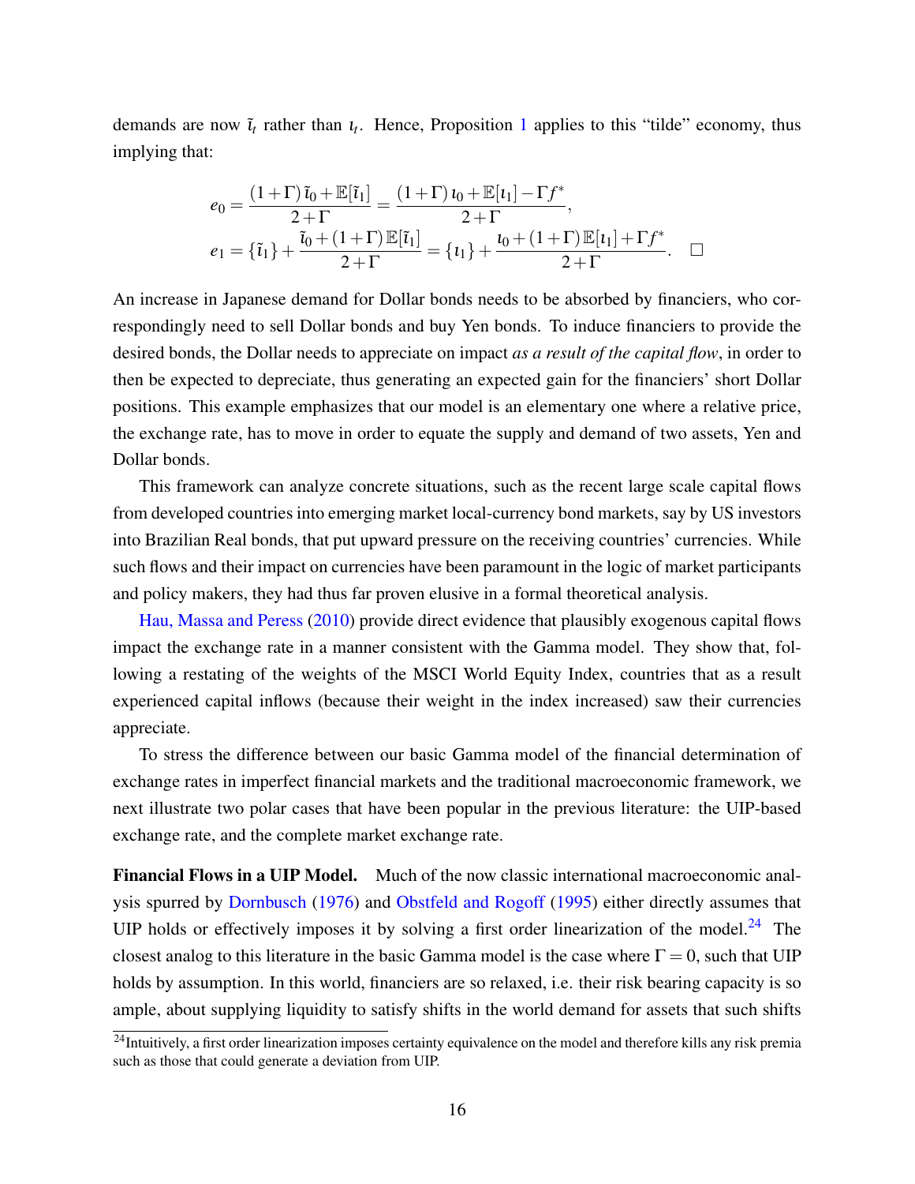demands are now $\tilde{\iota}_t$ rather than $\iota_t$. Hence, Proposition 1 applies to this "tilde" economy, thus implying that:

$$
e_0 = \frac{(1+\Gamma)\,\tilde{\iota}_0 + \mathbb{E}[\tilde{\iota}_1]}{2+\Gamma} = \frac{(1+\Gamma)\,\iota_0 + \mathbb{E}[\iota_1] - \Gamma f^*}{2+\Gamma},
$$

$$
e_1 = \{\tilde{\iota}_1\} + \frac{\tilde{\iota}_0 + (1+\Gamma)\,\mathbb{E}[\tilde{\iota}_1]}{2+\Gamma} = \{\iota_1\} + \frac{\iota_0 + (1+\Gamma)\,\mathbb{E}[\iota_1] + \Gamma f^*}{2+\Gamma}. \quad \square
$$

An increase in Japanese demand for Dollar bonds needs to be absorbed by financiers, who correspondingly need to sell Dollar bonds and buy Yen bonds. To induce financiers to provide the desired bonds, the Dollar needs to appreciate on impact *as a result of the capital flow*, in order to then be expected to depreciate, thus generating an expected gain for the financiers' short Dollar positions. This example emphasizes that our model is an elementary one where a relative price, the exchange rate, has to move in order to equate the supply and demand of two assets, Yen and Dollar bonds.

This framework can analyze concrete situations, such as the recent large scale capital flows from developed countries into emerging market local-currency bond markets, say by US investors into Brazilian Real bonds, that put upward pressure on the receiving countries' currencies. While such flows and their impact on currencies have been paramount in the logic of market participants and policy makers, they had thus far proven elusive in a formal theoretical analysis.

Hau, Massa and Peress (2010) provide direct evidence that plausibly exogenous capital flows impact the exchange rate in a manner consistent with the Gamma model. They show that, following a restating of the weights of the MSCI World Equity Index, countries that as a result experienced capital inflows (because their weight in the index increased) saw their currencies appreciate.

To stress the difference between our basic Gamma model of the financial determination of exchange rates in imperfect financial markets and the traditional macroeconomic framework, we next illustrate two polar cases that have been popular in the previous literature: the UIP-based exchange rate, and the complete market exchange rate.

**Financial Flows in a UIP Model.** Much of the now classic international macroeconomic analysis spurred by Dornbusch (1976) and Obstfeld and Rogoff (1995) either directly assumes that UIP holds or effectively imposes it by solving a first order linearization of the model.[24] The closest analog to this literature in the basic Gamma model is the case where $\Gamma = 0$, such that UIP holds by assumption. In this world, financiers are so relaxed, i.e. their risk bearing capacity is so ample, about supplying liquidity to satisfy shifts in the world demand for assets that such shifts

[24] Intuitively, a first order linearization imposes certainty equivalence on the model and therefore kills any risk premia such as those that could generate a deviation from UIP.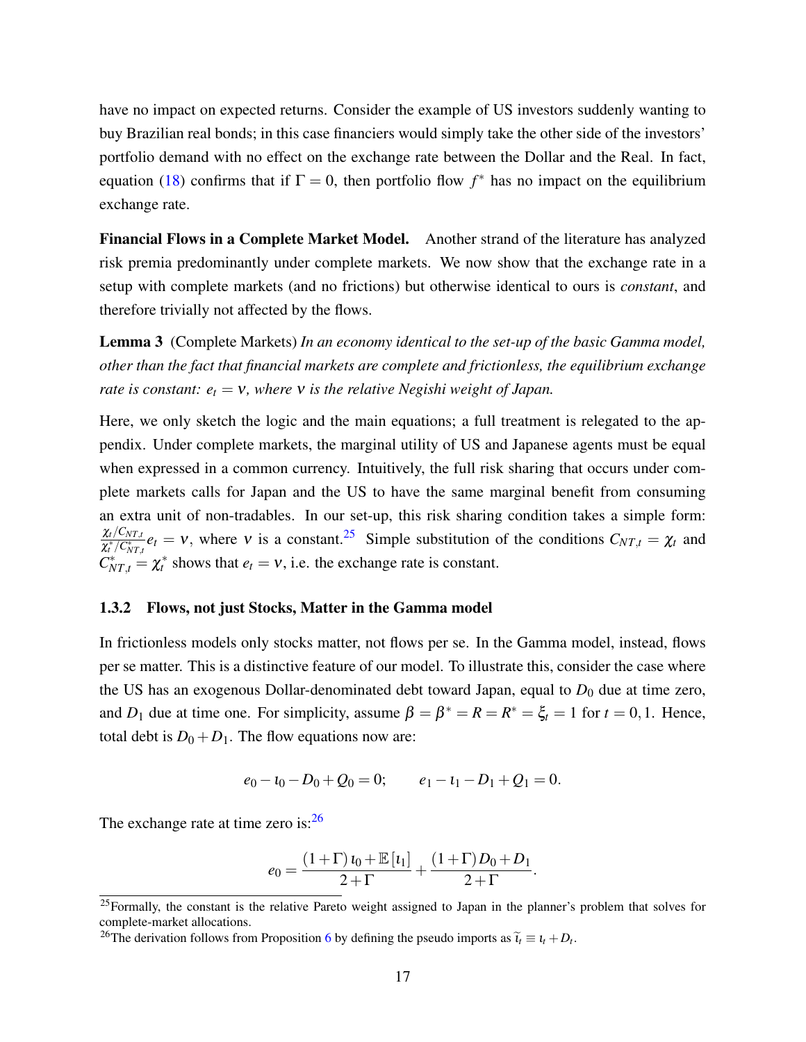have no impact on expected returns. Consider the example of US investors suddenly wanting to buy Brazilian real bonds; in this case financiers would simply take the other side of the investors' portfolio demand with no effect on the exchange rate between the Dollar and the Real. In fact, equation (18) confirms that if $\Gamma = 0$, then portfolio flow $f^*$ has no impact on the equilibrium exchange rate.

**Financial Flows in a Complete Market Model.** Another strand of the literature has analyzed risk premia predominantly under complete markets. We now show that the exchange rate in a setup with complete markets (and no frictions) but otherwise identical to ours is *constant*, and therefore trivially not affected by the flows.

**Lemma 3** (Complete Markets) *In an economy identical to the set-up of the basic Gamma model, other than the fact that financial markets are complete and frictionless, the equilibrium exchange rate is constant: $e_t = \nu$, where $\nu$ is the relative Negishi weight of Japan.*

Here, we only sketch the logic and the main equations; a full treatment is relegated to the appendix. Under complete markets, the marginal utility of US and Japanese agents must be equal when expressed in a common currency. Intuitively, the full risk sharing that occurs under complete markets calls for Japan and the US to have the same marginal benefit from consuming an extra unit of non-tradables. In our set-up, this risk sharing condition takes a simple form: $\frac{\chi_t/C_{NT,t}}{\chi_t^*/C_{NT,t}^*} e_t = \nu$, where $\nu$ is a constant.[25] Simple substitution of the conditions $C_{NT,t} = \chi_t$ and $C_{NT,t}^* = \chi_t^*$ shows that $e_t = \nu$, i.e. the exchange rate is constant.

### 1.3.2 Flows, not just Stocks, Matter in the Gamma model

In frictionless models only stocks matter, not flows per se. In the Gamma model, instead, flows per se matter. This is a distinctive feature of our model. To illustrate this, consider the case where the US has an exogenous Dollar-denominated debt toward Japan, equal to $D_0$ due at time zero, and $D_1$ due at time one. For simplicity, assume $\beta = \beta^* = R = R^* = \xi_t = 1$ for $t = 0, 1$. Hence, total debt is $D_0 + D_1$. The flow equations now are:

$$e_0 - \iota_0 - D_0 + Q_0 = 0; \qquad e_1 - \iota_1 - D_1 + Q_1 = 0.$$

The exchange rate at time zero is:[26]

$$e_0 = \frac{(1+\Gamma)\,\iota_0 + \mathbb{E}\left[\iota_1\right]}{2+\Gamma} + \frac{(1+\Gamma)\,D_0 + D_1}{2+\Gamma}.$$

[25] Formally, the constant is the relative Pareto weight assigned to Japan in the planner's problem that solves for complete-market allocations.

[26] The derivation follows from Proposition 6 by defining the pseudo imports as $\widetilde{\iota}_t \equiv \iota_t + D_t$.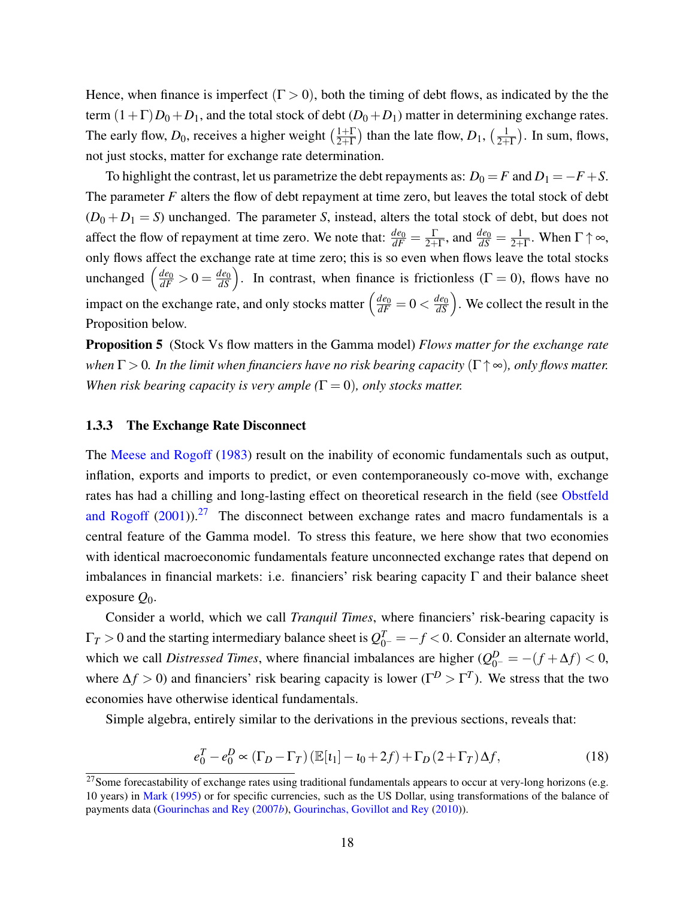Hence, when finance is imperfect ($\Gamma > 0$), both the timing of debt flows, as indicated by the the term $(1+\Gamma)D_0 + D_1$, and the total stock of debt $(D_0 + D_1)$ matter in determining exchange rates. The early flow, $D_0$, receives a higher weight $\left(\frac{1+\Gamma}{2+\Gamma}\right)$ than the late flow, $D_1$, $\left(\frac{1}{2+\Gamma}\right)$. In sum, flows, not just stocks, matter for exchange rate determination.

To highlight the contrast, let us parametrize the debt repayments as: $D_0 = F$ and $D_1 = -F + S$. The parameter $F$ alters the flow of debt repayment at time zero, but leaves the total stock of debt $(D_0 + D_1 = S)$ unchanged. The parameter $S$, instead, alters the total stock of debt, but does not affect the flow of repayment at time zero. We note that: $\frac{de_0}{dF} = \frac{\Gamma}{2+\Gamma}$, and $\frac{de_0}{dS} = \frac{1}{2+\Gamma}$. When $\Gamma \uparrow \infty$, only flows affect the exchange rate at time zero; this is so even when flows leave the total stocks unchanged $\left(\frac{de_0}{dF} > 0 = \frac{de_0}{dS}\right)$. In contrast, when finance is frictionless ($\Gamma = 0$), flows have no impact on the exchange rate, and only stocks matter $\left(\frac{de_0}{dF} = 0 < \frac{de_0}{dS}\right)$. We collect the result in the Proposition below.

**Proposition 5** (Stock Vs flow matters in the Gamma model) *Flows matter for the exchange rate when $\Gamma > 0$. In the limit when financiers have no risk bearing capacity ($\Gamma \uparrow \infty$), only flows matter. When risk bearing capacity is very ample ($\Gamma = 0$), only stocks matter.*

### 1.3.3 The Exchange Rate Disconnect

The Meese and Rogoff (1983) result on the inability of economic fundamentals such as output, inflation, exports and imports to predict, or even contemporaneously co-move with, exchange rates has had a chilling and long-lasting effect on theoretical research in the field (see Obstfeld and Rogoff (2001)).[27] The disconnect between exchange rates and macro fundamentals is a central feature of the Gamma model. To stress this feature, we here show that two economies with identical macroeconomic fundamentals feature unconnected exchange rates that depend on imbalances in financial markets: i.e. financiers' risk bearing capacity $\Gamma$ and their balance sheet exposure $Q_0$.

Consider a world, which we call *Tranquil Times*, where financiers' risk-bearing capacity is $\Gamma_T > 0$ and the starting intermediary balance sheet is $Q^T_{0^-} = -f < 0$. Consider an alternate world, which we call *Distressed Times*, where financial imbalances are higher ($Q^D_{0^-} = -(f + \Delta f) < 0$, where $\Delta f > 0$) and financiers' risk bearing capacity is lower ($\Gamma^D > \Gamma^T$). We stress that the two economies have otherwise identical fundamentals.

Simple algebra, entirely similar to the derivations in the previous sections, reveals that:

$$
e^T_0 - e^D_0 \propto (\Gamma_D - \Gamma_T)\left(\mathbb{E}[\iota_1] - \iota_0 + 2f\right) + \Gamma_D\left(2 + \Gamma_T\right)\Delta f, \tag{18}
$$

[27] Some forecastability of exchange rates using traditional fundamentals appears to occur at very-long horizons (e.g. 10 years) in Mark (1995) or for specific currencies, such as the US Dollar, using transformations of the balance of payments data (Gourinchas and Rey (2007*b*), Gourinchas, Govillot and Rey (2010)).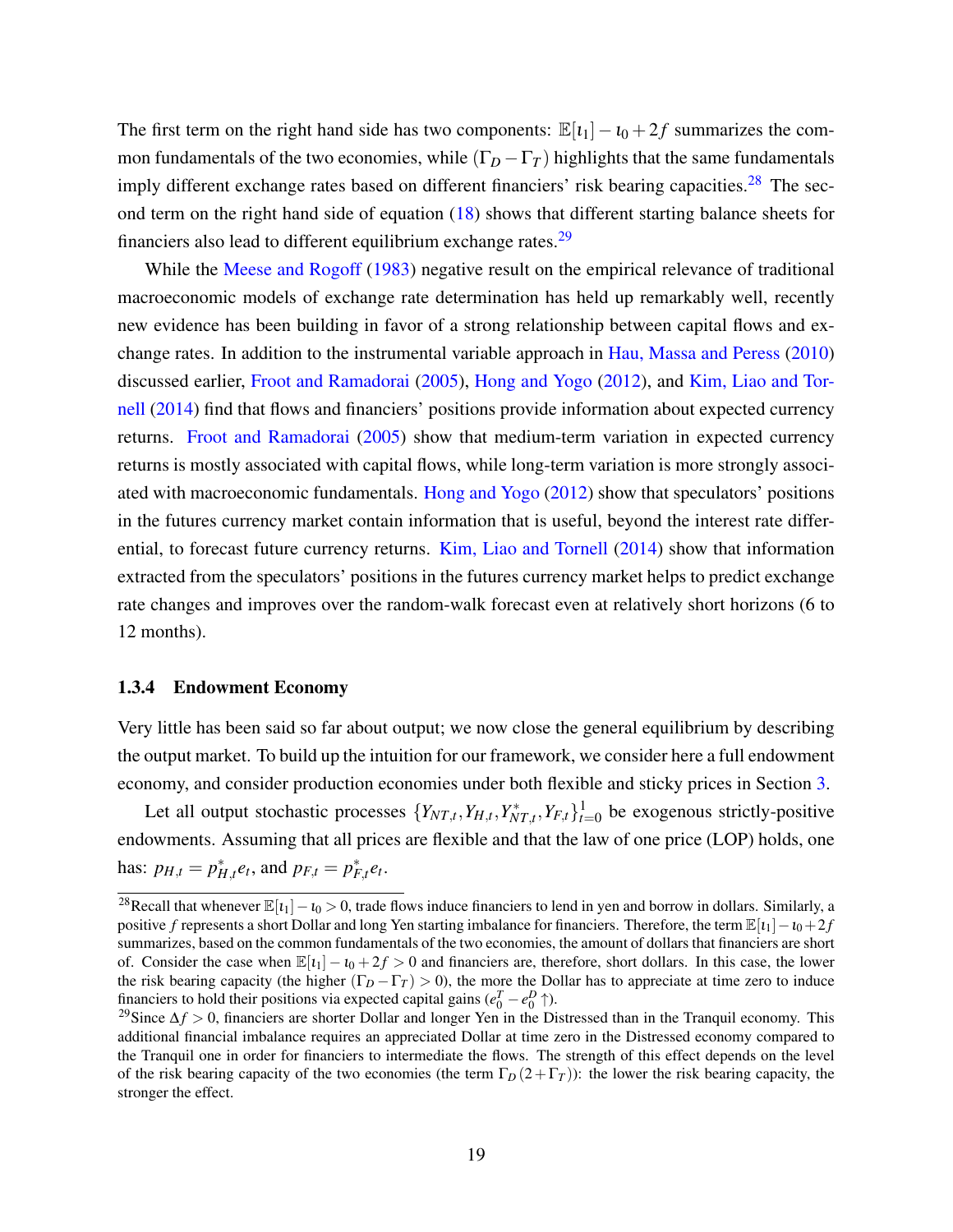The first term on the right hand side has two components: $\mathbb{E}[\iota_1] - \iota_0 + 2f$ summarizes the common fundamentals of the two economies, while $(\Gamma_D - \Gamma_T)$ highlights that the same fundamentals imply different exchange rates based on different financiers' risk bearing capacities.[28] The second term on the right hand side of equation (18) shows that different starting balance sheets for financiers also lead to different equilibrium exchange rates.[29]

While the Meese and Rogoff (1983) negative result on the empirical relevance of traditional macroeconomic models of exchange rate determination has held up remarkably well, recently new evidence has been building in favor of a strong relationship between capital flows and exchange rates. In addition to the instrumental variable approach in Hau, Massa and Peress (2010) discussed earlier, Froot and Ramadorai (2005), Hong and Yogo (2012), and Kim, Liao and Tornell (2014) find that flows and financiers' positions provide information about expected currency returns. Froot and Ramadorai (2005) show that medium-term variation in expected currency returns is mostly associated with capital flows, while long-term variation is more strongly associated with macroeconomic fundamentals. Hong and Yogo (2012) show that speculators' positions in the futures currency market contain information that is useful, beyond the interest rate differential, to forecast future currency returns. Kim, Liao and Tornell (2014) show that information extracted from the speculators' positions in the futures currency market helps to predict exchange rate changes and improves over the random-walk forecast even at relatively short horizons (6 to 12 months).

### 1.3.4 Endowment Economy

Very little has been said so far about output; we now close the general equilibrium by describing the output market. To build up the intuition for our framework, we consider here a full endowment economy, and consider production economies under both flexible and sticky prices in Section 3.

Let all output stochastic processes $\{Y_{NT,t}, Y_{H,t}, Y^*_{NT,t}, Y_{F,t}\}_{t=0}^{1}$ be exogenous strictly-positive endowments. Assuming that all prices are flexible and that the law of one price (LOP) holds, one has: $p_{H,t} = p^*_{H,t} e_t$, and $p_{F,t} = p^*_{F,t} e_t$.

[28] Recall that whenever $\mathbb{E}[\iota_1] - \iota_0 > 0$, trade flows induce financiers to lend in yen and borrow in dollars. Similarly, a positive $f$ represents a short Dollar and long Yen starting imbalance for financiers. Therefore, the term $\mathbb{E}[\iota_1] - \iota_0 + 2f$ summarizes, based on the common fundamentals of the two economies, the amount of dollars that financiers are short of. Consider the case when $\mathbb{E}[\iota_1] - \iota_0 + 2f > 0$ and financiers are, therefore, short dollars. In this case, the lower the risk bearing capacity (the higher $(\Gamma_D - \Gamma_T) > 0$), the more the Dollar has to appreciate at time zero to induce financiers to hold their positions via expected capital gains ($e_0^T - e_0^D \uparrow$).

[29] Since $\Delta f > 0$, financiers are shorter Dollar and longer Yen in the Distressed than in the Tranquil economy. This additional financial imbalance requires an appreciated Dollar at time zero in the Distressed economy compared to the Tranquil one in order for financiers to intermediate the flows. The strength of this effect depends on the level of the risk bearing capacity of the two economies (the term $\Gamma_D (2 + \Gamma_T)$): the lower the risk bearing capacity, the stronger the effect.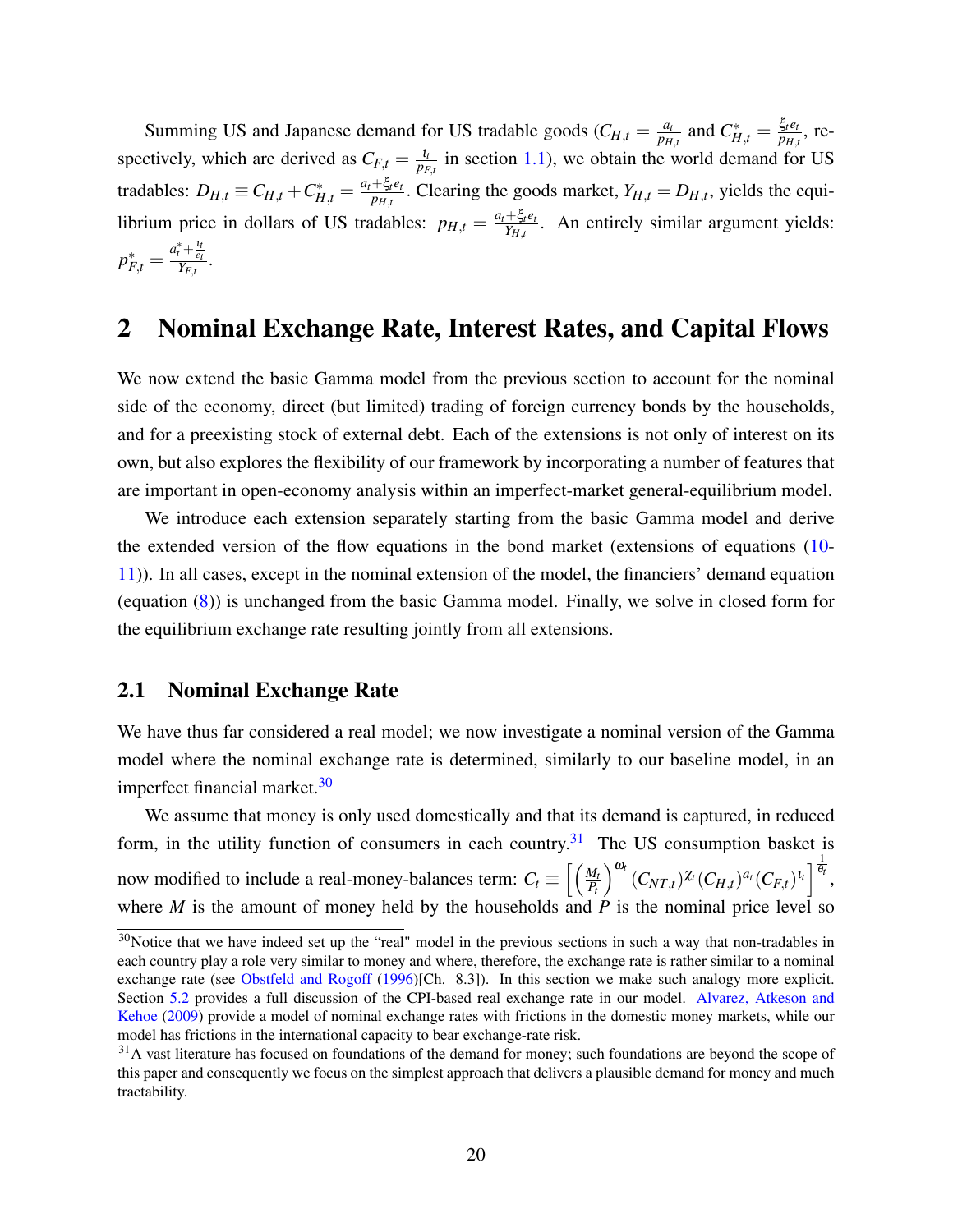Summing US and Japanese demand for US tradable goods ($C_{H,t} = \frac{a_t}{p_{H,t}}$ and $C^*_{H,t} = \frac{\xi_t e_t}{p_{H,t}}$, respectively, which are derived as $C_{F,t} = \frac{\iota_t}{p_{F,t}}$ in section 1.1), we obtain the world demand for US tradables: $D_{H,t} \equiv C_{H,t} + C^*_{H,t} = \frac{a_t + \xi_t e_t}{p_{H,t}}$. Clearing the goods market, $Y_{H,t} = D_{H,t}$, yields the equilibrium price in dollars of US tradables: $p_{H,t} = \frac{a_t + \xi_t e_t}{Y_{H,t}}$. An entirely similar argument yields: $p^*_{F,t} = \frac{a^*_t + \frac{\iota_t}{e_t}}{Y_{F,t}}$.

## 2 Nominal Exchange Rate, Interest Rates, and Capital Flows

We now extend the basic Gamma model from the previous section to account for the nominal side of the economy, direct (but limited) trading of foreign currency bonds by the households, and for a preexisting stock of external debt. Each of the extensions is not only of interest on its own, but also explores the flexibility of our framework by incorporating a number of features that are important in open-economy analysis within an imperfect-market general-equilibrium model.

We introduce each extension separately starting from the basic Gamma model and derive the extended version of the flow equations in the bond market (extensions of equations (10-11)). In all cases, except in the nominal extension of the model, the financiers' demand equation (equation (8)) is unchanged from the basic Gamma model. Finally, we solve in closed form for the equilibrium exchange rate resulting jointly from all extensions.

### 2.1 Nominal Exchange Rate

We have thus far considered a real model; we now investigate a nominal version of the Gamma model where the nominal exchange rate is determined, similarly to our baseline model, in an imperfect financial market.[30]

We assume that money is only used domestically and that its demand is captured, in reduced form, in the utility function of consumers in each country.[31] The US consumption basket is now modified to include a real-money-balances term: $C_t \equiv \left[\left(\frac{M_t}{P_t}\right)^{\omega_t} (C_{NT,t})^{\chi_t} (C_{H,t})^{a_t} (C_{F,t})^{\iota_t}\right]^{\frac{1}{\theta_t}}$, where $M$ is the amount of money held by the households and $P$ is the nominal price level so

[30]Notice that we have indeed set up the "real" model in the previous sections in such a way that non-tradables in each country play a role very similar to money and where, therefore, the exchange rate is rather similar to a nominal exchange rate (see Obstfeld and Rogoff (1996)[Ch. 8.3]). In this section we make such analogy more explicit. Section 5.2 provides a full discussion of the CPI-based real exchange rate in our model. Alvarez, Atkeson and Kehoe (2009) provide a model of nominal exchange rates with frictions in the domestic money markets, while our model has frictions in the international capacity to bear exchange-rate risk.

[31]A vast literature has focused on foundations of the demand for money; such foundations are beyond the scope of this paper and consequently we focus on the simplest approach that delivers a plausible demand for money and much tractability.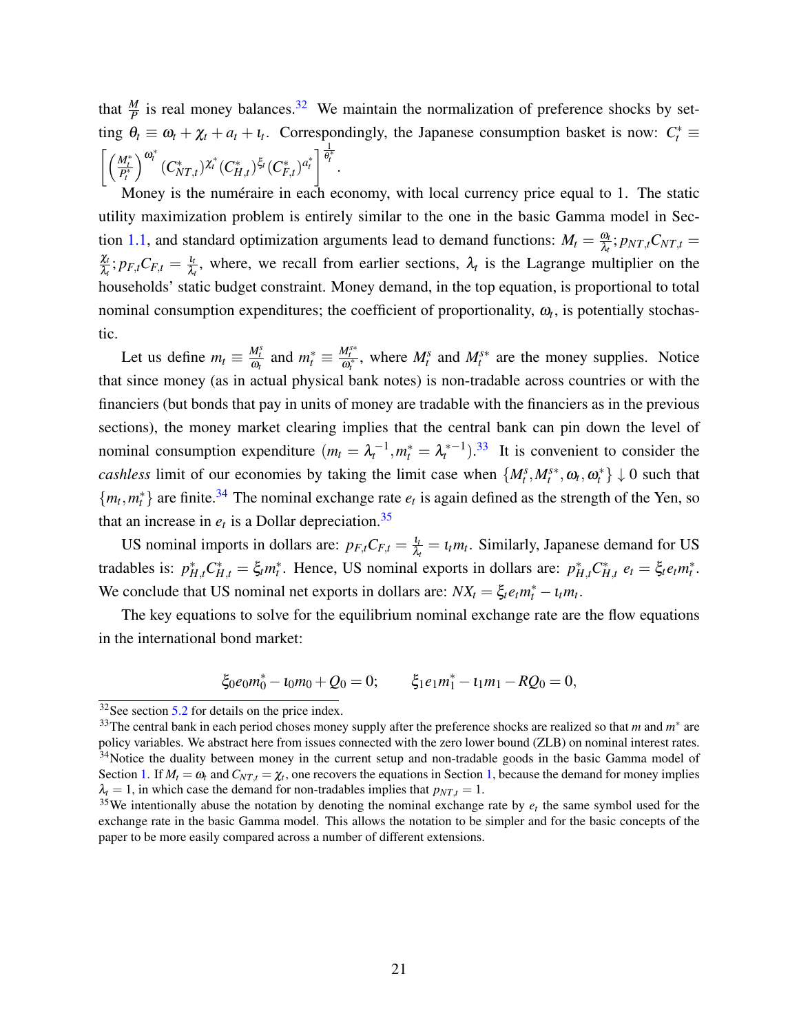that $\frac{M}{P}$ is real money balances.[32] We maintain the normalization of preference shocks by setting $\theta_t \equiv \omega_t + \chi_t + a_t + \iota_t$. Correspondingly, the Japanese consumption basket is now: $C_t^* \equiv \left[ \left( \frac{M_t^*}{P_t^*} \right)^{\omega_t^*} (C_{NT,t}^*)^{\chi_t^*} (C_{H,t}^*)^{\xi_t} (C_{F,t}^*)^{a_t^*} \right]^{\frac{1}{\theta_t^*}}$.

Money is the numéraire in each economy, with local currency price equal to 1. The static utility maximization problem is entirely similar to the one in the basic Gamma model in Section 1.1, and standard optimization arguments lead to demand functions: $M_t = \frac{\omega_t}{\lambda_t}; p_{NT,t} C_{NT,t} = \frac{\chi_t}{\lambda_t}; p_{F,t} C_{F,t} = \frac{\iota_t}{\lambda_t}$, where, we recall from earlier sections, $\lambda_t$ is the Lagrange multiplier on the households' static budget constraint. Money demand, in the top equation, is proportional to total nominal consumption expenditures; the coefficient of proportionality, $\omega_t$, is potentially stochastic.

Let us define $m_t \equiv \frac{M_t^s}{\omega_t}$ and $m_t^* \equiv \frac{M_t^{s*}}{\omega_t^*}$, where $M_t^s$ and $M_t^{s*}$ are the money supplies. Notice that since money (as in actual physical bank notes) is non-tradable across countries or with the financiers (but bonds that pay in units of money are tradable with the financiers as in the previous sections), the money market clearing implies that the central bank can pin down the level of nominal consumption expenditure ($m_t = \lambda_t^{-1}, m_t^* = \lambda_t^{*-1}$).[33] It is convenient to consider the *cashless* limit of our economies by taking the limit case when $\{M_t^s, M_t^{s*}, \omega_t, \omega_t^*\} \downarrow 0$ such that $\{m_t, m_t^*\}$ are finite.[34] The nominal exchange rate $e_t$ is again defined as the strength of the Yen, so that an increase in $e_t$ is a Dollar depreciation.[35]

US nominal imports in dollars are: $p_{F,t} C_{F,t} = \frac{\iota_t}{\lambda_t} = \iota_t m_t$. Similarly, Japanese demand for US tradables is: $p_{H,t}^* C_{H,t}^* = \xi_t m_t^*$. Hence, US nominal exports in dollars are: $p_{H,t}^* C_{H,t}^* \, e_t = \xi_t e_t m_t^*$. We conclude that US nominal net exports in dollars are: $NX_t = \xi_t e_t m_t^* - \iota_t m_t$.

The key equations to solve for the equilibrium nominal exchange rate are the flow equations in the international bond market:

$$\xi_0 e_0 m_0^* - \iota_0 m_0 + Q_0 = 0; \qquad \xi_1 e_1 m_1^* - \iota_1 m_1 - R Q_0 = 0,$$

[32] See section 5.2 for details on the price index.

[33] The central bank in each period choses money supply after the preference shocks are realized so that $m$ and $m^*$ are policy variables. We abstract here from issues connected with the zero lower bound (ZLB) on nominal interest rates.

[34] Notice the duality between money in the current setup and non-tradable goods in the basic Gamma model of Section 1. If $M_t = \omega_t$ and $C_{NT,t} = \chi_t$, one recovers the equations in Section 1, because the demand for money implies $\lambda_t = 1$, in which case the demand for non-tradables implies that $p_{NT,t} = 1$.

[35] We intentionally abuse the notation by denoting the nominal exchange rate by $e_t$ the same symbol used for the exchange rate in the basic Gamma model. This allows the notation to be simpler and for the basic concepts of the paper to be more easily compared across a number of different extensions.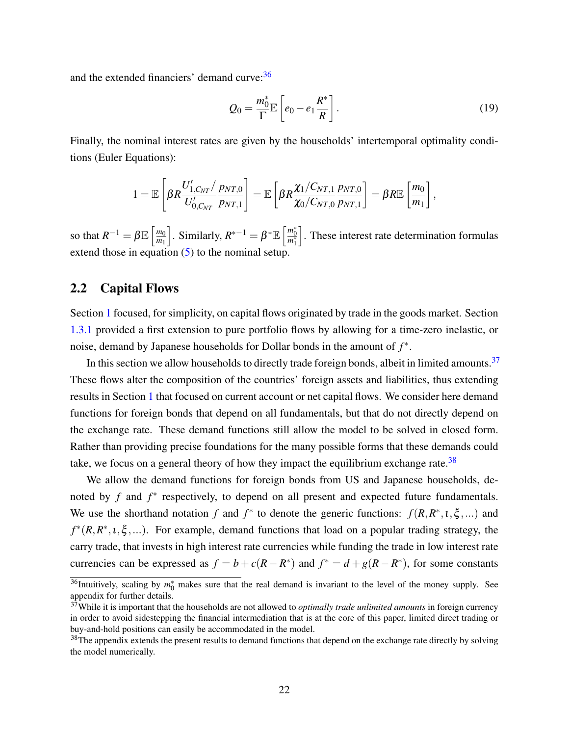and the extended financiers' demand curve:[36]

$$Q_0 = \frac{m_0^*}{\Gamma} \mathbb{E}\left[ e_0 - e_1 \frac{R^*}{R} \right]. \tag{19}$$

Finally, the nominal interest rates are given by the households' intertemporal optimality conditions (Euler Equations):

$$1 = \mathbb{E}\left[ \beta R \frac{U'_{1,C_{NT}} / }{U'_{0,C_{NT}}} \frac{p_{NT,0}}{p_{NT,1}} \right] = \mathbb{E}\left[ \beta R \frac{\chi_1 / C_{NT,1}}{\chi_0 / C_{NT,0}} \frac{p_{NT,0}}{p_{NT,1}} \right] = \beta R \mathbb{E}\left[ \frac{m_0}{m_1} \right],$$

so that $R^{-1} = \beta \mathbb{E}\left[\frac{m_0}{m_1}\right]$. Similarly, $R^{*-1} = \beta^* \mathbb{E}\left[\frac{m_0^*}{m_1^*}\right]$. These interest rate determination formulas extend those in equation (5) to the nominal setup.

## 2.2 Capital Flows

Section 1 focused, for simplicity, on capital flows originated by trade in the goods market. Section 1.3.1 provided a first extension to pure portfolio flows by allowing for a time-zero inelastic, or noise, demand by Japanese households for Dollar bonds in the amount of $f^*$.

In this section we allow households to directly trade foreign bonds, albeit in limited amounts.[37] These flows alter the composition of the countries' foreign assets and liabilities, thus extending results in Section 1 that focused on current account or net capital flows. We consider here demand functions for foreign bonds that depend on all fundamentals, but that do not directly depend on the exchange rate. These demand functions still allow the model to be solved in closed form. Rather than providing precise foundations for the many possible forms that these demands could take, we focus on a general theory of how they impact the equilibrium exchange rate.[38]

We allow the demand functions for foreign bonds from US and Japanese households, denoted by $f$ and $f^*$ respectively, to depend on all present and expected future fundamentals. We use the shorthand notation $f$ and $f^*$ to denote the generic functions: $f(R, R^*, \iota, \xi, ...)$ and $f^*(R, R^*, \iota, \xi, ...)$. For example, demand functions that load on a popular trading strategy, the carry trade, that invests in high interest rate currencies while funding the trade in low interest rate currencies can be expressed as $f = b + c(R - R^*)$ and $f^* = d + g(R - R^*)$, for some constants

[36] Intuitively, scaling by $m_0^*$ makes sure that the real demand is invariant to the level of the money supply. See appendix for further details.

[37] While it is important that the households are not allowed to *optimally trade unlimited amounts* in foreign currency in order to avoid sidestepping the financial intermediation that is at the core of this paper, limited direct trading or buy-and-hold positions can easily be accommodated in the model.

[38] The appendix extends the present results to demand functions that depend on the exchange rate directly by solving the model numerically.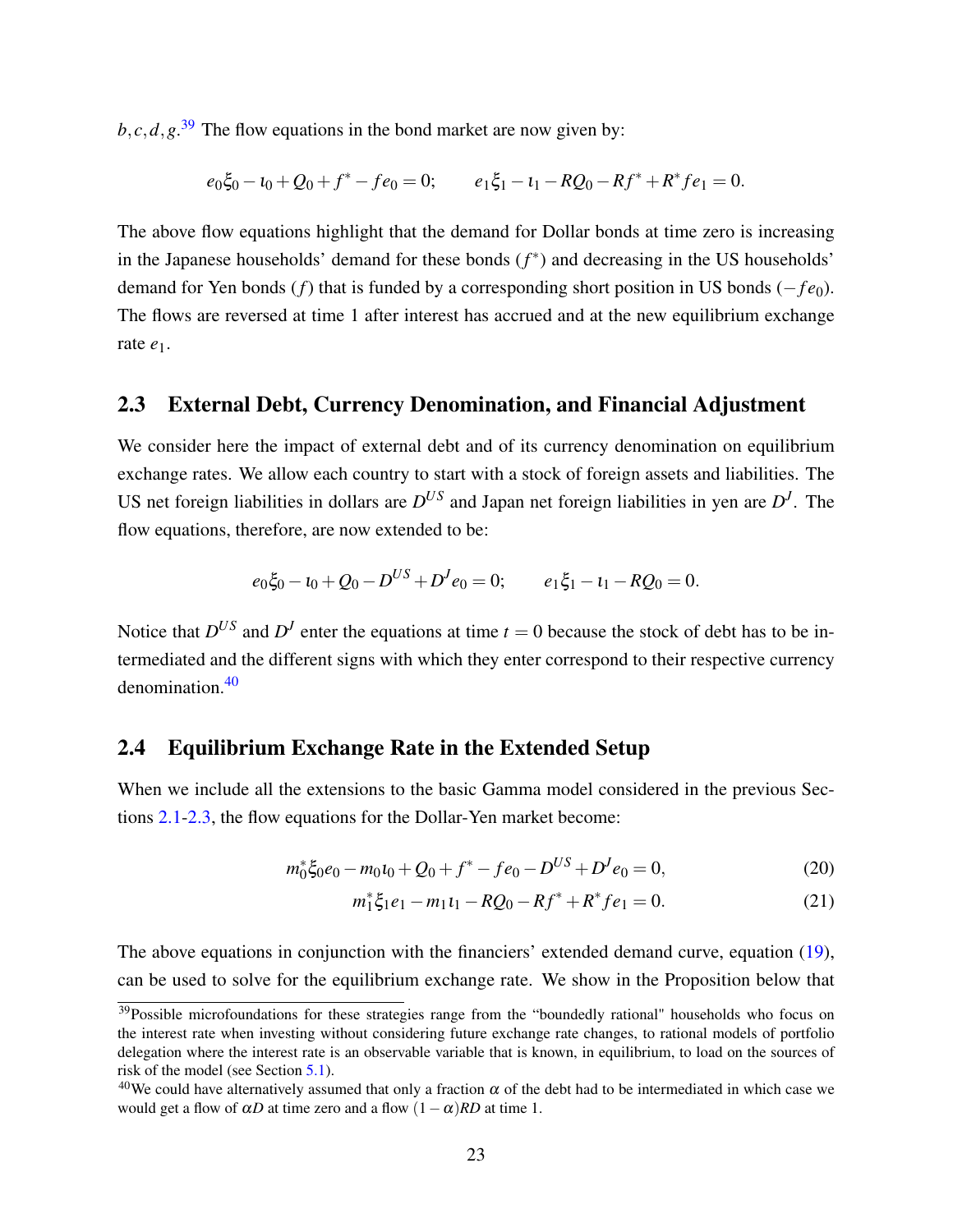$b, c, d, g$.[39] The flow equations in the bond market are now given by:

$$e_0\xi_0 - \iota_0 + Q_0 + f^* - fe_0 = 0; \qquad e_1\xi_1 - \iota_1 - RQ_0 - Rf^* + R^* fe_1 = 0.$$

The above flow equations highlight that the demand for Dollar bonds at time zero is increasing in the Japanese households' demand for these bonds ($f^*$) and decreasing in the US households' demand for Yen bonds ($f$) that is funded by a corresponding short position in US bonds ($-fe_0$). The flows are reversed at time 1 after interest has accrued and at the new equilibrium exchange rate $e_1$.

## 2.3 External Debt, Currency Denomination, and Financial Adjustment

We consider here the impact of external debt and of its currency denomination on equilibrium exchange rates. We allow each country to start with a stock of foreign assets and liabilities. The US net foreign liabilities in dollars are $D^{US}$ and Japan net foreign liabilities in yen are $D^J$. The flow equations, therefore, are now extended to be:

$$e_0\xi_0 - \iota_0 + Q_0 - D^{US} + D^J e_0 = 0; \qquad e_1\xi_1 - \iota_1 - RQ_0 = 0.$$

Notice that $D^{US}$ and $D^J$ enter the equations at time $t = 0$ because the stock of debt has to be intermediated and the different signs with which they enter correspond to their respective currency denomination.[40]

## 2.4 Equilibrium Exchange Rate in the Extended Setup

When we include all the extensions to the basic Gamma model considered in the previous Sections 2.1-2.3, the flow equations for the Dollar-Yen market become:

$$m_0^*\xi_0 e_0 - m_0\iota_0 + Q_0 + f^* - fe_0 - D^{US} + D^J e_0 = 0, \tag{20}$$

$$m_1^*\xi_1 e_1 - m_1\iota_1 - RQ_0 - Rf^* + R^* fe_1 = 0. \tag{21}$$

The above equations in conjunction with the financiers' extended demand curve, equation (19), can be used to solve for the equilibrium exchange rate. We show in the Proposition below that

[39] Possible microfoundations for these strategies range from the "boundedly rational" households who focus on the interest rate when investing without considering future exchange rate changes, to rational models of portfolio delegation where the interest rate is an observable variable that is known, in equilibrium, to load on the sources of risk of the model (see Section 5.1).

[40] We could have alternatively assumed that only a fraction $\alpha$ of the debt had to be intermediated in which case we would get a flow of $\alpha D$ at time zero and a flow $(1-\alpha)RD$ at time 1.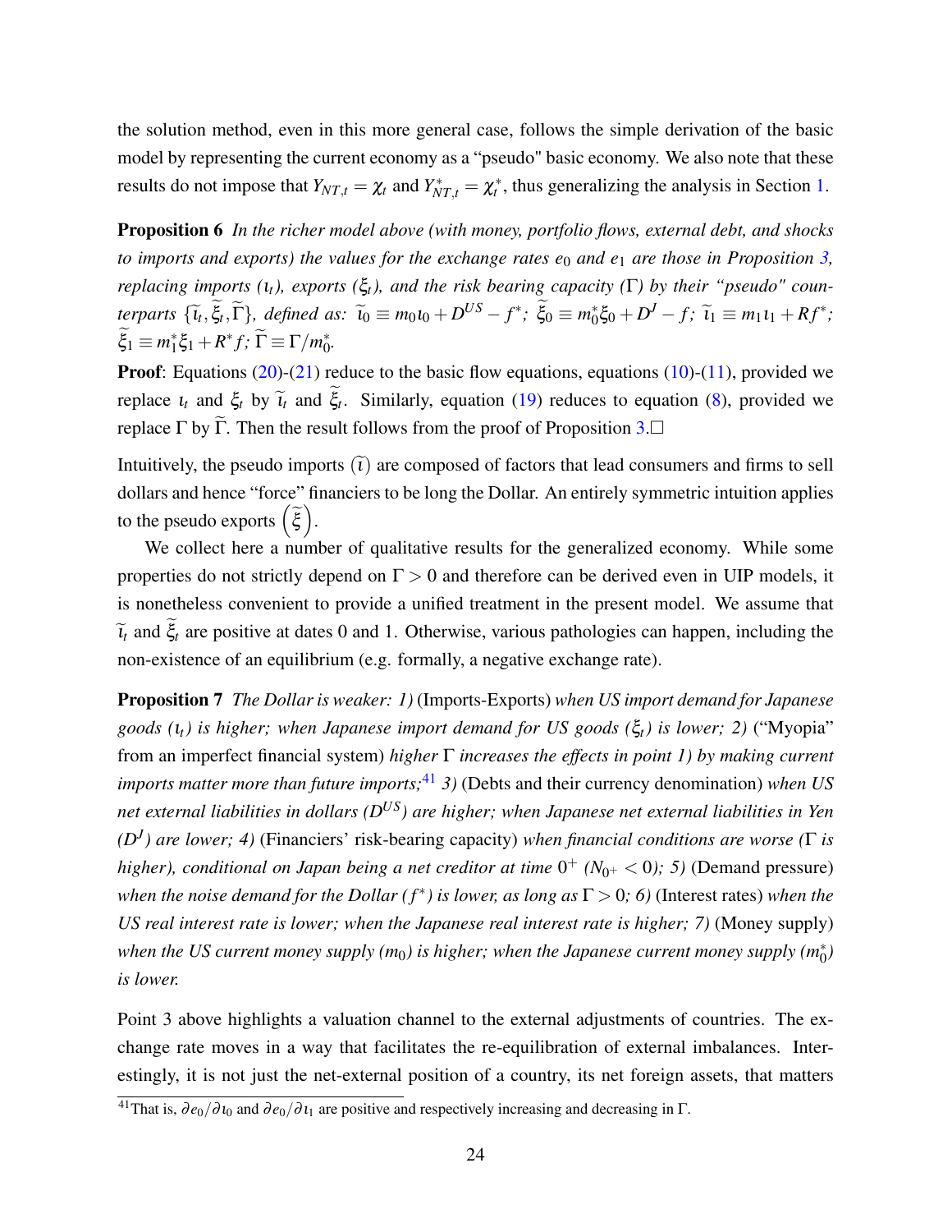the solution method, even in this more general case, follows the simple derivation of the basic model by representing the current economy as a "pseudo" basic economy. We also note that these results do not impose that $Y_{NT,t} = \chi_t$ and $Y^*_{NT,t} = \chi^*_t$, thus generalizing the analysis in Section 1.

**Proposition 6** *In the richer model above (with money, portfolio flows, external debt, and shocks to imports and exports) the values for the exchange rates $e_0$ and $e_1$ are those in Proposition 3, replacing imports ($\iota_t$), exports ($\xi_t$), and the risk bearing capacity ($\Gamma$) by their "pseudo" counterparts $\{\widetilde{\iota}_t, \widetilde{\xi}_t, \widetilde{\Gamma}\}$, defined as: $\widetilde{\iota}_0 \equiv m_0 \iota_0 + D^{US} - f^*$; $\widetilde{\xi}_0 \equiv m^*_0 \xi_0 + D^J - f$; $\widetilde{\iota}_1 \equiv m_1 \iota_1 + R f^*$; $\widetilde{\xi}_1 \equiv m^*_1 \xi_1 + R^* f$; $\widetilde{\Gamma} \equiv \Gamma / m^*_0$.*

**Proof**: Equations (20)-(21) reduce to the basic flow equations, equations (10)-(11), provided we replace $\iota_t$ and $\xi_t$ by $\widetilde{\iota}_t$ and $\widetilde{\xi}_t$. Similarly, equation (19) reduces to equation (8), provided we replace $\Gamma$ by $\widetilde{\Gamma}$. Then the result follows from the proof of Proposition 3.□

Intuitively, the pseudo imports $(\widetilde{\iota})$ are composed of factors that lead consumers and firms to sell dollars and hence "force" financiers to be long the Dollar. An entirely symmetric intuition applies to the pseudo exports $\left(\widetilde{\xi}\right)$.

We collect here a number of qualitative results for the generalized economy. While some properties do not strictly depend on $\Gamma > 0$ and therefore can be derived even in UIP models, it is nonetheless convenient to provide a unified treatment in the present model. We assume that $\widetilde{\iota}_t$ and $\widetilde{\xi}_t$ are positive at dates 0 and 1. Otherwise, various pathologies can happen, including the non-existence of an equilibrium (e.g. formally, a negative exchange rate).

**Proposition 7** *The Dollar is weaker: 1)* (Imports-Exports) *when US import demand for Japanese goods ($\iota_t$) is higher; when Japanese import demand for US goods ($\xi_t$) is lower; 2)* ("Myopia" from an imperfect financial system) *higher $\Gamma$ increases the effects in point 1) by making current imports matter more than future imports;*[41] *3)* (Debts and their currency denomination) *when US net external liabilities in dollars ($D^{US}$) are higher; when Japanese net external liabilities in Yen ($D^J$) are lower; 4)* (Financiers' risk-bearing capacity) *when financial conditions are worse ($\Gamma$ is higher), conditional on Japan being a net creditor at time $0^+$ ($N_{0^+} < 0$); 5)* (Demand pressure) *when the noise demand for the Dollar ($f^*$) is lower, as long as $\Gamma > 0$; 6)* (Interest rates) *when the US real interest rate is lower; when the Japanese real interest rate is higher; 7)* (Money supply) *when the US current money supply ($m_0$) is higher; when the Japanese current money supply ($m^*_0$) is lower.*

Point 3 above highlights a valuation channel to the external adjustments of countries. The exchange rate moves in a way that facilitates the re-equilibration of external imbalances. Interestingly, it is not just the net-external position of a country, its net foreign assets, that matters

[41] That is, $\partial e_0 / \partial \iota_0$ and $\partial e_0 / \partial \iota_1$ are positive and respectively increasing and decreasing in $\Gamma$.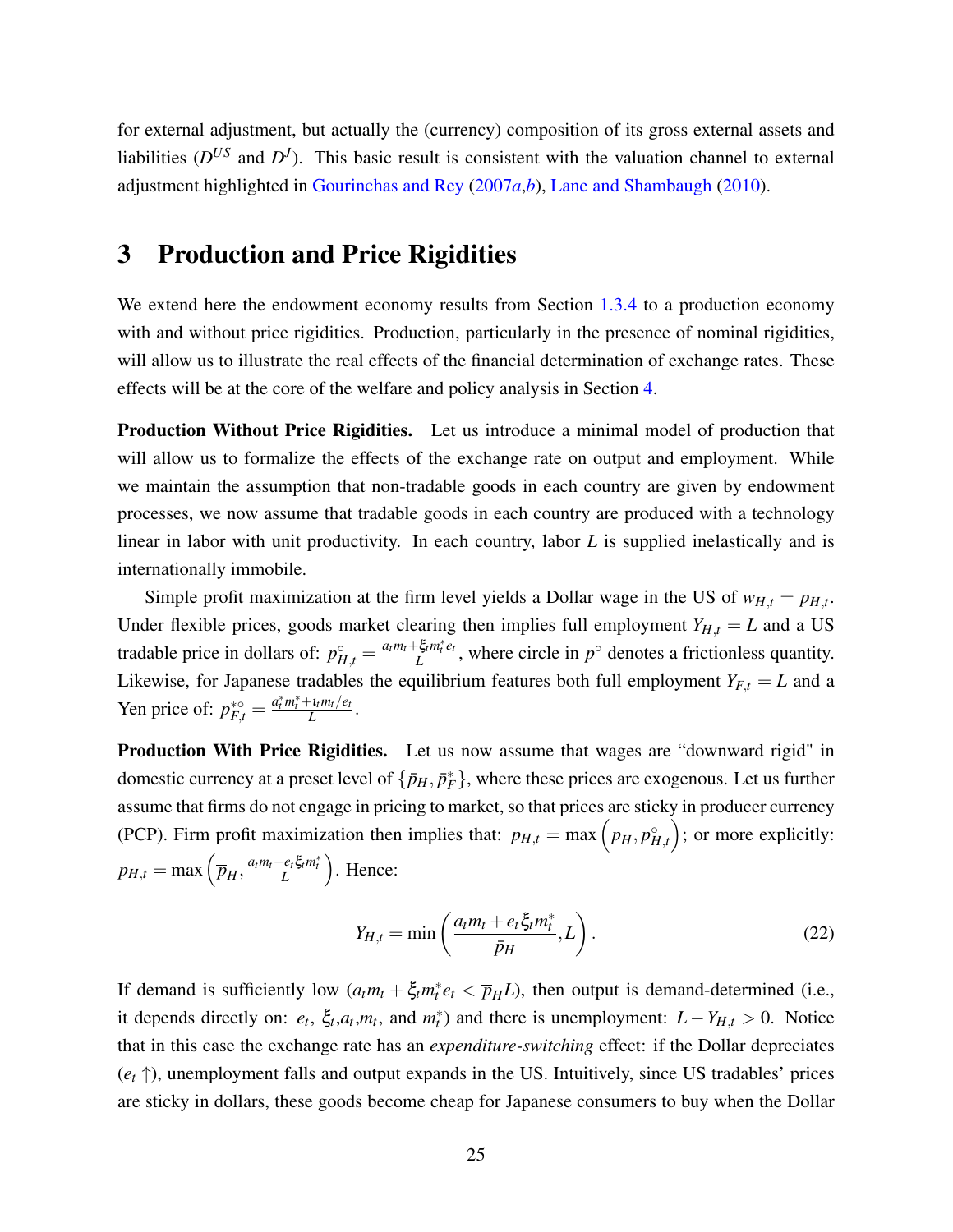for external adjustment, but actually the (currency) composition of its gross external assets and liabilities ($D^{US}$ and $D^{J}$). This basic result is consistent with the valuation channel to external adjustment highlighted in Gourinchas and Rey (2007*a*,*b*), Lane and Shambaugh (2010).

# 3 Production and Price Rigidities

We extend here the endowment economy results from Section 1.3.4 to a production economy with and without price rigidities. Production, particularly in the presence of nominal rigidities, will allow us to illustrate the real effects of the financial determination of exchange rates. These effects will be at the core of the welfare and policy analysis in Section 4.

**Production Without Price Rigidities.** Let us introduce a minimal model of production that will allow us to formalize the effects of the exchange rate on output and employment. While we maintain the assumption that non-tradable goods in each country are given by endowment processes, we now assume that tradable goods in each country are produced with a technology linear in labor with unit productivity. In each country, labor $L$ is supplied inelastically and is internationally immobile.

Simple profit maximization at the firm level yields a Dollar wage in the US of $w_{H,t} = p_{H,t}$. Under flexible prices, goods market clearing then implies full employment $Y_{H,t} = L$ and a US tradable price in dollars of: $p^{\circ}_{H,t} = \frac{a_t m_t + \xi_t m^*_t e_t}{L}$, where circle in $p^{\circ}$ denotes a frictionless quantity. Likewise, for Japanese tradables the equilibrium features both full employment $Y_{F,t} = L$ and a Yen price of: $p^{*\circ}_{F,t} = \frac{a^*_t m^*_t + \iota_t m_t / e_t}{L}$.

**Production With Price Rigidities.** Let us now assume that wages are "downward rigid" in domestic currency at a preset level of $\{\bar{p}_H, \bar{p}^*_F\}$, where these prices are exogenous. Let us further assume that firms do not engage in pricing to market, so that prices are sticky in producer currency (PCP). Firm profit maximization then implies that: $p_{H,t} = \max\left(\overline{p}_H, p^{\circ}_{H,t}\right)$; or more explicitly: $p_{H,t} = \max\left(\overline{p}_H, \frac{a_t m_t + e_t \xi_t m^*_t}{L}\right)$. Hence:

$$Y_{H,t} = \min\left(\frac{a_t m_t + e_t \xi_t m^*_t}{\bar{p}_H}, L\right). \tag{22}$$

If demand is sufficiently low ($a_t m_t + \xi_t m^*_t e_t < \overline{p}_H L$), then output is demand-determined (i.e., it depends directly on: $e_t$, $\xi_t$,$a_t$,$m_t$, and $m^*_t$) and there is unemployment: $L - Y_{H,t} > 0$. Notice that in this case the exchange rate has an *expenditure-switching* effect: if the Dollar depreciates ($e_t \uparrow$), unemployment falls and output expands in the US. Intuitively, since US tradables' prices are sticky in dollars, these goods become cheap for Japanese consumers to buy when the Dollar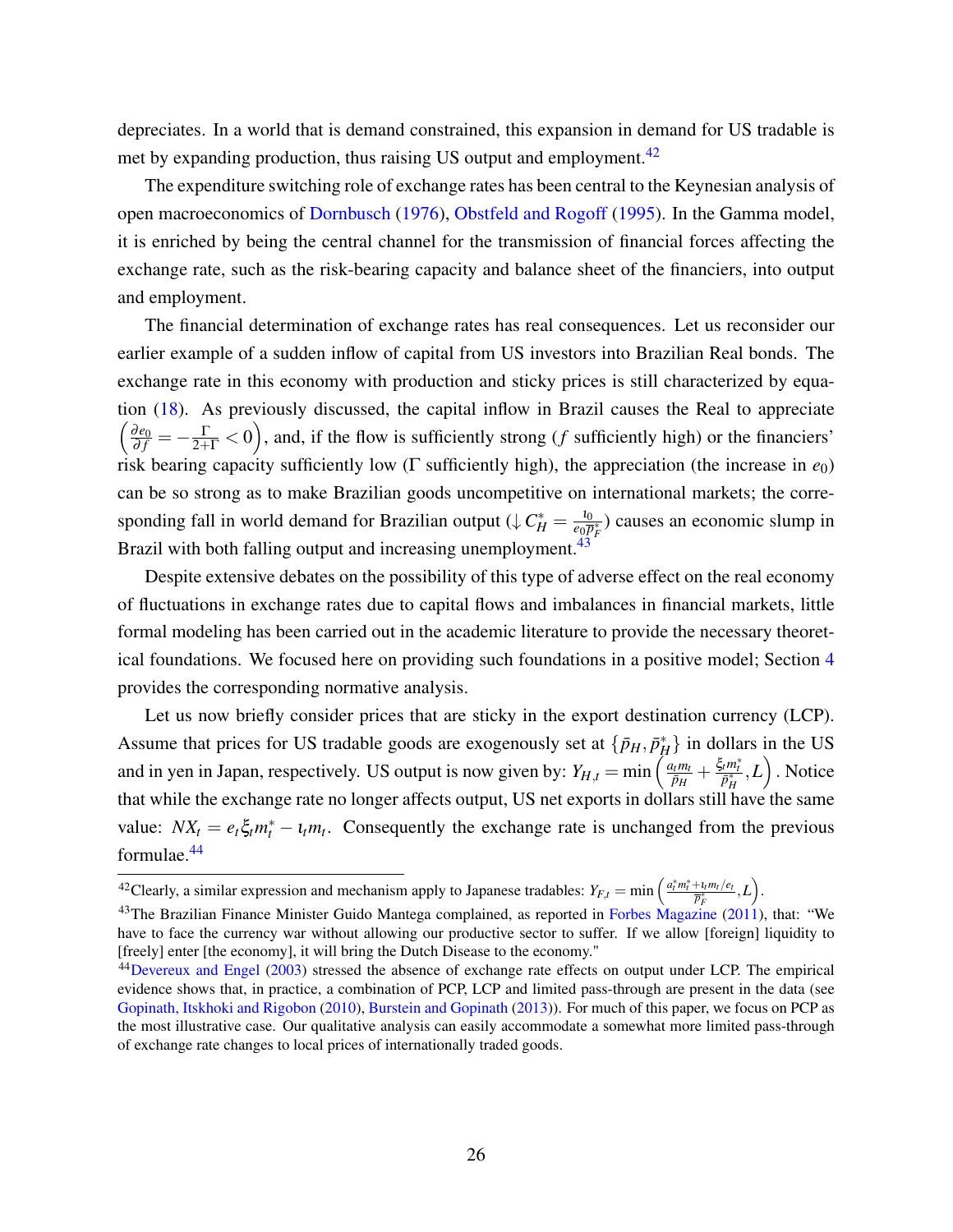depreciates. In a world that is demand constrained, this expansion in demand for US tradable is met by expanding production, thus raising US output and employment.[42]

The expenditure switching role of exchange rates has been central to the Keynesian analysis of open macroeconomics of Dornbusch (1976), Obstfeld and Rogoff (1995). In the Gamma model, it is enriched by being the central channel for the transmission of financial forces affecting the exchange rate, such as the risk-bearing capacity and balance sheet of the financiers, into output and employment.

The financial determination of exchange rates has real consequences. Let us reconsider our earlier example of a sudden inflow of capital from US investors into Brazilian Real bonds. The exchange rate in this economy with production and sticky prices is still characterized by equation (18). As previously discussed, the capital inflow in Brazil causes the Real to appreciate $\left(\frac{\partial e_0}{\partial f} = -\frac{\Gamma}{2+\Gamma} < 0\right)$, and, if the flow is sufficiently strong ($f$ sufficiently high) or the financiers' risk bearing capacity sufficiently low ($\Gamma$ sufficiently high), the appreciation (the increase in $e_0$) can be so strong as to make Brazilian goods uncompetitive on international markets; the corresponding fall in world demand for Brazilian output ($\downarrow C_H^* = \frac{\iota_0}{e_0 \bar{p}_F^*}$) causes an economic slump in Brazil with both falling output and increasing unemployment.[43]

Despite extensive debates on the possibility of this type of adverse effect on the real economy of fluctuations in exchange rates due to capital flows and imbalances in financial markets, little formal modeling has been carried out in the academic literature to provide the necessary theoretical foundations. We focused here on providing such foundations in a positive model; Section 4 provides the corresponding normative analysis.

Let us now briefly consider prices that are sticky in the export destination currency (LCP). Assume that prices for US tradable goods are exogenously set at $\{\bar{p}_H, \bar{p}_H^*\}$ in dollars in the US and in yen in Japan, respectively. US output is now given by: $Y_{H,t} = \min\left(\frac{a_t m_t}{\bar{p}_H} + \frac{\xi_t m_t^*}{\bar{p}_H^*}, L\right)$. Notice that while the exchange rate no longer affects output, US net exports in dollars still have the same value: $NX_t = e_t \xi_t m_t^* - \iota_t m_t$. Consequently the exchange rate is unchanged from the previous formulae.[44]

---

[42] Clearly, a similar expression and mechanism apply to Japanese tradables: $Y_{F,t} = \min\left(\frac{a_t^* m_t^* + \iota_t m_t / e_t}{\bar{p}_F^*}, L\right)$.

[43] The Brazilian Finance Minister Guido Mantega complained, as reported in Forbes Magazine (2011), that: "We have to face the currency war without allowing our productive sector to suffer. If we allow [foreign] liquidity to [freely] enter [the economy], it will bring the Dutch Disease to the economy."

[44] Devereux and Engel (2003) stressed the absence of exchange rate effects on output under LCP. The empirical evidence shows that, in practice, a combination of PCP, LCP and limited pass-through are present in the data (see Gopinath, Itskhoki and Rigobon (2010), Burstein and Gopinath (2013)). For much of this paper, we focus on PCP as the most illustrative case. Our qualitative analysis can easily accommodate a somewhat more limited pass-through of exchange rate changes to local prices of internationally traded goods.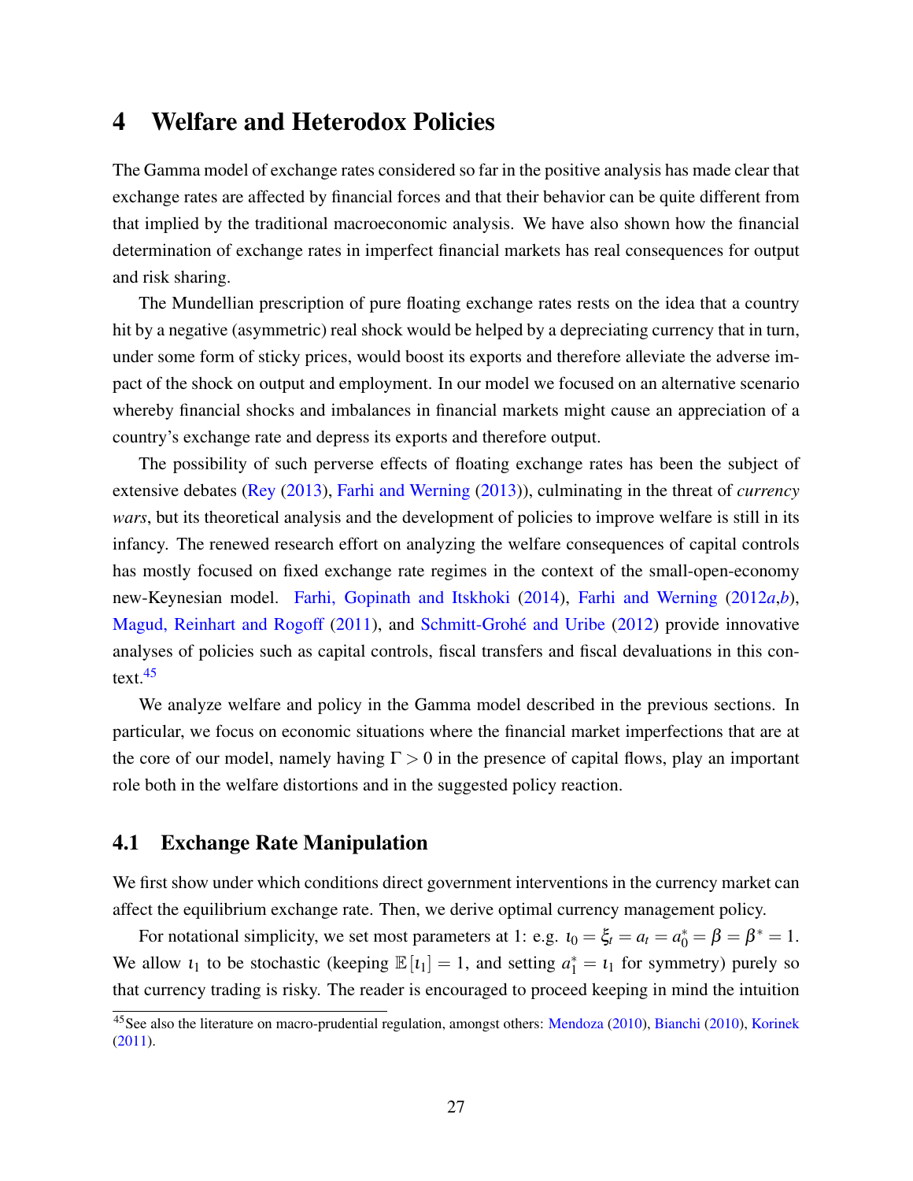# 4 Welfare and Heterodox Policies

The Gamma model of exchange rates considered so far in the positive analysis has made clear that exchange rates are affected by financial forces and that their behavior can be quite different from that implied by the traditional macroeconomic analysis. We have also shown how the financial determination of exchange rates in imperfect financial markets has real consequences for output and risk sharing.

The Mundellian prescription of pure floating exchange rates rests on the idea that a country hit by a negative (asymmetric) real shock would be helped by a depreciating currency that in turn, under some form of sticky prices, would boost its exports and therefore alleviate the adverse impact of the shock on output and employment. In our model we focused on an alternative scenario whereby financial shocks and imbalances in financial markets might cause an appreciation of a country's exchange rate and depress its exports and therefore output.

The possibility of such perverse effects of floating exchange rates has been the subject of extensive debates (Rey (2013), Farhi and Werning (2013)), culminating in the threat of *currency wars*, but its theoretical analysis and the development of policies to improve welfare is still in its infancy. The renewed research effort on analyzing the welfare consequences of capital controls has mostly focused on fixed exchange rate regimes in the context of the small-open-economy new-Keynesian model. Farhi, Gopinath and Itskhoki (2014), Farhi and Werning (2012*a*,*b*), Magud, Reinhart and Rogoff (2011), and Schmitt-Grohé and Uribe (2012) provide innovative analyses of policies such as capital controls, fiscal transfers and fiscal devaluations in this context.[45]

We analyze welfare and policy in the Gamma model described in the previous sections. In particular, we focus on economic situations where the financial market imperfections that are at the core of our model, namely having $\Gamma > 0$ in the presence of capital flows, play an important role both in the welfare distortions and in the suggested policy reaction.

## 4.1 Exchange Rate Manipulation

We first show under which conditions direct government interventions in the currency market can affect the equilibrium exchange rate. Then, we derive optimal currency management policy.

For notational simplicity, we set most parameters at 1: e.g. $\iota_0 = \xi_t = a_t = a_0^* = \beta = \beta^* = 1$. We allow $\iota_1$ to be stochastic (keeping $\mathbb{E}[\iota_1] = 1$, and setting $a_1^* = \iota_1$ for symmetry) purely so that currency trading is risky. The reader is encouraged to proceed keeping in mind the intuition

[45] See also the literature on macro-prudential regulation, amongst others: Mendoza (2010), Bianchi (2010), Korinek (2011).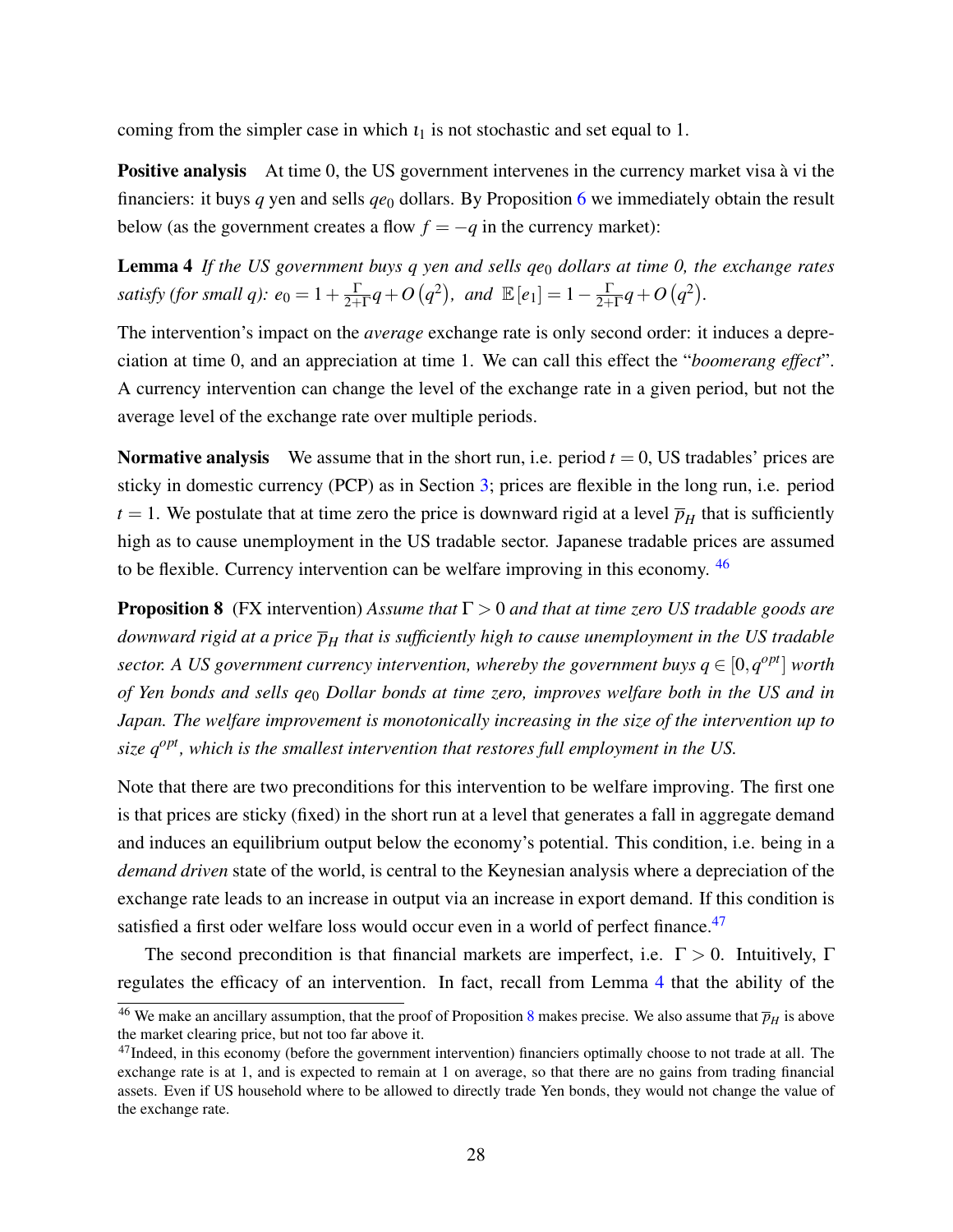coming from the simpler case in which $\iota_1$ is not stochastic and set equal to 1.

**Positive analysis** At time 0, the US government intervenes in the currency market visa à vi the financiers: it buys $q$ yen and sells $qe_0$ dollars. By Proposition 6 we immediately obtain the result below (as the government creates a flow $f = -q$ in the currency market):

**Lemma 4** *If the US government buys q yen and sells $qe_0$ dollars at time 0, the exchange rates satisfy (for small q): $e_0 = 1 + \frac{\Gamma}{2+\Gamma} q + O\left(q^2\right)$, and $\mathbb{E}\left[e_1\right] = 1 - \frac{\Gamma}{2+\Gamma} q + O\left(q^2\right)$.*

The intervention's impact on the *average* exchange rate is only second order: it induces a depreciation at time 0, and an appreciation at time 1. We can call this effect the "*boomerang effect*". A currency intervention can change the level of the exchange rate in a given period, but not the average level of the exchange rate over multiple periods.

**Normative analysis** We assume that in the short run, i.e. period $t = 0$, US tradables' prices are sticky in domestic currency (PCP) as in Section 3; prices are flexible in the long run, i.e. period $t = 1$. We postulate that at time zero the price is downward rigid at a level $\overline{p}_H$ that is sufficiently high as to cause unemployment in the US tradable sector. Japanese tradable prices are assumed to be flexible. Currency intervention can be welfare improving in this economy. [46]

**Proposition 8** (FX intervention) *Assume that $\Gamma > 0$ and that at time zero US tradable goods are downward rigid at a price $\overline{p}_H$ that is sufficiently high to cause unemployment in the US tradable sector. A US government currency intervention, whereby the government buys $q \in [0, q^{opt}]$ worth of Yen bonds and sells $qe_0$ Dollar bonds at time zero, improves welfare both in the US and in Japan. The welfare improvement is monotonically increasing in the size of the intervention up to size $q^{opt}$, which is the smallest intervention that restores full employment in the US.*

Note that there are two preconditions for this intervention to be welfare improving. The first one is that prices are sticky (fixed) in the short run at a level that generates a fall in aggregate demand and induces an equilibrium output below the economy's potential. This condition, i.e. being in a *demand driven* state of the world, is central to the Keynesian analysis where a depreciation of the exchange rate leads to an increase in output via an increase in export demand. If this condition is satisfied a first oder welfare loss would occur even in a world of perfect finance.[47]

The second precondition is that financial markets are imperfect, i.e. $\Gamma > 0$. Intuitively, $\Gamma$ regulates the efficacy of an intervention. In fact, recall from Lemma 4 that the ability of the

[46] We make an ancillary assumption, that the proof of Proposition 8 makes precise. We also assume that $\overline{p}_H$ is above the market clearing price, but not too far above it.

[47] Indeed, in this economy (before the government intervention) financiers optimally choose to not trade at all. The exchange rate is at 1, and is expected to remain at 1 on average, so that there are no gains from trading financial assets. Even if US household where to be allowed to directly trade Yen bonds, they would not change the value of the exchange rate.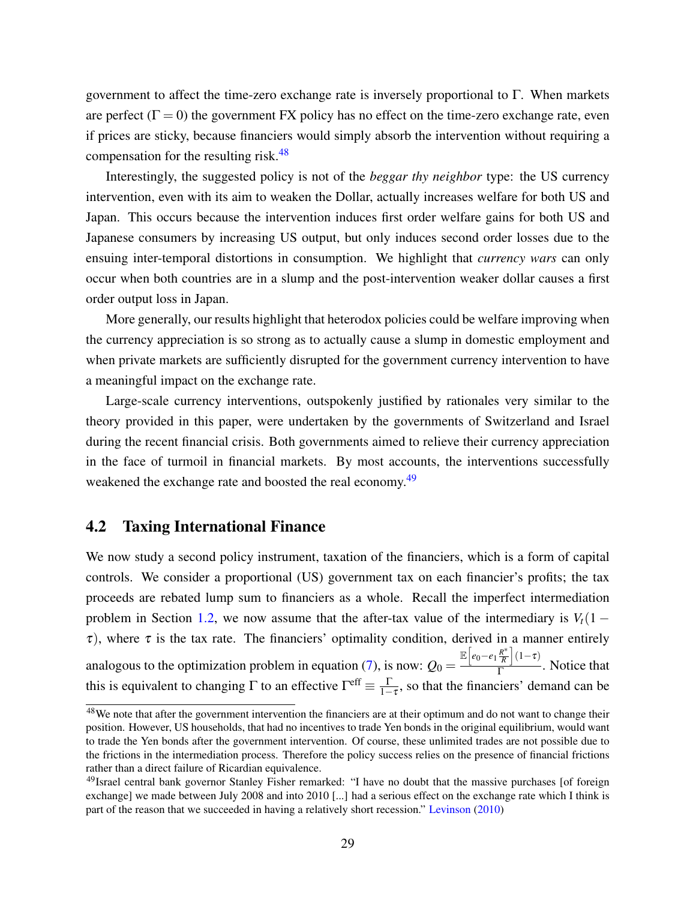government to affect the time-zero exchange rate is inversely proportional to $\Gamma$. When markets are perfect ($\Gamma = 0$) the government FX policy has no effect on the time-zero exchange rate, even if prices are sticky, because financiers would simply absorb the intervention without requiring a compensation for the resulting risk.[48]

Interestingly, the suggested policy is not of the *beggar thy neighbor* type: the US currency intervention, even with its aim to weaken the Dollar, actually increases welfare for both US and Japan. This occurs because the intervention induces first order welfare gains for both US and Japanese consumers by increasing US output, but only induces second order losses due to the ensuing inter-temporal distortions in consumption. We highlight that *currency wars* can only occur when both countries are in a slump and the post-intervention weaker dollar causes a first order output loss in Japan.

More generally, our results highlight that heterodox policies could be welfare improving when the currency appreciation is so strong as to actually cause a slump in domestic employment and when private markets are sufficiently disrupted for the government currency intervention to have a meaningful impact on the exchange rate.

Large-scale currency interventions, outspokenly justified by rationales very similar to the theory provided in this paper, were undertaken by the governments of Switzerland and Israel during the recent financial crisis. Both governments aimed to relieve their currency appreciation in the face of turmoil in financial markets. By most accounts, the interventions successfully weakened the exchange rate and boosted the real economy.[49]

## 4.2 Taxing International Finance

We now study a second policy instrument, taxation of the financiers, which is a form of capital controls. We consider a proportional (US) government tax on each financier's profits; the tax proceeds are rebated lump sum to financiers as a whole. Recall the imperfect intermediation problem in Section 1.2, we now assume that the after-tax value of the intermediary is $V_t(1-\tau)$, where $\tau$ is the tax rate. The financiers' optimality condition, derived in a manner entirely analogous to the optimization problem in equation (7), is now: $Q_0 = \frac{\mathbb{E}\left[e_0 - e_1 \frac{R^*}{R}\right](1-\tau)}{\Gamma}$. Notice that this is equivalent to changing $\Gamma$ to an effective $\Gamma^{\text{eff}} \equiv \frac{\Gamma}{1-\tau}$, so that the financiers' demand can be

---

[48] We note that after the government intervention the financiers are at their optimum and do not want to change their position. However, US households, that had no incentives to trade Yen bonds in the original equilibrium, would want to trade the Yen bonds after the government intervention. Of course, these unlimited trades are not possible due to the frictions in the intermediation process. Therefore the policy success relies on the presence of financial frictions rather than a direct failure of Ricardian equivalence.

[49] Israel central bank governor Stanley Fisher remarked: "I have no doubt that the massive purchases [of foreign exchange] we made between July 2008 and into 2010 [...] had a serious effect on the exchange rate which I think is part of the reason that we succeeded in having a relatively short recession." Levinson (2010)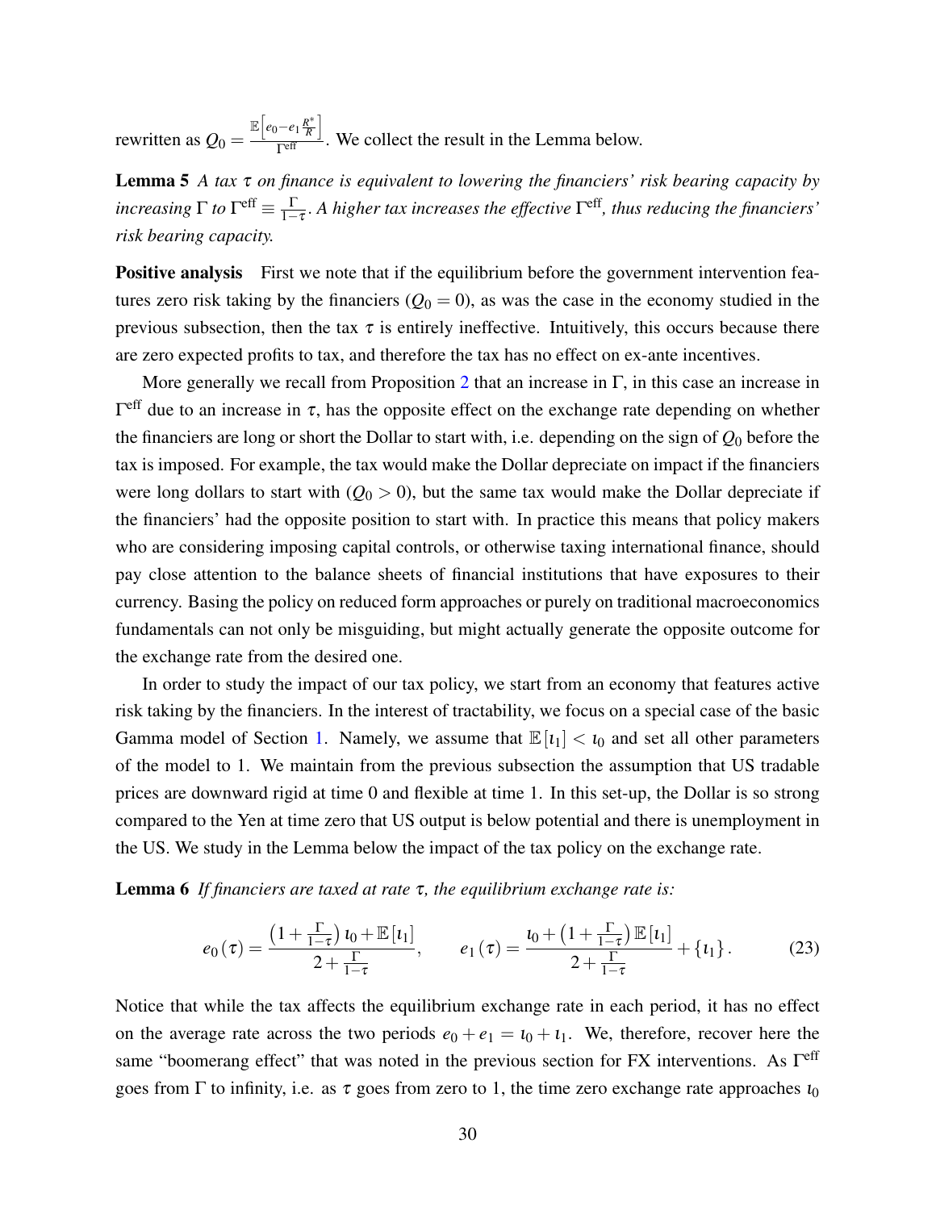rewritten as $Q_0 = \frac{\mathbb{E}\left[e_0 - e_1 \frac{R^*}{R}\right]}{\Gamma^{\text{eff}}}$. We collect the result in the Lemma below.

**Lemma 5** *A tax $\tau$ on finance is equivalent to lowering the financiers' risk bearing capacity by increasing $\Gamma$ to $\Gamma^{\text{eff}} \equiv \frac{\Gamma}{1-\tau}$. A higher tax increases the effective $\Gamma^{\text{eff}}$, thus reducing the financiers' risk bearing capacity.*

**Positive analysis** First we note that if the equilibrium before the government intervention features zero risk taking by the financiers ($Q_0 = 0$), as was the case in the economy studied in the previous subsection, then the tax $\tau$ is entirely ineffective. Intuitively, this occurs because there are zero expected profits to tax, and therefore the tax has no effect on ex-ante incentives.

More generally we recall from Proposition 2 that an increase in $\Gamma$, in this case an increase in $\Gamma^{\text{eff}}$ due to an increase in $\tau$, has the opposite effect on the exchange rate depending on whether the financiers are long or short the Dollar to start with, i.e. depending on the sign of $Q_0$ before the tax is imposed. For example, the tax would make the Dollar depreciate on impact if the financiers were long dollars to start with ($Q_0 > 0$), but the same tax would make the Dollar depreciate if the financiers' had the opposite position to start with. In practice this means that policy makers who are considering imposing capital controls, or otherwise taxing international finance, should pay close attention to the balance sheets of financial institutions that have exposures to their currency. Basing the policy on reduced form approaches or purely on traditional macroeconomics fundamentals can not only be misguiding, but might actually generate the opposite outcome for the exchange rate from the desired one.

In order to study the impact of our tax policy, we start from an economy that features active risk taking by the financiers. In the interest of tractability, we focus on a special case of the basic Gamma model of Section 1. Namely, we assume that $\mathbb{E}[\iota_1] < \iota_0$ and set all other parameters of the model to 1. We maintain from the previous subsection the assumption that US tradable prices are downward rigid at time 0 and flexible at time 1. In this set-up, the Dollar is so strong compared to the Yen at time zero that US output is below potential and there is unemployment in the US. We study in the Lemma below the impact of the tax policy on the exchange rate.

**Lemma 6** *If financiers are taxed at rate $\tau$, the equilibrium exchange rate is:*

$$e_0(\tau) = \frac{\left(1 + \frac{\Gamma}{1-\tau}\right)\iota_0 + \mathbb{E}[\iota_1]}{2 + \frac{\Gamma}{1-\tau}}, \qquad e_1(\tau) = \frac{\iota_0 + \left(1 + \frac{\Gamma}{1-\tau}\right)\mathbb{E}[\iota_1]}{2 + \frac{\Gamma}{1-\tau}} + \{\iota_1\}. \tag{23}$$

Notice that while the tax affects the equilibrium exchange rate in each period, it has no effect on the average rate across the two periods $e_0 + e_1 = \iota_0 + \iota_1$. We, therefore, recover here the same "boomerang effect" that was noted in the previous section for FX interventions. As $\Gamma^{\text{eff}}$ goes from $\Gamma$ to infinity, i.e. as $\tau$ goes from zero to 1, the time zero exchange rate approaches $\iota_0$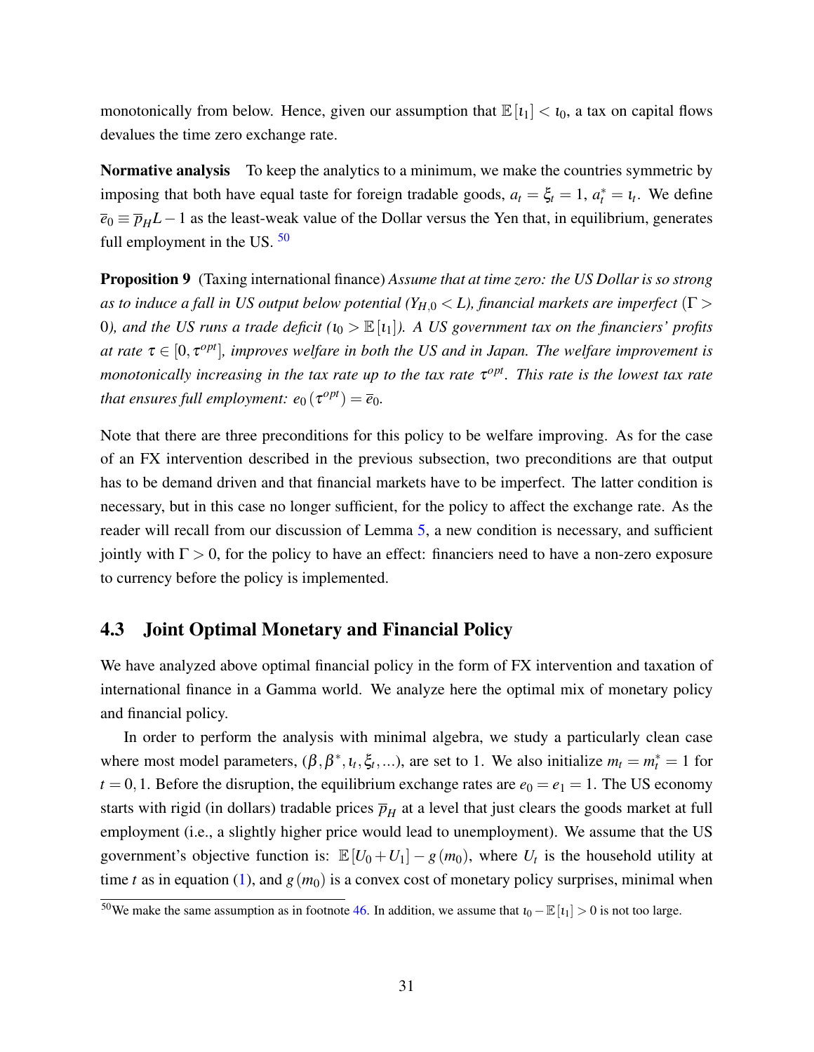monotonically from below. Hence, given our assumption that $\mathbb{E}[\iota_1] < \iota_0$, a tax on capital flows devalues the time zero exchange rate.

**Normative analysis** To keep the analytics to a minimum, we make the countries symmetric by imposing that both have equal taste for foreign tradable goods, $a_t = \xi_t = 1$, $a_t^* = \iota_t$. We define $\bar{e}_0 \equiv \bar{p}_H L - 1$ as the least-weak value of the Dollar versus the Yen that, in equilibrium, generates full employment in the US. [50]

**Proposition 9** (Taxing international finance) *Assume that at time zero: the US Dollar is so strong as to induce a fall in US output below potential ($Y_{H,0} < L$), financial markets are imperfect ($\Gamma > 0$), and the US runs a trade deficit ($\iota_0 > \mathbb{E}[\iota_1]$). A US government tax on the financiers' profits at rate $\tau \in [0, \tau^{opt}]$, improves welfare in both the US and in Japan. The welfare improvement is monotonically increasing in the tax rate up to the tax rate $\tau^{opt}$. This rate is the lowest tax rate that ensures full employment: $e_0(\tau^{opt}) = \bar{e}_0$.*

Note that there are three preconditions for this policy to be welfare improving. As for the case of an FX intervention described in the previous subsection, two preconditions are that output has to be demand driven and that financial markets have to be imperfect. The latter condition is necessary, but in this case no longer sufficient, for the policy to affect the exchange rate. As the reader will recall from our discussion of Lemma 5, a new condition is necessary, and sufficient jointly with $\Gamma > 0$, for the policy to have an effect: financiers need to have a non-zero exposure to currency before the policy is implemented.

## 4.3 Joint Optimal Monetary and Financial Policy

We have analyzed above optimal financial policy in the form of FX intervention and taxation of international finance in a Gamma world. We analyze here the optimal mix of monetary policy and financial policy.

In order to perform the analysis with minimal algebra, we study a particularly clean case where most model parameters, $(\beta, \beta^*, \iota_t, \xi_t, \ldots)$, are set to 1. We also initialize $m_t = m_t^* = 1$ for $t = 0, 1$. Before the disruption, the equilibrium exchange rates are $e_0 = e_1 = 1$. The US economy starts with rigid (in dollars) tradable prices $\bar{p}_H$ at a level that just clears the goods market at full employment (i.e., a slightly higher price would lead to unemployment). We assume that the US government's objective function is: $\mathbb{E}[U_0 + U_1] - g(m_0)$, where $U_t$ is the household utility at time $t$ as in equation (1), and $g(m_0)$ is a convex cost of monetary policy surprises, minimal when

[50] We make the same assumption as in footnote 46. In addition, we assume that $\iota_0 - \mathbb{E}[\iota_1] > 0$ is not too large.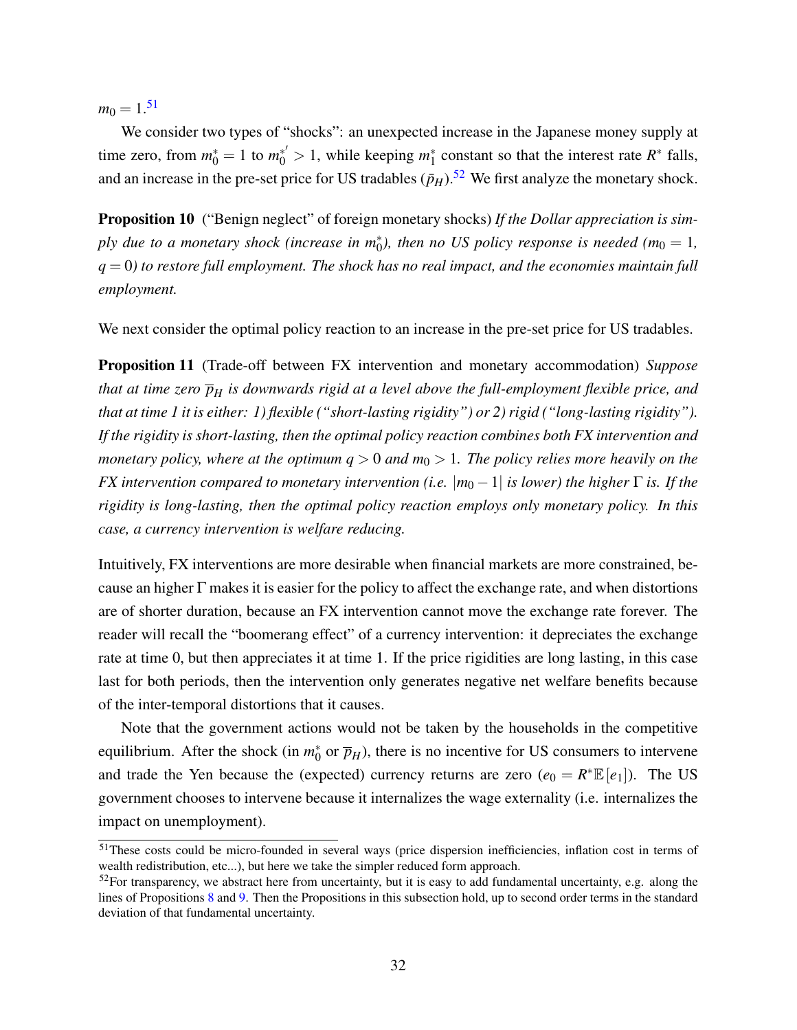$m_0 = 1$.[51]

We consider two types of "shocks": an unexpected increase in the Japanese money supply at time zero, from $m_0^* = 1$ to $m_0^{*'} > 1$, while keeping $m_1^*$ constant so that the interest rate $R^*$ falls, and an increase in the pre-set price for US tradables ($\bar{p}_H$).[52] We first analyze the monetary shock.

**Proposition 10** ("Benign neglect" of foreign monetary shocks) *If the Dollar appreciation is simply due to a monetary shock (increase in $m_0^*$), then no US policy response is needed ($m_0 = 1$, $q = 0$) to restore full employment. The shock has no real impact, and the economies maintain full employment.*

We next consider the optimal policy reaction to an increase in the pre-set price for US tradables.

**Proposition 11** (Trade-off between FX intervention and monetary accommodation) *Suppose that at time zero $\overline{p}_H$ is downwards rigid at a level above the full-employment flexible price, and that at time 1 it is either: 1) flexible ("short-lasting rigidity") or 2) rigid ("long-lasting rigidity"). If the rigidity is short-lasting, then the optimal policy reaction combines both FX intervention and monetary policy, where at the optimum $q > 0$ and $m_0 > 1$. The policy relies more heavily on the FX intervention compared to monetary intervention (i.e. $|m_0 - 1|$ is lower) the higher $\Gamma$ is. If the rigidity is long-lasting, then the optimal policy reaction employs only monetary policy. In this case, a currency intervention is welfare reducing.*

Intuitively, FX interventions are more desirable when financial markets are more constrained, because an higher $\Gamma$ makes it is easier for the policy to affect the exchange rate, and when distortions are of shorter duration, because an FX intervention cannot move the exchange rate forever. The reader will recall the "boomerang effect" of a currency intervention: it depreciates the exchange rate at time 0, but then appreciates it at time 1. If the price rigidities are long lasting, in this case last for both periods, then the intervention only generates negative net welfare benefits because of the inter-temporal distortions that it causes.

Note that the government actions would not be taken by the households in the competitive equilibrium. After the shock (in $m_0^*$ or $\overline{p}_H$), there is no incentive for US consumers to intervene and trade the Yen because the (expected) currency returns are zero ($e_0 = R^* \mathbb{E}[e_1]$). The US government chooses to intervene because it internalizes the wage externality (i.e. internalizes the impact on unemployment).

[51] These costs could be micro-founded in several ways (price dispersion inefficiencies, inflation cost in terms of wealth redistribution, etc...), but here we take the simpler reduced form approach.

[52] For transparency, we abstract here from uncertainty, but it is easy to add fundamental uncertainty, e.g. along the lines of Propositions 8 and 9. Then the Propositions in this subsection hold, up to second order terms in the standard deviation of that fundamental uncertainty.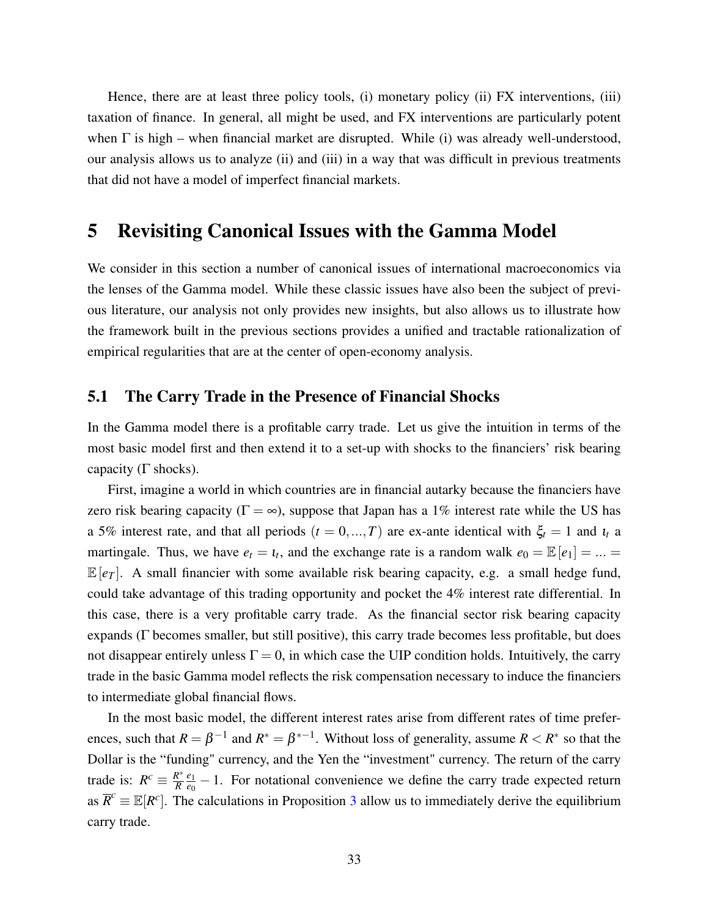Hence, there are at least three policy tools, (i) monetary policy (ii) FX interventions, (iii) taxation of finance. In general, all might be used, and FX interventions are particularly potent when $\Gamma$ is high – when financial market are disrupted. While (i) was already well-understood, our analysis allows us to analyze (ii) and (iii) in a way that was difficult in previous treatments that did not have a model of imperfect financial markets.

# 5 Revisiting Canonical Issues with the Gamma Model

We consider in this section a number of canonical issues of international macroeconomics via the lenses of the Gamma model. While these classic issues have also been the subject of previous literature, our analysis not only provides new insights, but also allows us to illustrate how the framework built in the previous sections provides a unified and tractable rationalization of empirical regularities that are at the center of open-economy analysis.

## 5.1 The Carry Trade in the Presence of Financial Shocks

In the Gamma model there is a profitable carry trade. Let us give the intuition in terms of the most basic model first and then extend it to a set-up with shocks to the financiers' risk bearing capacity ($\Gamma$ shocks).

First, imagine a world in which countries are in financial autarky because the financiers have zero risk bearing capacity ($\Gamma = \infty$), suppose that Japan has a 1% interest rate while the US has a 5% interest rate, and that all periods ($t = 0, ..., T$) are ex-ante identical with $\xi_t = 1$ and $\iota_t$ a martingale. Thus, we have $e_t = \iota_t$, and the exchange rate is a random walk $e_0 = \mathbb{E}[e_1] = ... = \mathbb{E}[e_T]$. A small financier with some available risk bearing capacity, e.g. a small hedge fund, could take advantage of this trading opportunity and pocket the 4% interest rate differential. In this case, there is a very profitable carry trade. As the financial sector risk bearing capacity expands ($\Gamma$ becomes smaller, but still positive), this carry trade becomes less profitable, but does not disappear entirely unless $\Gamma = 0$, in which case the UIP condition holds. Intuitively, the carry trade in the basic Gamma model reflects the risk compensation necessary to induce the financiers to intermediate global financial flows.

In the most basic model, the different interest rates arise from different rates of time preferences, such that $R = \beta^{-1}$ and $R^* = \beta^{*-1}$. Without loss of generality, assume $R < R^*$ so that the Dollar is the "funding" currency, and the Yen the "investment" currency. The return of the carry trade is: $R^c \equiv \frac{R^*}{R}\frac{e_1}{e_0} - 1$. For notational convenience we define the carry trade expected return as $\overline{R}^c \equiv \mathbb{E}[R^c]$. The calculations in Proposition 3 allow us to immediately derive the equilibrium carry trade.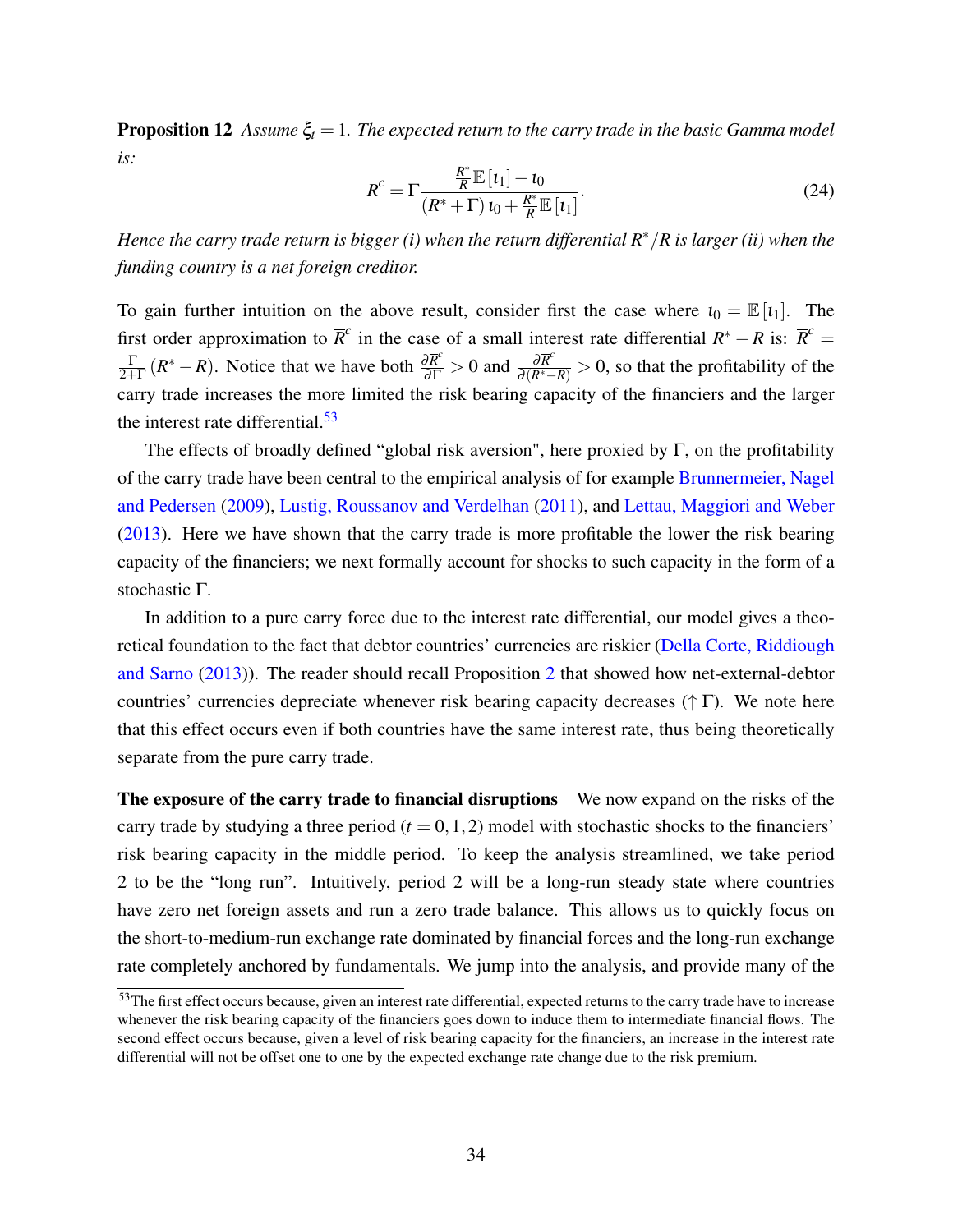**Proposition 12** *Assume $\xi_t = 1$. The expected return to the carry trade in the basic Gamma model is:*

$$\overline{R}^c = \Gamma \frac{\frac{R^*}{R}\mathbb{E}[\iota_1] - \iota_0}{(R^* + \Gamma)\,\iota_0 + \frac{R^*}{R}\mathbb{E}[\iota_1]}. \tag{24}$$

*Hence the carry trade return is bigger (i) when the return differential $R^*/R$ is larger (ii) when the funding country is a net foreign creditor.*

To gain further intuition on the above result, consider first the case where $\iota_0 = \mathbb{E}[\iota_1]$. The first order approximation to $\overline{R}^c$ in the case of a small interest rate differential $R^* - R$ is: $\overline{R}^c = \frac{\Gamma}{2+\Gamma}(R^* - R)$. Notice that we have both $\frac{\partial \overline{R}^c}{\partial \Gamma} > 0$ and $\frac{\partial \overline{R}^c}{\partial (R^* - R)} > 0$, so that the profitability of the carry trade increases the more limited the risk bearing capacity of the financiers and the larger the interest rate differential.[53]

The effects of broadly defined "global risk aversion", here proxied by $\Gamma$, on the profitability of the carry trade have been central to the empirical analysis of for example Brunnermeier, Nagel and Pedersen (2009), Lustig, Roussanov and Verdelhan (2011), and Lettau, Maggiori and Weber (2013). Here we have shown that the carry trade is more profitable the lower the risk bearing capacity of the financiers; we next formally account for shocks to such capacity in the form of a stochastic $\Gamma$.

In addition to a pure carry force due to the interest rate differential, our model gives a theoretical foundation to the fact that debtor countries' currencies are riskier (Della Corte, Riddiough and Sarno (2013)). The reader should recall Proposition 2 that showed how net-external-debtor countries' currencies depreciate whenever risk bearing capacity decreases ($\uparrow \Gamma$). We note here that this effect occurs even if both countries have the same interest rate, thus being theoretically separate from the pure carry trade.

**The exposure of the carry trade to financial disruptions** We now expand on the risks of the carry trade by studying a three period ($t = 0, 1, 2$) model with stochastic shocks to the financiers' risk bearing capacity in the middle period. To keep the analysis streamlined, we take period 2 to be the "long run". Intuitively, period 2 will be a long-run steady state where countries have zero net foreign assets and run a zero trade balance. This allows us to quickly focus on the short-to-medium-run exchange rate dominated by financial forces and the long-run exchange rate completely anchored by fundamentals. We jump into the analysis, and provide many of the

[53] The first effect occurs because, given an interest rate differential, expected returns to the carry trade have to increase whenever the risk bearing capacity of the financiers goes down to induce them to intermediate financial flows. The second effect occurs because, given a level of risk bearing capacity for the financiers, an increase in the interest rate differential will not be offset one to one by the expected exchange rate change due to the risk premium.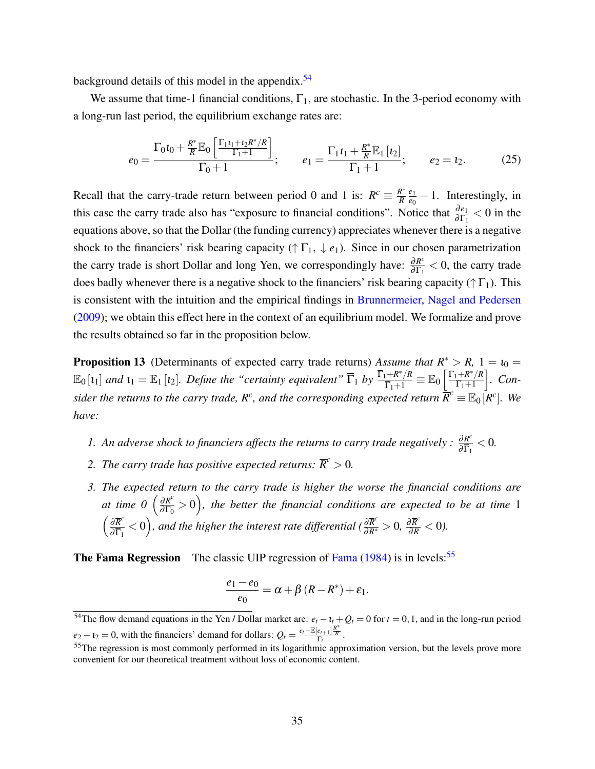background details of this model in the appendix.[54]

We assume that time-1 financial conditions, $\Gamma_1$, are stochastic. In the 3-period economy with a long-run last period, the equilibrium exchange rates are:

$$e_0 = \frac{\Gamma_0 \iota_0 + \frac{R^*}{R} \mathbb{E}_0 \left[ \frac{\Gamma_1 \iota_1 + \iota_2 R^*/R}{\Gamma_1 + 1} \right]}{\Gamma_0 + 1}; \qquad e_1 = \frac{\Gamma_1 \iota_1 + \frac{R^*}{R} \mathbb{E}_1 [\iota_2]}{\Gamma_1 + 1}; \qquad e_2 = \iota_2. \tag{25}$$

Recall that the carry-trade return between period 0 and 1 is: $R^c \equiv \frac{R^*}{R} \frac{e_1}{e_0} - 1$. Interestingly, in this case the carry trade also has "exposure to financial conditions". Notice that $\frac{\partial e_1}{\partial \Gamma_1} < 0$ in the equations above, so that the Dollar (the funding currency) appreciates whenever there is a negative shock to the financiers' risk bearing capacity ($\uparrow \Gamma_1$, $\downarrow e_1$). Since in our chosen parametrization the carry trade is short Dollar and long Yen, we correspondingly have: $\frac{\partial R^c}{\partial \Gamma_1} < 0$, the carry trade does badly whenever there is a negative shock to the financiers' risk bearing capacity ($\uparrow \Gamma_1$). This is consistent with the intuition and the empirical findings in Brunnermeier, Nagel and Pedersen (2009); we obtain this effect here in the context of an equilibrium model. We formalize and prove the results obtained so far in the proposition below.

**Proposition 13** (Determinants of expected carry trade returns) *Assume that $R^* > R$, $1 = \iota_0 = \mathbb{E}_0[\iota_1]$ and $\iota_1 = \mathbb{E}_1[\iota_2]$. Define the "certainty equivalent" $\overline{\Gamma}_1$ by $\frac{\overline{\Gamma}_1 + R^*/R}{\overline{\Gamma}_1 + 1} \equiv \mathbb{E}_0 \left[ \frac{\Gamma_1 + R^*/R}{\Gamma_1 + 1} \right]$. Consider the returns to the carry trade, $R^c$, and the corresponding expected return $\overline{R}^c \equiv \mathbb{E}_0 [R^c]$. We have:*

1. *An adverse shock to financiers affects the returns to carry trade negatively : $\frac{\partial R^c}{\partial \Gamma_1} < 0$.*
2. *The carry trade has positive expected returns: $\overline{R}^c > 0$.*
3. *The expected return to the carry trade is higher the worse the financial conditions are at time 0 $\left( \frac{\partial \overline{R}^c}{\partial \Gamma_0} > 0 \right)$, the better the financial conditions are expected to be at time 1 $\left( \frac{\partial \overline{R}^c}{\partial \overline{\Gamma}_1} < 0 \right)$, and the higher the interest rate differential ($\frac{\partial \overline{R}^c}{\partial R^*} > 0$, $\frac{\partial \overline{R}^c}{\partial R} < 0$).*

**The Fama Regression** The classic UIP regression of Fama (1984) is in levels:[55]

$$\frac{e_1 - e_0}{e_0} = \alpha + \beta (R - R^*) + \varepsilon_1.$$

[54] The flow demand equations in the Yen / Dollar market are: $e_t - \iota_t + Q_t = 0$ for $t = 0, 1$, and in the long-run period $e_2 - \iota_2 = 0$, with the financiers' demand for dollars: $Q_t = \frac{e_t - \mathbb{E}[e_{t+1}] \frac{R^*}{R}}{\Gamma_t}$.

[55] The regression is most commonly performed in its logarithmic approximation version, but the levels prove more convenient for our theoretical treatment without loss of economic content.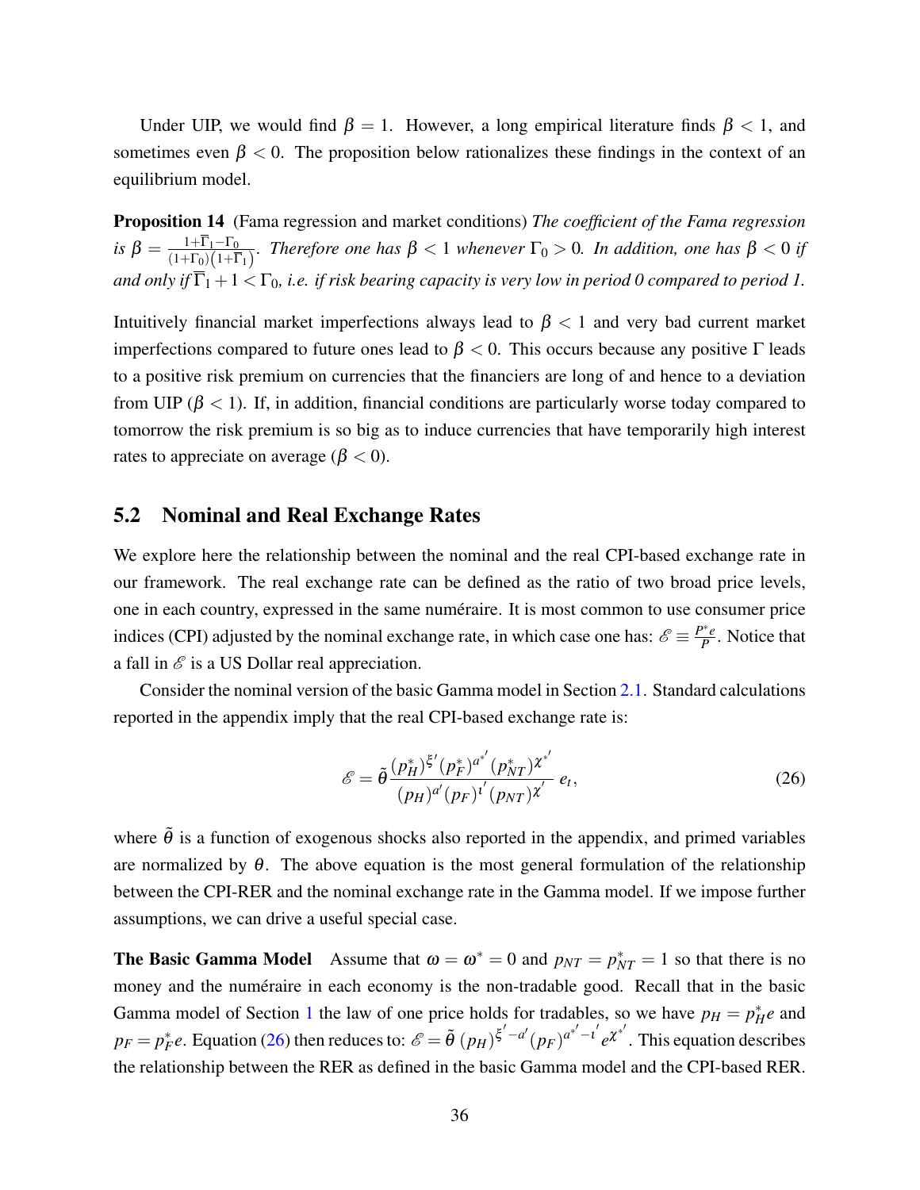Under UIP, we would find $\beta = 1$. However, a long empirical literature finds $\beta < 1$, and sometimes even $\beta < 0$. The proposition below rationalizes these findings in the context of an equilibrium model.

**Proposition 14** (Fama regression and market conditions) *The coefficient of the Fama regression is $\beta = \frac{1+\overline{\Gamma}_1-\Gamma_0}{(1+\Gamma_0)\left(1+\overline{\Gamma}_1\right)}$. Therefore one has $\beta < 1$ whenever $\Gamma_0 > 0$. In addition, one has $\beta < 0$ if and only if $\overline{\Gamma}_1 + 1 < \Gamma_0$, i.e. if risk bearing capacity is very low in period 0 compared to period 1.*

Intuitively financial market imperfections always lead to $\beta < 1$ and very bad current market imperfections compared to future ones lead to $\beta < 0$. This occurs because any positive $\Gamma$ leads to a positive risk premium on currencies that the financiers are long of and hence to a deviation from UIP ($\beta < 1$). If, in addition, financial conditions are particularly worse today compared to tomorrow the risk premium is so big as to induce currencies that have temporarily high interest rates to appreciate on average ($\beta < 0$).

## 5.2 Nominal and Real Exchange Rates

We explore here the relationship between the nominal and the real CPI-based exchange rate in our framework. The real exchange rate can be defined as the ratio of two broad price levels, one in each country, expressed in the same numéraire. It is most common to use consumer price indices (CPI) adjusted by the nominal exchange rate, in which case one has: $\mathscr{E} \equiv \frac{P^* e}{P}$. Notice that a fall in $\mathscr{E}$ is a US Dollar real appreciation.

Consider the nominal version of the basic Gamma model in Section 2.1. Standard calculations reported in the appendix imply that the real CPI-based exchange rate is:

$$\mathscr{E} = \tilde{\theta} \frac{(p_H^*)^{\xi'} (p_F^*)^{a^{*\prime}} (p_{NT}^*)^{\chi^{*\prime}}}{(p_H)^{a'} (p_F)^{\iota'} (p_{NT})^{\chi'}} \, e_t, \tag{26}$$

where $\tilde{\theta}$ is a function of exogenous shocks also reported in the appendix, and primed variables are normalized by $\theta$. The above equation is the most general formulation of the relationship between the CPI-RER and the nominal exchange rate in the Gamma model. If we impose further assumptions, we can drive a useful special case.

**The Basic Gamma Model** Assume that $\omega = \omega^* = 0$ and $p_{NT} = p_{NT}^* = 1$ so that there is no money and the numéraire in each economy is the non-tradable good. Recall that in the basic Gamma model of Section 1 the law of one price holds for tradables, so we have $p_H = p_H^* e$ and $p_F = p_F^* e$. Equation (26) then reduces to: $\mathscr{E} = \tilde{\theta} \, (p_H)^{\xi' - a'} (p_F)^{a^{*\prime} - \iota'} e^{\chi^{*\prime}}$. This equation describes the relationship between the RER as defined in the basic Gamma model and the CPI-based RER.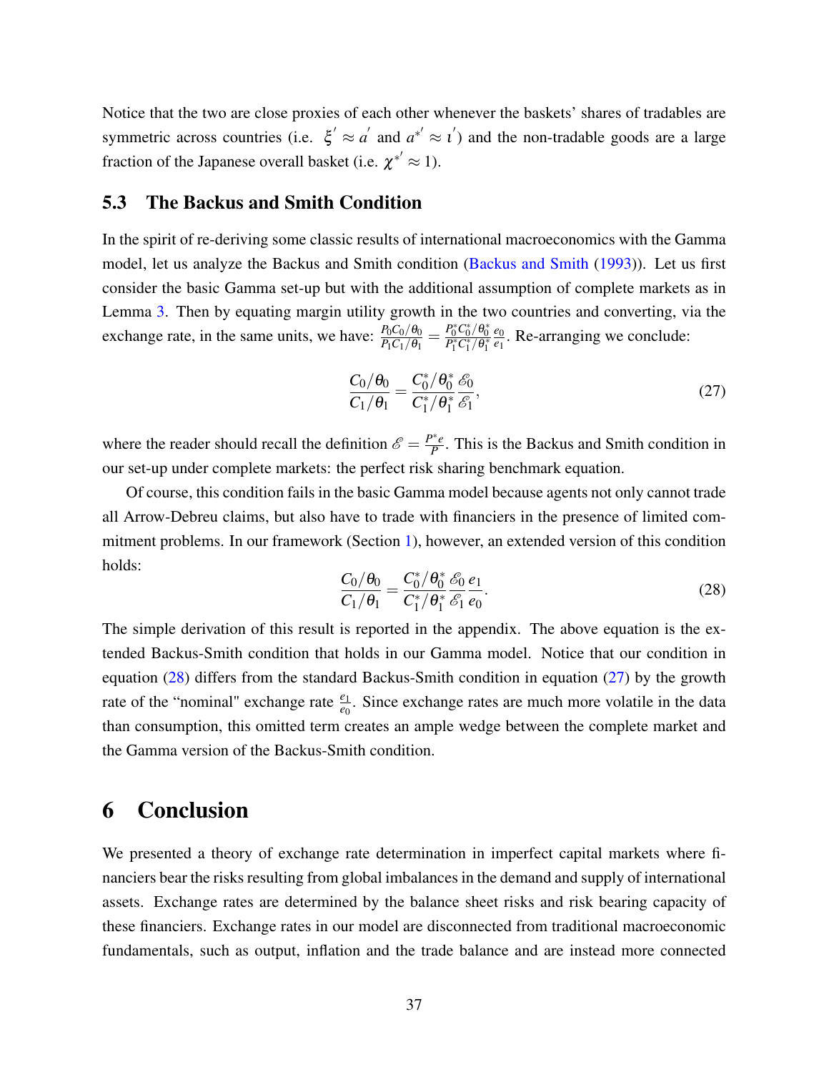Notice that the two are close proxies of each other whenever the baskets' shares of tradables are symmetric across countries (i.e. $\xi^{'} \approx a^{'}$ and $a^{*'} \approx \iota^{'}$) and the non-tradable goods are a large fraction of the Japanese overall basket (i.e. $\chi^{*'} \approx 1$).

## 5.3 The Backus and Smith Condition

In the spirit of re-deriving some classic results of international macroeconomics with the Gamma model, let us analyze the Backus and Smith condition (Backus and Smith (1993)). Let us first consider the basic Gamma set-up but with the additional assumption of complete markets as in Lemma 3. Then by equating margin utility growth in the two countries and converting, via the exchange rate, in the same units, we have: $\frac{P_0 C_0/\theta_0}{P_1 C_1/\theta_1} = \frac{P_0^* C_0^*/\theta_0^*}{P_1^* C_1^*/\theta_1^*} \frac{e_0}{e_1}$. Re-arranging we conclude:

$$\frac{C_0/\theta_0}{C_1/\theta_1} = \frac{C_0^*/\theta_0^*}{C_1^*/\theta_1^*} \frac{\mathscr{E}_0}{\mathscr{E}_1}, \tag{27}$$

where the reader should recall the definition $\mathscr{E} = \frac{P^* e}{P}$. This is the Backus and Smith condition in our set-up under complete markets: the perfect risk sharing benchmark equation.

Of course, this condition fails in the basic Gamma model because agents not only cannot trade all Arrow-Debreu claims, but also have to trade with financiers in the presence of limited commitment problems. In our framework (Section 1), however, an extended version of this condition holds:

$$\frac{C_0/\theta_0}{C_1/\theta_1} = \frac{C_0^*/\theta_0^*}{C_1^*/\theta_1^*} \frac{\mathscr{E}_0}{\mathscr{E}_1} \frac{e_1}{e_0}. \tag{28}$$

The simple derivation of this result is reported in the appendix. The above equation is the extended Backus-Smith condition that holds in our Gamma model. Notice that our condition in equation (28) differs from the standard Backus-Smith condition in equation (27) by the growth rate of the "nominal" exchange rate $\frac{e_1}{e_0}$. Since exchange rates are much more volatile in the data than consumption, this omitted term creates an ample wedge between the complete market and the Gamma version of the Backus-Smith condition.

# 6 Conclusion

We presented a theory of exchange rate determination in imperfect capital markets where financiers bear the risks resulting from global imbalances in the demand and supply of international assets. Exchange rates are determined by the balance sheet risks and risk bearing capacity of these financiers. Exchange rates in our model are disconnected from traditional macroeconomic fundamentals, such as output, inflation and the trade balance and are instead more connected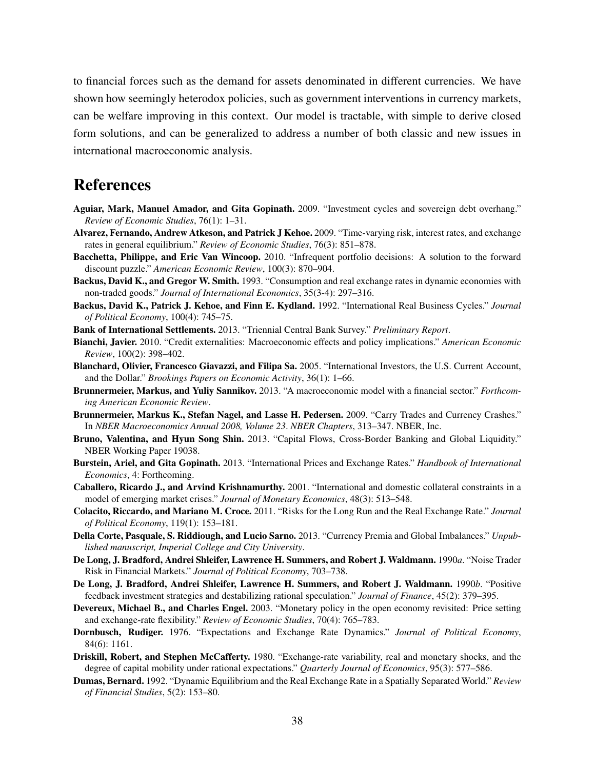to financial forces such as the demand for assets denominated in different currencies. We have shown how seemingly heterodox policies, such as government interventions in currency markets, can be welfare improving in this context. Our model is tractable, with simple to derive closed form solutions, and can be generalized to address a number of both classic and new issues in international macroeconomic analysis.

# References

**Aguiar, Mark, Manuel Amador, and Gita Gopinath.** 2009. "Investment cycles and sovereign debt overhang." *Review of Economic Studies*, 76(1): 1–31.

**Alvarez, Fernando, Andrew Atkeson, and Patrick J Kehoe.** 2009. "Time-varying risk, interest rates, and exchange rates in general equilibrium." *Review of Economic Studies*, 76(3): 851–878.

**Bacchetta, Philippe, and Eric Van Wincoop.** 2010. "Infrequent portfolio decisions: A solution to the forward discount puzzle." *American Economic Review*, 100(3): 870–904.

**Backus, David K., and Gregor W. Smith.** 1993. "Consumption and real exchange rates in dynamic economies with non-traded goods." *Journal of International Economics*, 35(3-4): 297–316.

**Backus, David K., Patrick J. Kehoe, and Finn E. Kydland.** 1992. "International Real Business Cycles." *Journal of Political Economy*, 100(4): 745–75.

**Bank of International Settlements.** 2013. "Triennial Central Bank Survey." *Preliminary Report*.

**Bianchi, Javier.** 2010. "Credit externalities: Macroeconomic effects and policy implications." *American Economic Review*, 100(2): 398–402.

**Blanchard, Olivier, Francesco Giavazzi, and Filipa Sa.** 2005. "International Investors, the U.S. Current Account, and the Dollar." *Brookings Papers on Economic Activity*, 36(1): 1–66.

**Brunnermeier, Markus, and Yuliy Sannikov.** 2013. "A macroeconomic model with a financial sector." *Forthcoming American Economic Review*.

**Brunnermeier, Markus K., Stefan Nagel, and Lasse H. Pedersen.** 2009. "Carry Trades and Currency Crashes." In *NBER Macroeconomics Annual 2008, Volume 23*. *NBER Chapters*, 313–347. NBER, Inc.

**Bruno, Valentina, and Hyun Song Shin.** 2013. "Capital Flows, Cross-Border Banking and Global Liquidity." NBER Working Paper 19038.

**Burstein, Ariel, and Gita Gopinath.** 2013. "International Prices and Exchange Rates." *Handbook of International Economics*, 4: Forthcoming.

**Caballero, Ricardo J., and Arvind Krishnamurthy.** 2001. "International and domestic collateral constraints in a model of emerging market crises." *Journal of Monetary Economics*, 48(3): 513–548.

**Colacito, Riccardo, and Mariano M. Croce.** 2011. "Risks for the Long Run and the Real Exchange Rate." *Journal of Political Economy*, 119(1): 153–181.

**Della Corte, Pasquale, S. Riddiough, and Lucio Sarno.** 2013. "Currency Premia and Global Imbalances." *Unpublished manuscript, Imperial College and City University*.

**De Long, J. Bradford, Andrei Shleifer, Lawrence H. Summers, and Robert J. Waldmann.** 1990*a*. "Noise Trader Risk in Financial Markets." *Journal of Political Economy*, 703–738.

**De Long, J. Bradford, Andrei Shleifer, Lawrence H. Summers, and Robert J. Waldmann.** 1990*b*. "Positive feedback investment strategies and destabilizing rational speculation." *Journal of Finance*, 45(2): 379–395.

**Devereux, Michael B., and Charles Engel.** 2003. "Monetary policy in the open economy revisited: Price setting and exchange-rate flexibility." *Review of Economic Studies*, 70(4): 765–783.

**Dornbusch, Rudiger.** 1976. "Expectations and Exchange Rate Dynamics." *Journal of Political Economy*, 84(6): 1161.

**Driskill, Robert, and Stephen McCafferty.** 1980. "Exchange-rate variability, real and monetary shocks, and the degree of capital mobility under rational expectations." *Quarterly Journal of Economics*, 95(3): 577–586.

**Dumas, Bernard.** 1992. "Dynamic Equilibrium and the Real Exchange Rate in a Spatially Separated World." *Review of Financial Studies*, 5(2): 153–80.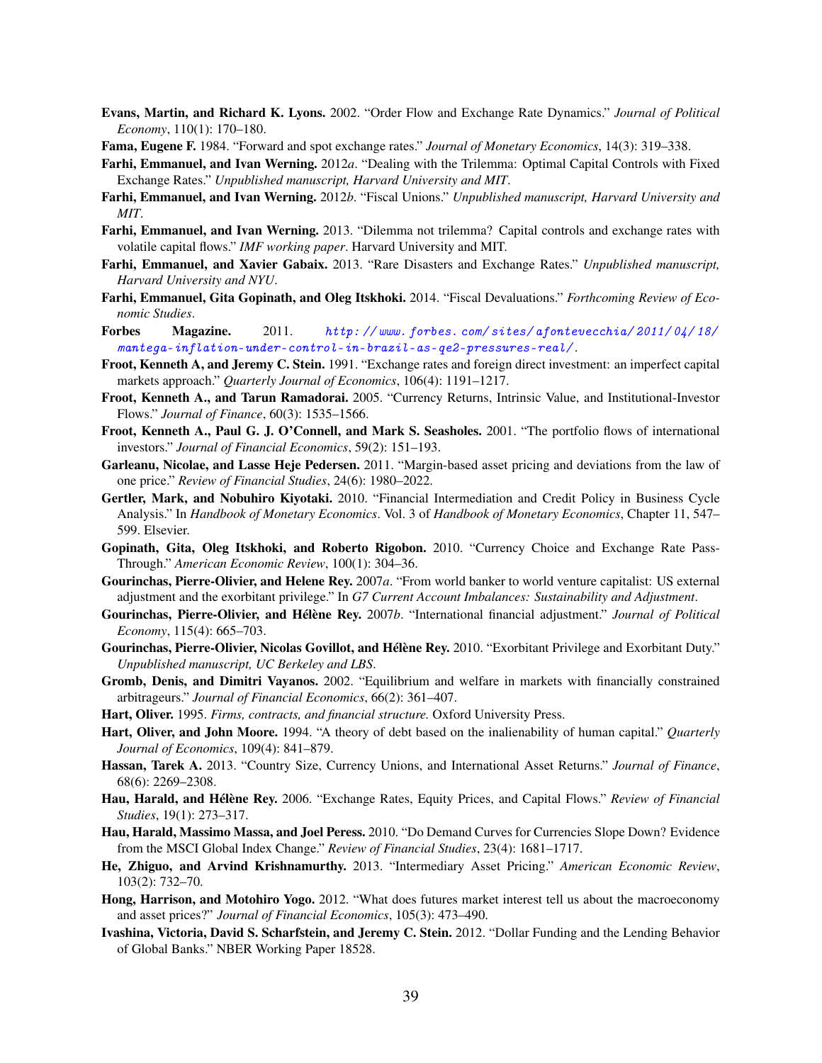**Evans, Martin, and Richard K. Lyons.** 2002. "Order Flow and Exchange Rate Dynamics." *Journal of Political Economy*, 110(1): 170–180.

**Fama, Eugene F.** 1984. "Forward and spot exchange rates." *Journal of Monetary Economics*, 14(3): 319–338.

**Farhi, Emmanuel, and Ivan Werning.** 2012*a*. "Dealing with the Trilemma: Optimal Capital Controls with Fixed Exchange Rates." *Unpublished manuscript, Harvard University and MIT*.

**Farhi, Emmanuel, and Ivan Werning.** 2012*b*. "Fiscal Unions." *Unpublished manuscript, Harvard University and MIT*.

**Farhi, Emmanuel, and Ivan Werning.** 2013. "Dilemma not trilemma? Capital controls and exchange rates with volatile capital flows." *IMF working paper*. Harvard University and MIT.

**Farhi, Emmanuel, and Xavier Gabaix.** 2013. "Rare Disasters and Exchange Rates." *Unpublished manuscript, Harvard University and NYU*.

**Farhi, Emmanuel, Gita Gopinath, and Oleg Itskhoki.** 2014. "Fiscal Devaluations." *Forthcoming Review of Economic Studies*.

**Forbes Magazine.** 2011. `http://www.forbes.com/sites/afontevecchia/2011/04/18/mantega-inflation-under-control-in-brazil-as-qe2-pressures-real/`.

**Froot, Kenneth A, and Jeremy C. Stein.** 1991. "Exchange rates and foreign direct investment: an imperfect capital markets approach." *Quarterly Journal of Economics*, 106(4): 1191–1217.

**Froot, Kenneth A., and Tarun Ramadorai.** 2005. "Currency Returns, Intrinsic Value, and Institutional-Investor Flows." *Journal of Finance*, 60(3): 1535–1566.

**Froot, Kenneth A., Paul G. J. O'Connell, and Mark S. Seasholes.** 2001. "The portfolio flows of international investors." *Journal of Financial Economics*, 59(2): 151–193.

**Garleanu, Nicolae, and Lasse Heje Pedersen.** 2011. "Margin-based asset pricing and deviations from the law of one price." *Review of Financial Studies*, 24(6): 1980–2022.

**Gertler, Mark, and Nobuhiro Kiyotaki.** 2010. "Financial Intermediation and Credit Policy in Business Cycle Analysis." In *Handbook of Monetary Economics*. Vol. 3 of *Handbook of Monetary Economics*, Chapter 11, 547–599. Elsevier.

**Gopinath, Gita, Oleg Itskhoki, and Roberto Rigobon.** 2010. "Currency Choice and Exchange Rate Pass-Through." *American Economic Review*, 100(1): 304–36.

**Gourinchas, Pierre-Olivier, and Helene Rey.** 2007*a*. "From world banker to world venture capitalist: US external adjustment and the exorbitant privilege." In *G7 Current Account Imbalances: Sustainability and Adjustment*.

**Gourinchas, Pierre-Olivier, and Hélène Rey.** 2007*b*. "International financial adjustment." *Journal of Political Economy*, 115(4): 665–703.

**Gourinchas, Pierre-Olivier, Nicolas Govillot, and Hélène Rey.** 2010. "Exorbitant Privilege and Exorbitant Duty." *Unpublished manuscript, UC Berkeley and LBS*.

**Gromb, Denis, and Dimitri Vayanos.** 2002. "Equilibrium and welfare in markets with financially constrained arbitrageurs." *Journal of Financial Economics*, 66(2): 361–407.

**Hart, Oliver.** 1995. *Firms, contracts, and financial structure.* Oxford University Press.

**Hart, Oliver, and John Moore.** 1994. "A theory of debt based on the inalienability of human capital." *Quarterly Journal of Economics*, 109(4): 841–879.

**Hassan, Tarek A.** 2013. "Country Size, Currency Unions, and International Asset Returns." *Journal of Finance*, 68(6): 2269–2308.

**Hau, Harald, and Hélène Rey.** 2006. "Exchange Rates, Equity Prices, and Capital Flows." *Review of Financial Studies*, 19(1): 273–317.

**Hau, Harald, Massimo Massa, and Joel Peress.** 2010. "Do Demand Curves for Currencies Slope Down? Evidence from the MSCI Global Index Change." *Review of Financial Studies*, 23(4): 1681–1717.

**He, Zhiguo, and Arvind Krishnamurthy.** 2013. "Intermediary Asset Pricing." *American Economic Review*, 103(2): 732–70.

**Hong, Harrison, and Motohiro Yogo.** 2012. "What does futures market interest tell us about the macroeconomy and asset prices?" *Journal of Financial Economics*, 105(3): 473–490.

**Ivashina, Victoria, David S. Scharfstein, and Jeremy C. Stein.** 2012. "Dollar Funding and the Lending Behavior of Global Banks." NBER Working Paper 18528.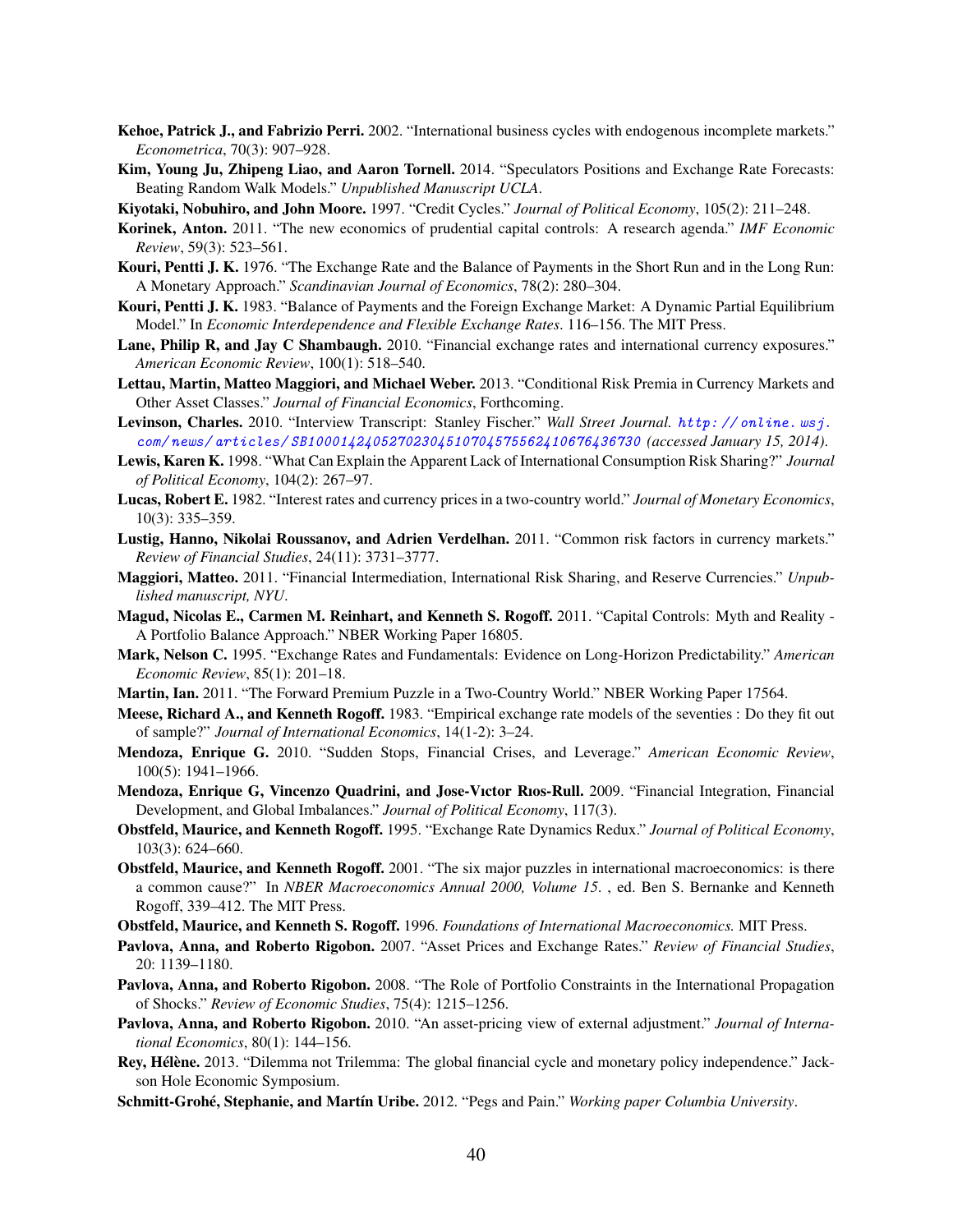**Kehoe, Patrick J., and Fabrizio Perri.** 2002. "International business cycles with endogenous incomplete markets." *Econometrica*, 70(3): 907–928.

**Kim, Young Ju, Zhipeng Liao, and Aaron Tornell.** 2014. "Speculators Positions and Exchange Rate Forecasts: Beating Random Walk Models." *Unpublished Manuscript UCLA*.

**Kiyotaki, Nobuhiro, and John Moore.** 1997. "Credit Cycles." *Journal of Political Economy*, 105(2): 211–248.

**Korinek, Anton.** 2011. "The new economics of prudential capital controls: A research agenda." *IMF Economic Review*, 59(3): 523–561.

**Kouri, Pentti J. K.** 1976. "The Exchange Rate and the Balance of Payments in the Short Run and in the Long Run: A Monetary Approach." *Scandinavian Journal of Economics*, 78(2): 280–304.

**Kouri, Pentti J. K.** 1983. "Balance of Payments and the Foreign Exchange Market: A Dynamic Partial Equilibrium Model." In *Economic Interdependence and Flexible Exchange Rates*. 116–156. The MIT Press.

**Lane, Philip R, and Jay C Shambaugh.** 2010. "Financial exchange rates and international currency exposures." *American Economic Review*, 100(1): 518–540.

**Lettau, Martin, Matteo Maggiori, and Michael Weber.** 2013. "Conditional Risk Premia in Currency Markets and Other Asset Classes." *Journal of Financial Economics*, Forthcoming.

**Levinson, Charles.** 2010. "Interview Transcript: Stanley Fischer." *Wall Street Journal.* *http://online.wsj.com/news/articles/SB10001424052702304510704575562410676436730 (accessed January 15, 2014).*

**Lewis, Karen K.** 1998. "What Can Explain the Apparent Lack of International Consumption Risk Sharing?" *Journal of Political Economy*, 104(2): 267–97.

**Lucas, Robert E.** 1982. "Interest rates and currency prices in a two-country world." *Journal of Monetary Economics*, 10(3): 335–359.

**Lustig, Hanno, Nikolai Roussanov, and Adrien Verdelhan.** 2011. "Common risk factors in currency markets." *Review of Financial Studies*, 24(11): 3731–3777.

**Maggiori, Matteo.** 2011. "Financial Intermediation, International Risk Sharing, and Reserve Currencies." *Unpublished manuscript, NYU*.

**Magud, Nicolas E., Carmen M. Reinhart, and Kenneth S. Rogoff.** 2011. "Capital Controls: Myth and Reality - A Portfolio Balance Approach." NBER Working Paper 16805.

**Mark, Nelson C.** 1995. "Exchange Rates and Fundamentals: Evidence on Long-Horizon Predictability." *American Economic Review*, 85(1): 201–18.

**Martin, Ian.** 2011. "The Forward Premium Puzzle in a Two-Country World." NBER Working Paper 17564.

**Meese, Richard A., and Kenneth Rogoff.** 1983. "Empirical exchange rate models of the seventies : Do they fit out of sample?" *Journal of International Economics*, 14(1-2): 3–24.

**Mendoza, Enrique G.** 2010. "Sudden Stops, Financial Crises, and Leverage." *American Economic Review*, 100(5): 1941–1966.

**Mendoza, Enrique G, Vincenzo Quadrini, and Jose-Vıctor Rıos-Rull.** 2009. "Financial Integration, Financial Development, and Global Imbalances." *Journal of Political Economy*, 117(3).

**Obstfeld, Maurice, and Kenneth Rogoff.** 1995. "Exchange Rate Dynamics Redux." *Journal of Political Economy*, 103(3): 624–660.

**Obstfeld, Maurice, and Kenneth Rogoff.** 2001. "The six major puzzles in international macroeconomics: is there a common cause?" In *NBER Macroeconomics Annual 2000, Volume 15.* , ed. Ben S. Bernanke and Kenneth Rogoff, 339–412. The MIT Press.

**Obstfeld, Maurice, and Kenneth S. Rogoff.** 1996. *Foundations of International Macroeconomics.* MIT Press.

**Pavlova, Anna, and Roberto Rigobon.** 2007. "Asset Prices and Exchange Rates." *Review of Financial Studies*, 20: 1139–1180.

**Pavlova, Anna, and Roberto Rigobon.** 2008. "The Role of Portfolio Constraints in the International Propagation of Shocks." *Review of Economic Studies*, 75(4): 1215–1256.

**Pavlova, Anna, and Roberto Rigobon.** 2010. "An asset-pricing view of external adjustment." *Journal of International Economics*, 80(1): 144–156.

**Rey, Hélène.** 2013. "Dilemma not Trilemma: The global financial cycle and monetary policy independence." Jackson Hole Economic Symposium.

**Schmitt-Grohé, Stephanie, and Martín Uribe.** 2012. "Pegs and Pain." *Working paper Columbia University*.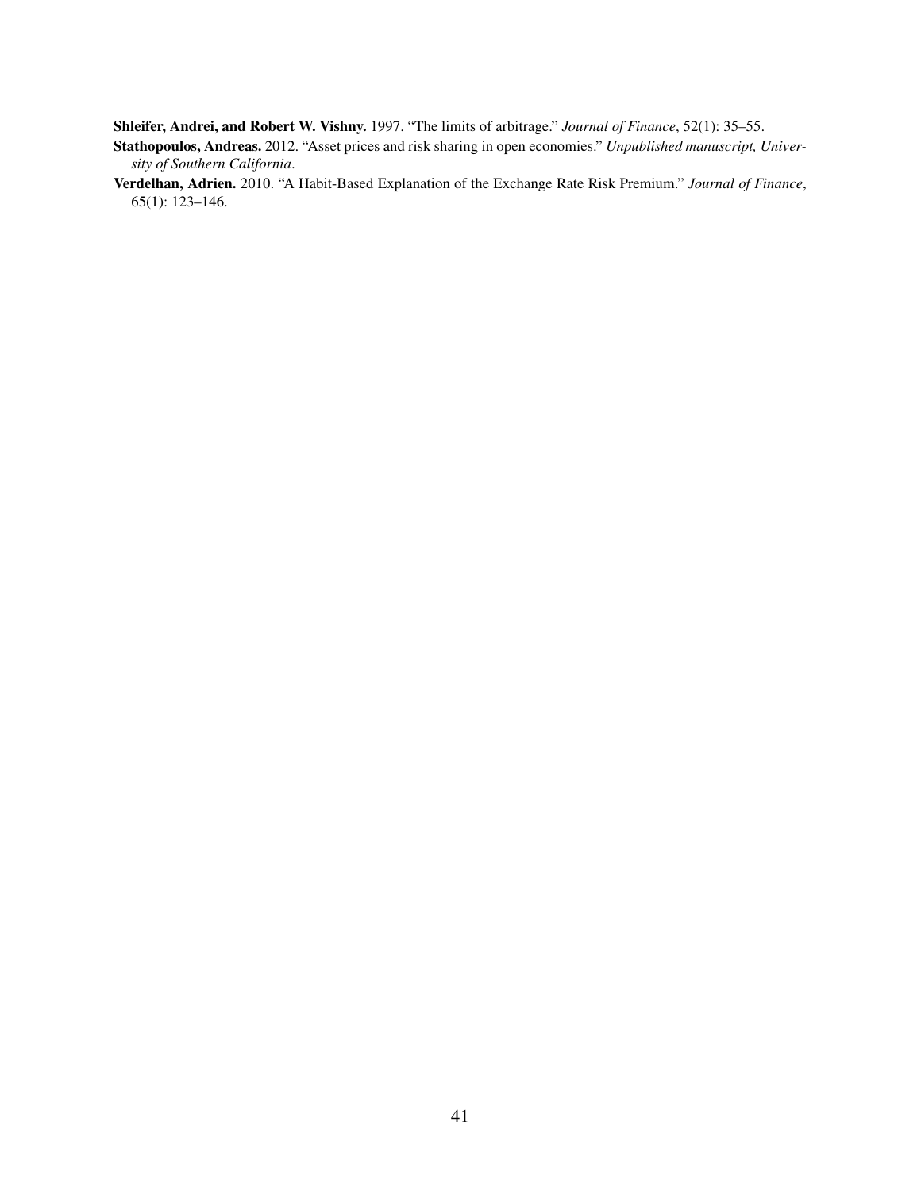**Shleifer, Andrei, and Robert W. Vishny.** 1997. "The limits of arbitrage." *Journal of Finance*, 52(1): 35–55.

**Stathopoulos, Andreas.** 2012. "Asset prices and risk sharing in open economies." *Unpublished manuscript, University of Southern California*.

**Verdelhan, Adrien.** 2010. "A Habit-Based Explanation of the Exchange Rate Risk Premium." *Journal of Finance*, 65(1): 123–146.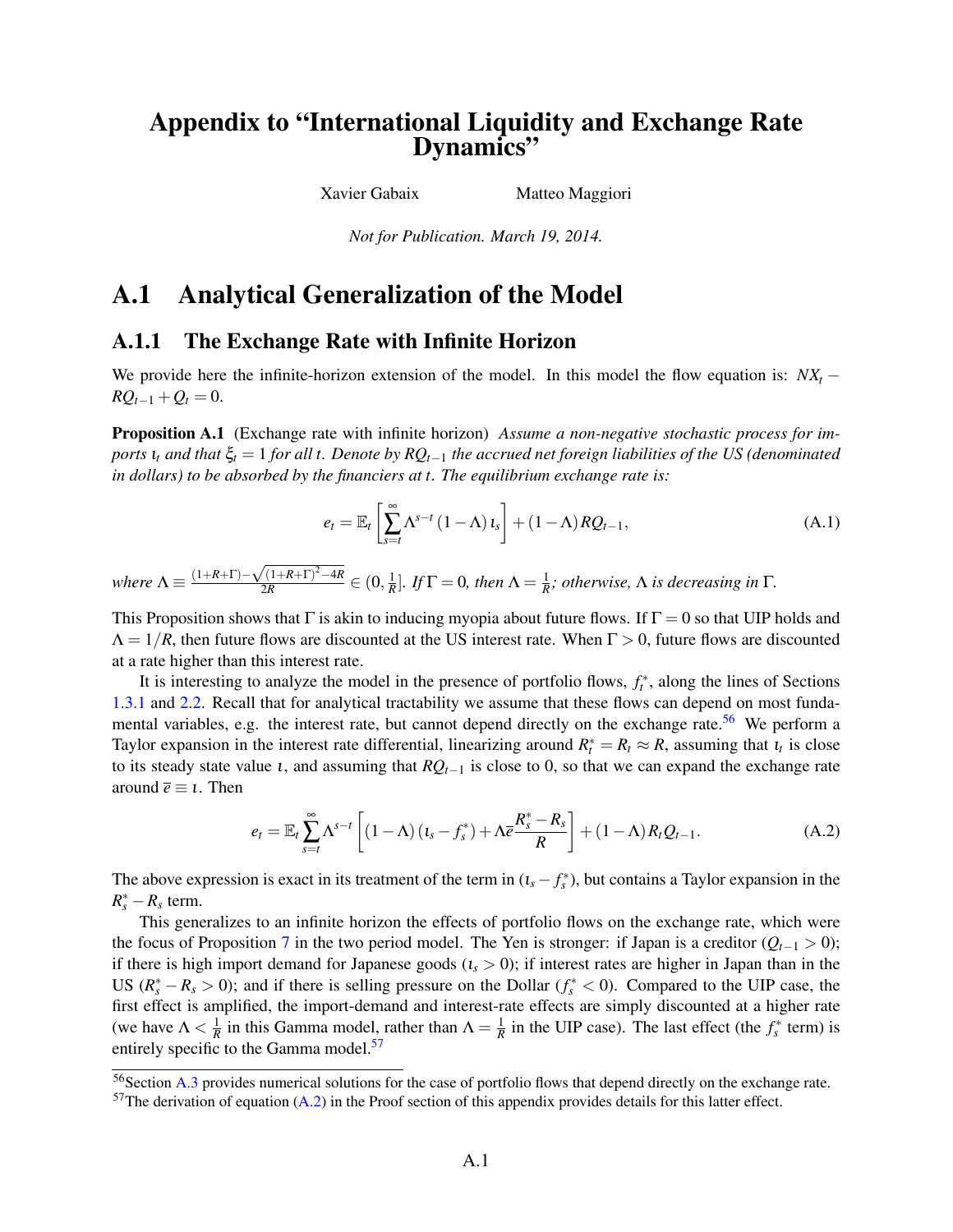# Appendix to "International Liquidity and Exchange Rate Dynamics"

Xavier Gabaix Matteo Maggiori

*Not for Publication. March 19, 2014.*

# A.1 Analytical Generalization of the Model

## A.1.1 The Exchange Rate with Infinite Horizon

We provide here the infinite-horizon extension of the model. In this model the flow equation is: $NX_t - RQ_{t-1} + Q_t = 0$.

**Proposition A.1** (Exchange rate with infinite horizon) *Assume a non-negative stochastic process for imports $\iota_t$ and that $\xi_t = 1$ for all $t$. Denote by $RQ_{t-1}$ the accrued net foreign liabilities of the US (denominated in dollars) to be absorbed by the financiers at $t$. The equilibrium exchange rate is:*

$$e_t = \mathbb{E}_t\left[\sum_{s=t}^{\infty}\Lambda^{s-t}(1-\Lambda)\iota_s\right] + (1-\Lambda)RQ_{t-1}, \tag{A.1}$$

*where $\Lambda \equiv \frac{(1+R+\Gamma)-\sqrt{(1+R+\Gamma)^2-4R}}{2R} \in (0,\frac{1}{R}]$. If $\Gamma = 0$, then $\Lambda = \frac{1}{R}$; otherwise, $\Lambda$ is decreasing in $\Gamma$.*

This Proposition shows that $\Gamma$ is akin to inducing myopia about future flows. If $\Gamma = 0$ so that UIP holds and $\Lambda = 1/R$, then future flows are discounted at the US interest rate. When $\Gamma > 0$, future flows are discounted at a rate higher than this interest rate.

It is interesting to analyze the model in the presence of portfolio flows, $f_t^*$, along the lines of Sections 1.3.1 and 2.2. Recall that for analytical tractability we assume that these flows can depend on most fundamental variables, e.g. the interest rate, but cannot depend directly on the exchange rate.[56] We perform a Taylor expansion in the interest rate differential, linearizing around $R_t^* = R_t \approx R$, assuming that $\iota_t$ is close to its steady state value $\iota$, and assuming that $RQ_{t-1}$ is close to 0, so that we can expand the exchange rate around $\bar{e} \equiv \iota$. Then

$$e_t = \mathbb{E}_t\sum_{s=t}^{\infty}\Lambda^{s-t}\left[(1-\Lambda)(\iota_s - f_s^*) + \Lambda\bar{e}\frac{R_s^* - R_s}{R}\right] + (1-\Lambda)R_tQ_{t-1}. \tag{A.2}$$

The above expression is exact in its treatment of the term in $(\iota_s - f_s^*)$, but contains a Taylor expansion in the $R_s^* - R_s$ term.

This generalizes to an infinite horizon the effects of portfolio flows on the exchange rate, which were the focus of Proposition 7 in the two period model. The Yen is stronger: if Japan is a creditor ($Q_{t-1} > 0$); if there is high import demand for Japanese goods ($\iota_s > 0$); if interest rates are higher in Japan than in the US ($R_s^* - R_s > 0$); and if there is selling pressure on the Dollar ($f_s^* < 0$). Compared to the UIP case, the first effect is amplified, the import-demand and interest-rate effects are simply discounted at a higher rate (we have $\Lambda < \frac{1}{R}$ in this Gamma model, rather than $\Lambda = \frac{1}{R}$ in the UIP case). The last effect (the $f_s^*$ term) is entirely specific to the Gamma model.[57]

---

[56] Section A.3 provides numerical solutions for the case of portfolio flows that depend directly on the exchange rate.

[57] The derivation of equation (A.2) in the Proof section of this appendix provides details for this latter effect.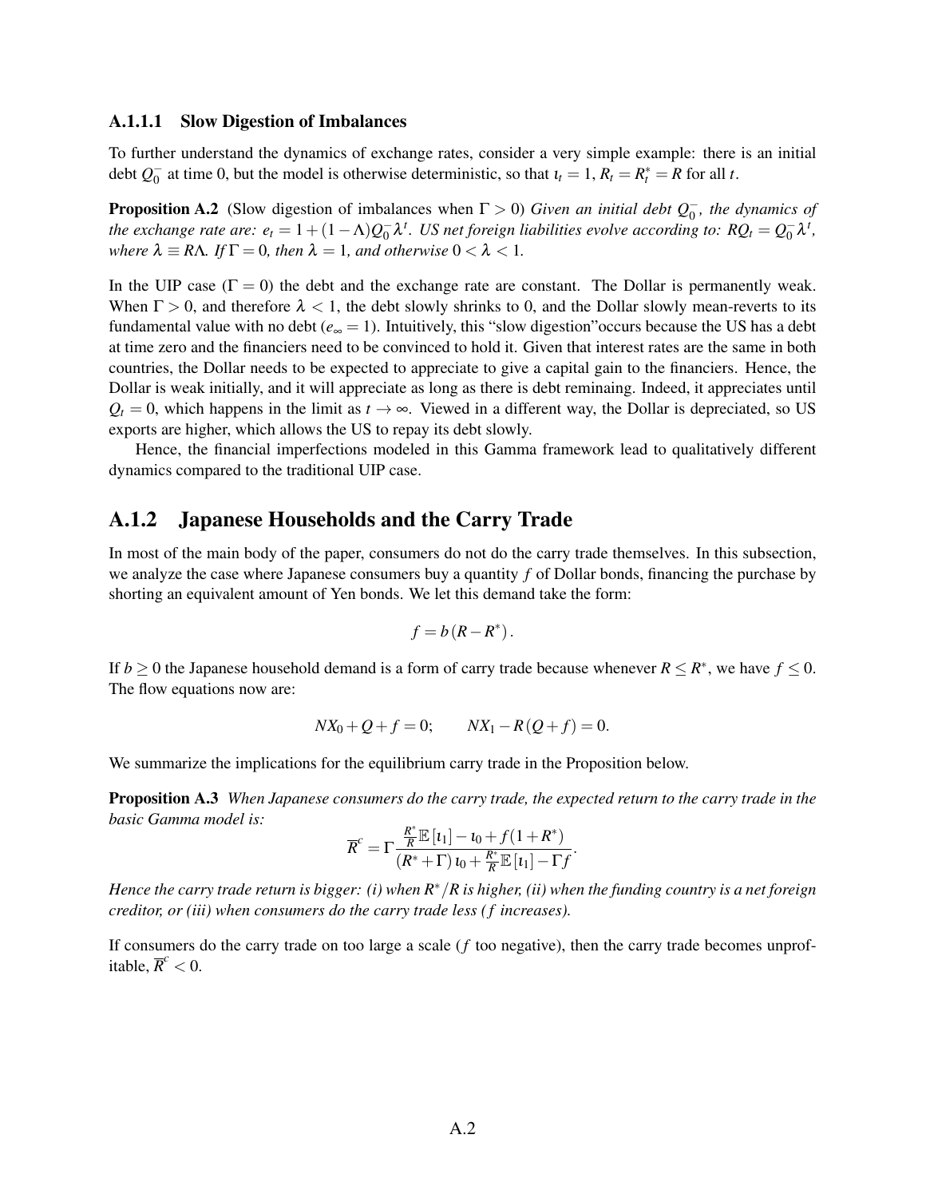#### A.1.1.1 Slow Digestion of Imbalances

To further understand the dynamics of exchange rates, consider a very simple example: there is an initial debt $Q_0^-$ at time 0, but the model is otherwise deterministic, so that $\iota_t = 1$, $R_t = R_t^* = R$ for all $t$.

**Proposition A.2** (Slow digestion of imbalances when $\Gamma > 0$) *Given an initial debt $Q_0^-$, the dynamics of the exchange rate are: $e_t = 1 + (1-\Lambda) Q_0^- \lambda^t$. US net foreign liabilities evolve according to: $RQ_t = Q_0^- \lambda^t$, where $\lambda \equiv R\Lambda$. If $\Gamma = 0$, then $\lambda = 1$, and otherwise $0 < \lambda < 1$.*

In the UIP case ($\Gamma = 0$) the debt and the exchange rate are constant. The Dollar is permanently weak. When $\Gamma > 0$, and therefore $\lambda < 1$, the debt slowly shrinks to 0, and the Dollar slowly mean-reverts to its fundamental value with no debt ($e_\infty = 1$). Intuitively, this "slow digestion"occurs because the US has a debt at time zero and the financiers need to be convinced to hold it. Given that interest rates are the same in both countries, the Dollar needs to be expected to appreciate to give a capital gain to the financiers. Hence, the Dollar is weak initially, and it will appreciate as long as there is debt reminaing. Indeed, it appreciates until $Q_t = 0$, which happens in the limit as $t \to \infty$. Viewed in a different way, the Dollar is depreciated, so US exports are higher, which allows the US to repay its debt slowly.

Hence, the financial imperfections modeled in this Gamma framework lead to qualitatively different dynamics compared to the traditional UIP case.

## A.1.2 Japanese Households and the Carry Trade

In most of the main body of the paper, consumers do not do the carry trade themselves. In this subsection, we analyze the case where Japanese consumers buy a quantity $f$ of Dollar bonds, financing the purchase by shorting an equivalent amount of Yen bonds. We let this demand take the form:

$$f = b\left(R - R^*\right).$$

If $b \geq 0$ the Japanese household demand is a form of carry trade because whenever $R \leq R^*$, we have $f \leq 0$. The flow equations now are:

$$NX_0 + Q + f = 0; \qquad NX_1 - R\left(Q + f\right) = 0.$$

We summarize the implications for the equilibrium carry trade in the Proposition below.

**Proposition A.3** *When Japanese consumers do the carry trade, the expected return to the carry trade in the basic Gamma model is:*

$$\overline{R}^c = \Gamma \frac{\frac{R^*}{R}\mathbb{E}\left[\iota_1\right] - \iota_0 + f(1+R^*)}{\left(R^* + \Gamma\right)\iota_0 + \frac{R^*}{R}\mathbb{E}\left[\iota_1\right] - \Gamma f}.$$

*Hence the carry trade return is bigger: (i) when $R^*/R$ is higher, (ii) when the funding country is a net foreign creditor, or (iii) when consumers do the carry trade less ($f$ increases).*

If consumers do the carry trade on too large a scale ($f$ too negative), then the carry trade becomes unprofitable, $\overline{R}^c < 0$.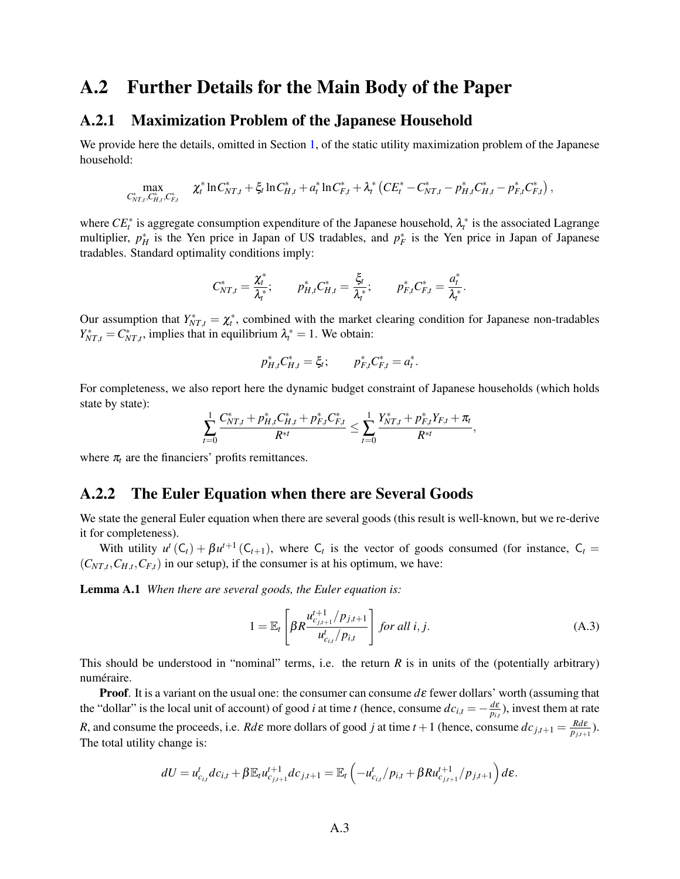## A.2 Further Details for the Main Body of the Paper

### A.2.1 Maximization Problem of the Japanese Household

We provide here the details, omitted in Section 1, of the static utility maximization problem of the Japanese household:

$$\max_{C^*_{NT,t},C^*_{H,t},C^*_{F,t}} \quad \chi^*_t \ln C^*_{NT,t} + \xi_t \ln C^*_{H,t} + a^*_t \ln C^*_{F,t} + \lambda^*_t \left( CE^*_t - C^*_{NT,t} - p^*_{H,t} C^*_{H,t} - p^*_{F,t} C^*_{F,t} \right),$$

where $CE^*_t$ is aggregate consumption expenditure of the Japanese household, $\lambda^*_t$ is the associated Lagrange multiplier, $p^*_H$ is the Yen price in Japan of US tradables, and $p^*_F$ is the Yen price in Japan of Japanese tradables. Standard optimality conditions imply:

$$C^*_{NT,t} = \frac{\chi^*_t}{\lambda^*_t}; \qquad p^*_{H,t} C^*_{H,t} = \frac{\xi_t}{\lambda^*_t}; \qquad p^*_{F,t} C^*_{F,t} = \frac{a^*_t}{\lambda^*_t}.$$

Our assumption that $Y^*_{NT,t} = \chi^*_t$, combined with the market clearing condition for Japanese non-tradables $Y^*_{NT,t} = C^*_{NT,t}$, implies that in equilibrium $\lambda^*_t = 1$. We obtain:

$$p^*_{H,t} C^*_{H,t} = \xi_t; \qquad p^*_{F,t} C^*_{F,t} = a^*_t.$$

For completeness, we also report here the dynamic budget constraint of Japanese households (which holds state by state):

$$\sum_{t=0}^{1} \frac{C^*_{NT,t} + p^*_{H,t} C^*_{H,t} + p^*_{F,t} C^*_{F,t}}{R^{*t}} \le \sum_{t=0}^{1} \frac{Y^*_{NT,t} + p^*_{F,t} Y_{F,t} + \pi_t}{R^{*t}},$$

where $\pi_t$ are the financiers' profits remittances.

### A.2.2 The Euler Equation when there are Several Goods

We state the general Euler equation when there are several goods (this result is well-known, but we re-derive it for completeness).

With utility $u^t(\mathsf{C}_t) + \beta u^{t+1}(\mathsf{C}_{t+1})$, where $\mathsf{C}_t$ is the vector of goods consumed (for instance, $\mathsf{C}_t = (C_{NT,t}, C_{H,t}, C_{F,t})$ in our setup), if the consumer is at his optimum, we have:

**Lemma A.1** *When there are several goods, the Euler equation is:*

$$1 = \mathbb{E}_t \left[ \beta R \frac{u^{t+1}_{c_{j,t+1}} / p_{j,t+1}}{u^t_{c_{i,t}} / p_{i,t}} \right] \text{ for all } i, j. \tag{A.3}$$

This should be understood in "nominal" terms, i.e. the return $R$ is in units of the (potentially arbitrary) numéraire.

**Proof**. It is a variant on the usual one: the consumer can consume $d\varepsilon$ fewer dollars' worth (assuming that the "dollar" is the local unit of account) of good $i$ at time $t$ (hence, consume $dc_{i,t} = -\frac{d\varepsilon}{p_{i,t}}$), invest them at rate $R$, and consume the proceeds, i.e. $Rd\varepsilon$ more dollars of good $j$ at time $t+1$ (hence, consume $dc_{j,t+1} = \frac{Rd\varepsilon}{p_{j,t+1}}$). The total utility change is:

$$dU = u^t_{c_{i,t}} dc_{i,t} + \beta \mathbb{E}_t u^{t+1}_{c_{j,t+1}} dc_{j,t+1} = \mathbb{E}_t \left( -u^t_{c_{i,t}} / p_{i,t} + \beta R u^{t+1}_{c_{j,t+1}} / p_{j,t+1} \right) d\varepsilon.$$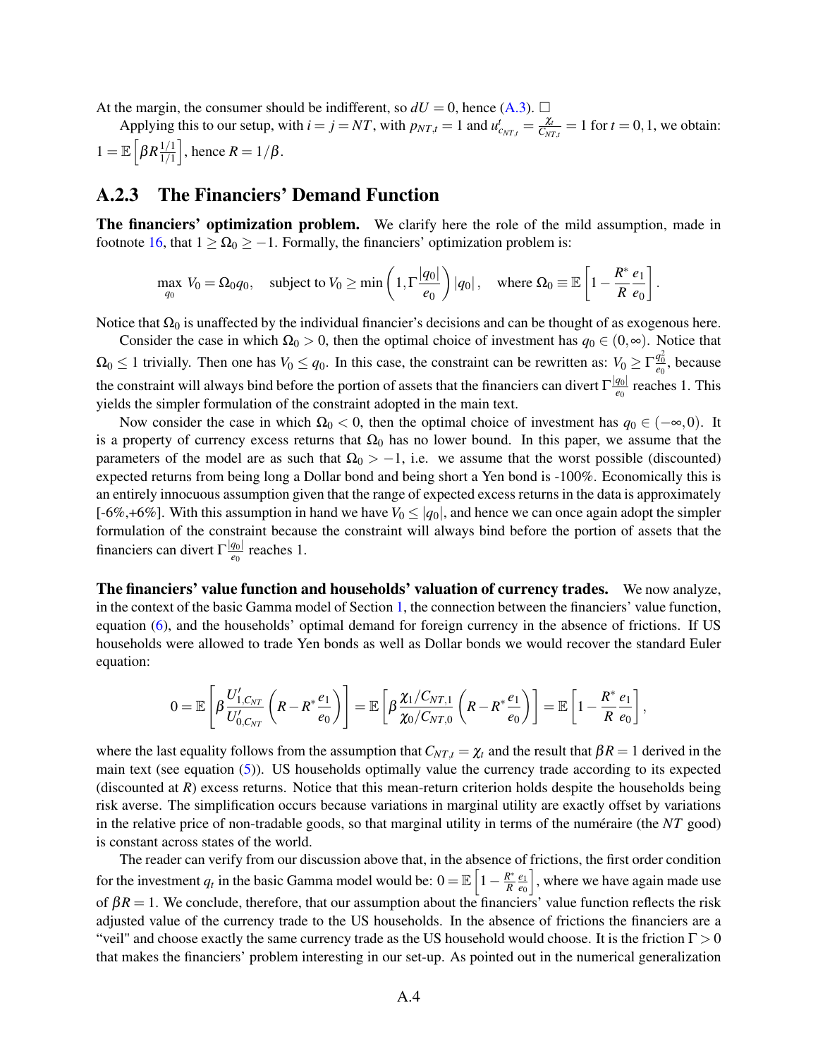At the margin, the consumer should be indifferent, so $dU = 0$, hence (A.3). $\square$

Applying this to our setup, with $i = j = NT$, with $p_{NT,t} = 1$ and $u^t_{c_{NT,t}} = \frac{\chi_t}{C_{NT,t}} = 1$ for $t = 0, 1$, we obtain: $1 = \mathbb{E}\left[\beta R \frac{1/1}{1/1}\right]$, hence $R = 1/\beta$.

### A.2.3 The Financiers' Demand Function

**The financiers' optimization problem.** We clarify here the role of the mild assumption, made in footnote 16, that $1 \geq \Omega_0 \geq -1$. Formally, the financiers' optimization problem is:

$$\max_{q_0} V_0 = \Omega_0 q_0, \quad \text{subject to } V_0 \geq \min\left(1, \Gamma \frac{|q_0|}{e_0}\right)|q_0|, \quad \text{where } \Omega_0 \equiv \mathbb{E}\left[1 - \frac{R^*}{R}\frac{e_1}{e_0}\right].$$

Notice that $\Omega_0$ is unaffected by the individual financier's decisions and can be thought of as exogenous here.

Consider the case in which $\Omega_0 > 0$, then the optimal choice of investment has $q_0 \in (0, \infty)$. Notice that $\Omega_0 \leq 1$ trivially. Then one has $V_0 \leq q_0$. In this case, the constraint can be rewritten as: $V_0 \geq \Gamma \frac{q_0^2}{e_0}$, because the constraint will always bind before the portion of assets that the financiers can divert $\Gamma \frac{|q_0|}{e_0}$ reaches 1. This yields the simpler formulation of the constraint adopted in the main text.

Now consider the case in which $\Omega_0 < 0$, then the optimal choice of investment has $q_0 \in (-\infty, 0)$. It is a property of currency excess returns that $\Omega_0$ has no lower bound. In this paper, we assume that the parameters of the model are as such that $\Omega_0 > -1$, i.e. we assume that the worst possible (discounted) expected returns from being long a Dollar bond and being short a Yen bond is -100%. Economically this is an entirely innocuous assumption given that the range of expected excess returns in the data is approximately [-6%,+6%]. With this assumption in hand we have $V_0 \leq |q_0|$, and hence we can once again adopt the simpler formulation of the constraint because the constraint will always bind before the portion of assets that the financiers can divert $\Gamma \frac{|q_0|}{e_0}$ reaches 1.

**The financiers' value function and households' valuation of currency trades.** We now analyze, in the context of the basic Gamma model of Section 1, the connection between the financiers' value function, equation (6), and the households' optimal demand for foreign currency in the absence of frictions. If US households were allowed to trade Yen bonds as well as Dollar bonds we would recover the standard Euler equation:

$$0 = \mathbb{E}\left[\beta \frac{U'_{1,C_{NT}}}{U'_{0,C_{NT}}}\left(R - R^* \frac{e_1}{e_0}\right)\right] = \mathbb{E}\left[\beta \frac{\chi_1 / C_{NT,1}}{\chi_0 / C_{NT,0}}\left(R - R^* \frac{e_1}{e_0}\right)\right] = \mathbb{E}\left[1 - \frac{R^*}{R}\frac{e_1}{e_0}\right],$$

where the last equality follows from the assumption that $C_{NT,t} = \chi_t$ and the result that $\beta R = 1$ derived in the main text (see equation (5)). US households optimally value the currency trade according to its expected (discounted at $R$) excess returns. Notice that this mean-return criterion holds despite the households being risk averse. The simplification occurs because variations in marginal utility are exactly offset by variations in the relative price of non-tradable goods, so that marginal utility in terms of the numéraire (the $NT$ good) is constant across states of the world.

The reader can verify from our discussion above that, in the absence of frictions, the first order condition for the investment $q_t$ in the basic Gamma model would be: $0 = \mathbb{E}\left[1 - \frac{R^*}{R}\frac{e_1}{e_0}\right]$, where we have again made use of $\beta R = 1$. We conclude, therefore, that our assumption about the financiers' value function reflects the risk adjusted value of the currency trade to the US households. In the absence of frictions the financiers are a "veil" and choose exactly the same currency trade as the US household would choose. It is the friction $\Gamma > 0$ that makes the financiers' problem interesting in our set-up. As pointed out in the numerical generalization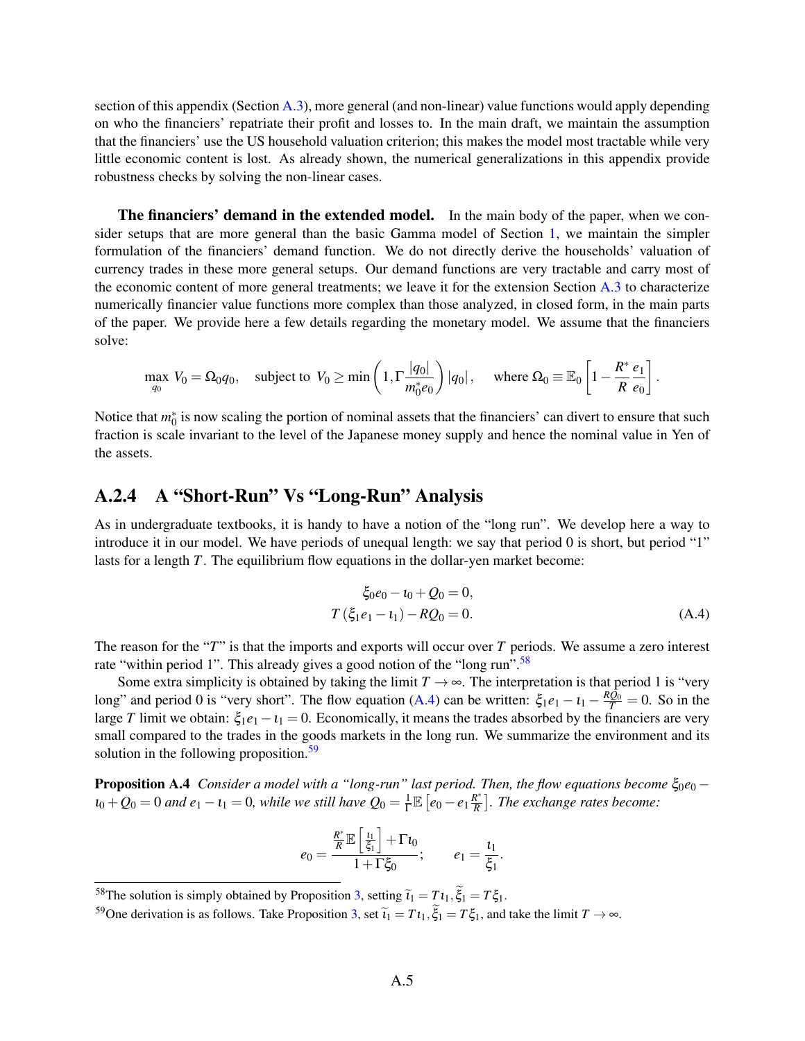section of this appendix (Section A.3), more general (and non-linear) value functions would apply depending on who the financiers' repatriate their profit and losses to. In the main draft, we maintain the assumption that the financiers' use the US household valuation criterion; this makes the model most tractable while very little economic content is lost. As already shown, the numerical generalizations in this appendix provide robustness checks by solving the non-linear cases.

**The financiers' demand in the extended model.** In the main body of the paper, when we consider setups that are more general than the basic Gamma model of Section 1, we maintain the simpler formulation of the financiers' demand function. We do not directly derive the households' valuation of currency trades in these more general setups. Our demand functions are very tractable and carry most of the economic content of more general treatments; we leave it for the extension Section A.3 to characterize numerically financier value functions more complex than those analyzed, in closed form, in the main parts of the paper. We provide here a few details regarding the monetary model. We assume that the financiers solve:

$$\max_{q_0} \; V_0 = \Omega_0 q_0, \quad \text{subject to } \; V_0 \geq \min\left(1, \Gamma \frac{|q_0|}{m_0^* e_0}\right)|q_0|, \quad \text{ where } \Omega_0 \equiv \mathbb{E}_0\left[1 - \frac{R^*}{R}\frac{e_1}{e_0}\right].$$

Notice that $m_0^*$ is now scaling the portion of nominal assets that the financiers' can divert to ensure that such fraction is scale invariant to the level of the Japanese money supply and hence the nominal value in Yen of the assets.

### A.2.4 A "Short-Run" Vs "Long-Run" Analysis

As in undergraduate textbooks, it is handy to have a notion of the "long run". We develop here a way to introduce it in our model. We have periods of unequal length: we say that period 0 is short, but period "1" lasts for a length $T$. The equilibrium flow equations in the dollar-yen market become:

$$\begin{aligned} \xi_0 e_0 - \iota_0 + Q_0 &= 0, \\ T\left(\xi_1 e_1 - \iota_1\right) - R Q_0 &= 0. \end{aligned} \tag{A.4}$$

The reason for the "$T$" is that the imports and exports will occur over $T$ periods. We assume a zero interest rate "within period 1". This already gives a good notion of the "long run".[58]

Some extra simplicity is obtained by taking the limit $T \to \infty$. The interpretation is that period 1 is "very long" and period 0 is "very short". The flow equation (A.4) can be written: $\xi_1 e_1 - \iota_1 - \frac{RQ_0}{T} = 0$. So in the large $T$ limit we obtain: $\xi_1 e_1 - \iota_1 = 0$. Economically, it means the trades absorbed by the financiers are very small compared to the trades in the goods markets in the long run. We summarize the environment and its solution in the following proposition.[59]

**Proposition A.4** *Consider a model with a "long-run" last period. Then, the flow equations become $\xi_0 e_0 - \iota_0 + Q_0 = 0$ and $e_1 - \iota_1 = 0$, while we still have $Q_0 = \frac{1}{\Gamma}\mathbb{E}\left[e_0 - e_1 \frac{R^*}{R}\right]$. The exchange rates become:*

$$e_0 = \frac{\frac{R^*}{R}\mathbb{E}\left[\frac{\iota_1}{\xi_1}\right] + \Gamma \iota_0}{1 + \Gamma \xi_0}; \qquad e_1 = \frac{\iota_1}{\xi_1}.$$

---

[58] The solution is simply obtained by Proposition 3, setting $\widetilde{\iota}_1 = T\iota_1, \widetilde{\xi}_1 = T\xi_1$.

[59] One derivation is as follows. Take Proposition 3, set $\widetilde{\iota}_1 = T\iota_1, \widetilde{\xi}_1 = T\xi_1$, and take the limit $T \to \infty$.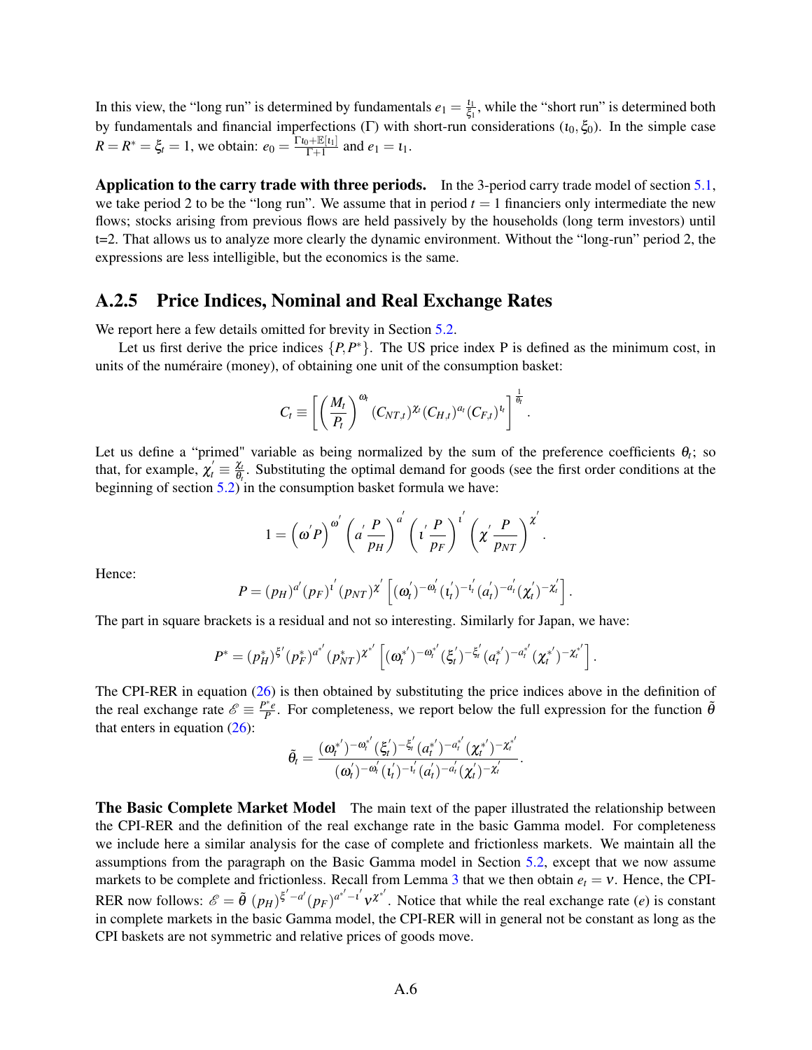In this view, the "long run" is determined by fundamentals $e_1 = \frac{\iota_1}{\xi_1}$, while the "short run" is determined both by fundamentals and financial imperfections ($\Gamma$) with short-run considerations ($\iota_0, \xi_0$). In the simple case $R = R^* = \xi_t = 1$, we obtain: $e_0 = \frac{\Gamma \iota_0 + \mathbb{E}[\iota_1]}{\Gamma + 1}$ and $e_1 = \iota_1$.

**Application to the carry trade with three periods.** In the 3-period carry trade model of section 5.1, we take period 2 to be the "long run". We assume that in period $t = 1$ financiers only intermediate the new flows; stocks arising from previous flows are held passively by the households (long term investors) until t=2. That allows us to analyze more clearly the dynamic environment. Without the "long-run" period 2, the expressions are less intelligible, but the economics is the same.

## A.2.5 Price Indices, Nominal and Real Exchange Rates

We report here a few details omitted for brevity in Section 5.2.

Let us first derive the price indices $\{P, P^*\}$. The US price index P is defined as the minimum cost, in units of the numéraire (money), of obtaining one unit of the consumption basket:

$$C_t \equiv \left[ \left( \frac{M_t}{P_t} \right)^{\omega_t} (C_{NT,t})^{\chi_t} (C_{H,t})^{a_t} (C_{F,t})^{\iota_t} \right]^{\frac{1}{\theta_t}}.$$

Let us define a "primed" variable as being normalized by the sum of the preference coefficients $\theta_t$; so that, for example, $\chi_t^{'} \equiv \frac{\chi_t}{\theta_t}$. Substituting the optimal demand for goods (see the first order conditions at the beginning of section 5.2) in the consumption basket formula we have:

$$1 = \left( \omega^{'} P \right)^{\omega^{'}} \left( a^{'} \frac{P}{p_H} \right)^{a^{'}} \left( \iota^{'} \frac{P}{p_F} \right)^{\iota^{'}} \left( \chi^{'} \frac{P}{p_{NT}} \right)^{\chi^{'}}.$$

Hence:

$$P = (p_H)^{a^{'}} (p_F)^{\iota^{'}} (p_{NT})^{\chi^{'}} \left[ (\omega_t^{'})^{-\omega_t^{'}} (\iota_t^{'})^{-\iota_t^{'}} (a_t^{'})^{-a_t^{'}} (\chi_t^{'})^{-\chi_t^{'}} \right].$$

The part in square brackets is a residual and not so interesting. Similarly for Japan, we have:

$$P^* = (p_H^*)^{\xi^{'}} (p_F^*)^{a^{*'}} (p_{NT}^*)^{\chi^{*'}} \left[ (\omega_t^{*'})^{-\omega_t^{*'}} (\xi_t^{'})^{-\xi_t^{'}} (a_t^{*'})^{-a_t^{*'}} (\chi_t^{*'})^{-\chi_t^{*'}} \right].$$

The CPI-RER in equation (26) is then obtained by substituting the price indices above in the definition of the real exchange rate $\mathscr{E} \equiv \frac{P^* e}{P}$. For completeness, we report below the full expression for the function $\tilde{\theta}$ that enters in equation (26):

$$\tilde{\theta}_t = \frac{(\omega_t^{*'})^{-\omega_t^{*'}} (\xi_t^{'})^{-\xi_t^{'}} (a_t^{*'})^{-a_t^{*'}} (\chi_t^{*'})^{-\chi_t^{*'}}}{(\omega_t^{'})^{-\omega_t^{'}} (\iota_t^{'})^{-\iota_t^{'}} (a_t^{'})^{-a_t^{'}} (\chi_t^{'})^{-\chi_t^{'}}}.$$

**The Basic Complete Market Model** The main text of the paper illustrated the relationship between the CPI-RER and the definition of the real exchange rate in the basic Gamma model. For completeness we include here a similar analysis for the case of complete and frictionless markets. We maintain all the assumptions from the paragraph on the Basic Gamma model in Section 5.2, except that we now assume markets to be complete and frictionless. Recall from Lemma 3 that we then obtain $e_t = \nu$. Hence, the CPI-RER now follows: $\mathscr{E} = \tilde{\theta} \, (p_H)^{\xi^{'} - a^{'}} (p_F)^{a^{*'} - \iota^{'}} \nu^{\chi^{*'}}$. Notice that while the real exchange rate ($e$) is constant in complete markets in the basic Gamma model, the CPI-RER will in general not be constant as long as the CPI baskets are not symmetric and relative prices of goods move.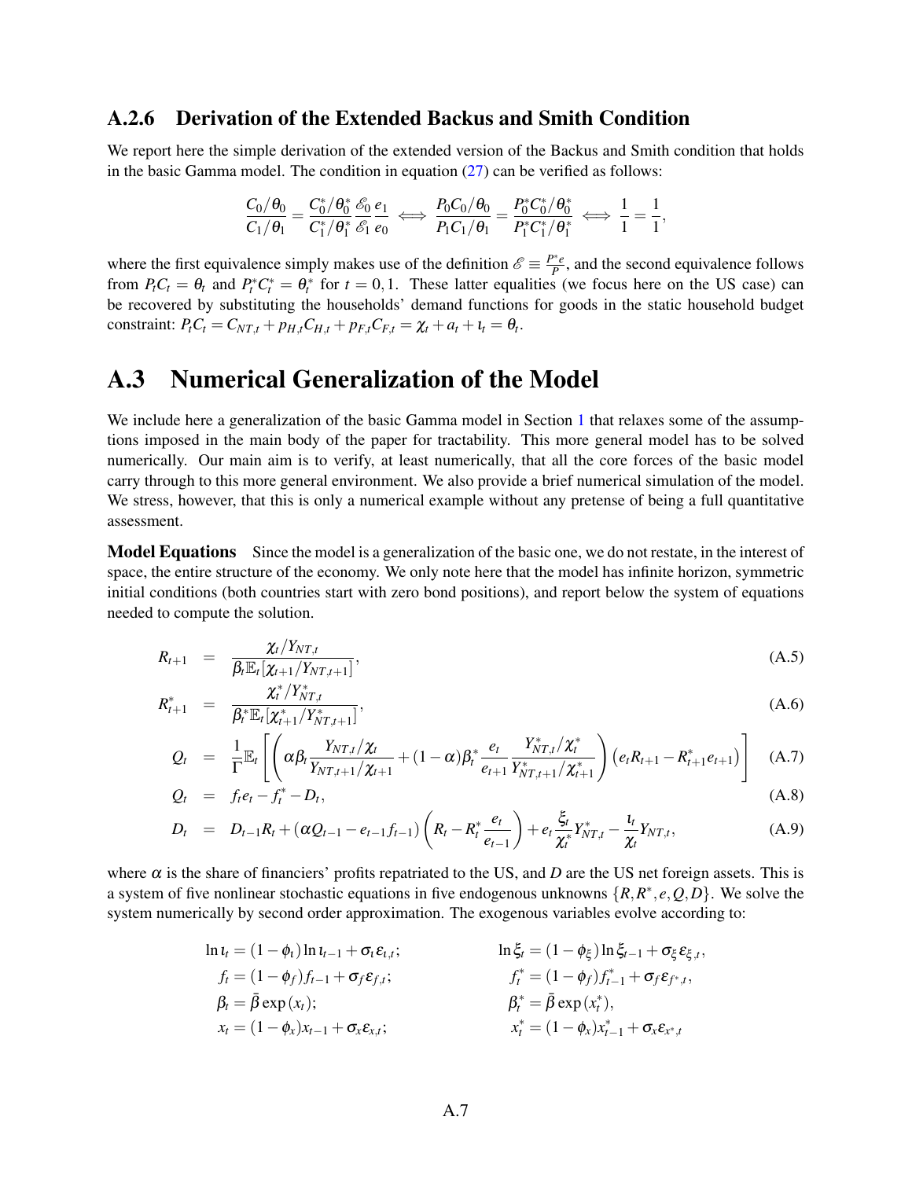### A.2.6 Derivation of the Extended Backus and Smith Condition

We report here the simple derivation of the extended version of the Backus and Smith condition that holds in the basic Gamma model. The condition in equation (27) can be verified as follows:

$$\frac{C_0/\theta_0}{C_1/\theta_1} = \frac{C_0^*/\theta_0^*}{C_1^*/\theta_1^*}\frac{\mathscr{E}_0}{\mathscr{E}_1}\frac{e_1}{e_0} \iff \frac{P_0C_0/\theta_0}{P_1C_1/\theta_1} = \frac{P_0^*C_0^*/\theta_0^*}{P_1^*C_1^*/\theta_1^*} \iff \frac{1}{1} = \frac{1}{1},$$

where the first equivalence simply makes use of the definition $\mathscr{E} \equiv \frac{P^*e}{P}$, and the second equivalence follows from $P_tC_t = \theta_t$ and $P_t^*C_t^* = \theta_t^*$ for $t = 0,1$. These latter equalities (we focus here on the US case) can be recovered by substituting the households' demand functions for goods in the static household budget constraint: $P_tC_t = C_{NT,t} + p_{H,t}C_{H,t} + p_{F,t}C_{F,t} = \chi_t + a_t + \iota_t = \theta_t$.

## A.3 Numerical Generalization of the Model

We include here a generalization of the basic Gamma model in Section 1 that relaxes some of the assumptions imposed in the main body of the paper for tractability. This more general model has to be solved numerically. Our main aim is to verify, at least numerically, that all the core forces of the basic model carry through to this more general environment. We also provide a brief numerical simulation of the model. We stress, however, that this is only a numerical example without any pretense of being a full quantitative assessment.

**Model Equations** Since the model is a generalization of the basic one, we do not restate, in the interest of space, the entire structure of the economy. We only note here that the model has infinite horizon, symmetric initial conditions (both countries start with zero bond positions), and report below the system of equations needed to compute the solution.

$$R_{t+1} = \frac{\chi_t/Y_{NT,t}}{\beta_t \mathbb{E}_t[\chi_{t+1}/Y_{NT,t+1}]}, \tag{A.5}$$

$$R_{t+1}^* = \frac{\chi_t^*/Y_{NT,t}^*}{\beta_t^* \mathbb{E}_t[\chi_{t+1}^*/Y_{NT,t+1}^*]}, \tag{A.6}$$

$$Q_t = \frac{1}{\Gamma}\mathbb{E}_t\left[\left(\alpha\beta_t\frac{Y_{NT,t}/\chi_t}{Y_{NT,t+1}/\chi_{t+1}} + (1-\alpha)\beta_t^*\frac{e_t}{e_{t+1}}\frac{Y_{NT,t}^*/\chi_t^*}{Y_{NT,t+1}^*/\chi_{t+1}^*}\right)\left(e_tR_{t+1} - R_{t+1}^*e_{t+1}\right)\right] \tag{A.7}$$

$$Q_t = f_te_t - f_t^* - D_t, \tag{A.8}$$

$$D_t = D_{t-1}R_t + (\alpha Q_{t-1} - e_{t-1}f_{t-1})\left(R_t - R_t^*\frac{e_t}{e_{t-1}}\right) + e_t\frac{\xi_t}{\chi_t^*}Y_{NT,t}^* - \frac{\iota_t}{\chi_t}Y_{NT,t}, \tag{A.9}$$

where $\alpha$ is the share of financiers' profits repatriated to the US, and $D$ are the US net foreign assets. This is a system of five nonlinear stochastic equations in five endogenous unknowns $\{R, R^*, e, Q, D\}$. We solve the system numerically by second order approximation. The exogenous variables evolve according to:

$$\ln\iota_t = (1-\phi_\iota)\ln\iota_{t-1} + \sigma_\iota\varepsilon_{\iota,t}; \qquad \ln\xi_t = (1-\phi_\xi)\ln\xi_{t-1} + \sigma_\xi\varepsilon_{\xi,t},$$

$$f_t = (1-\phi_f)f_{t-1} + \sigma_f\varepsilon_{f,t}; \qquad f_t^* = (1-\phi_f)f_{t-1}^* + \sigma_f\varepsilon_{f^*,t},$$

$$\beta_t = \bar{\beta}\exp(x_t); \qquad \beta_t^* = \bar{\beta}\exp(x_t^*),$$

$$x_t = (1-\phi_x)x_{t-1} + \sigma_x\varepsilon_{x,t}; \qquad x_t^* = (1-\phi_x)x_{t-1}^* + \sigma_x\varepsilon_{x^*,t}$$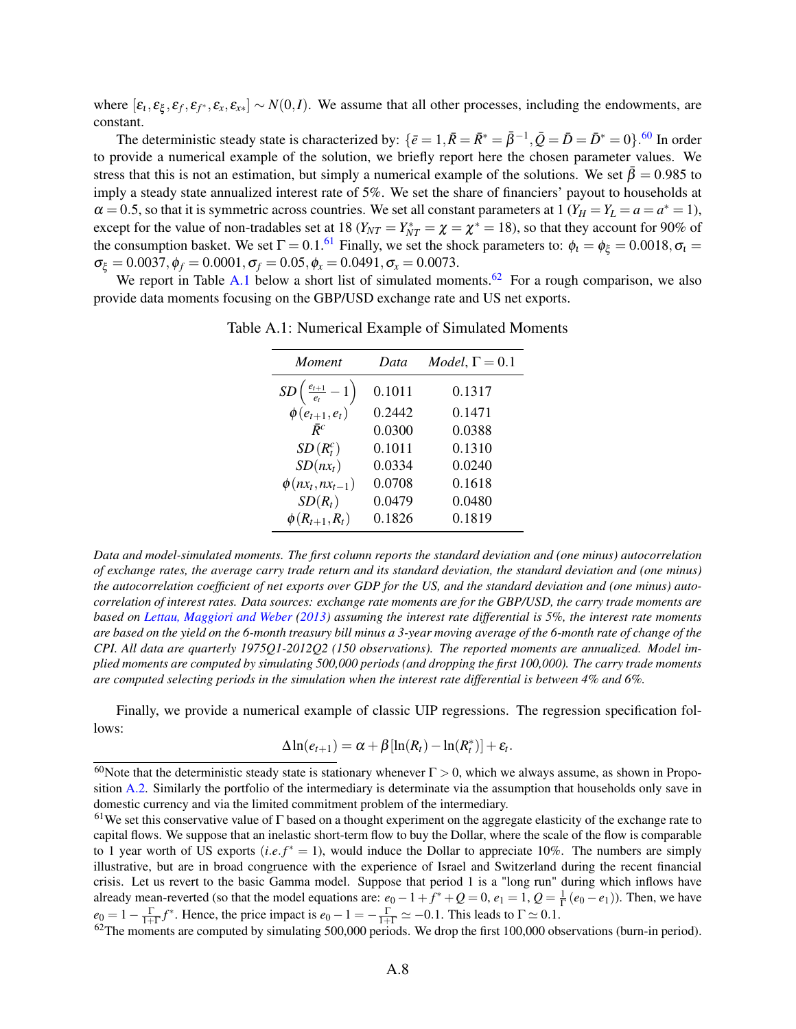where $[\varepsilon_t, \varepsilon_\xi, \varepsilon_f, \varepsilon_{f^*}, \varepsilon_x, \varepsilon_{x*}] \sim N(0, I)$. We assume that all other processes, including the endowments, are constant.

The deterministic steady state is characterized by: $\{\bar{e} = 1, \bar{R} = \bar{R}^* = \bar{\beta}^{-1}, \bar{Q} = \bar{D} = \bar{D}^* = 0\}$.[60] In order to provide a numerical example of the solution, we briefly report here the chosen parameter values. We stress that this is not an estimation, but simply a numerical example of the solutions. We set $\bar{\beta} = 0.985$ to imply a steady state annualized interest rate of 5%. We set the share of financiers' payout to households at $\alpha = 0.5$, so that it is symmetric across countries. We set all constant parameters at 1 ($Y_H = Y_L = a = a^* = 1$), except for the value of non-tradables set at 18 ($Y_{NT} = Y_{NT}^* = \chi = \chi^* = 18$), so that they account for 90% of the consumption basket. We set $\Gamma = 0.1$.[61] Finally, we set the shock parameters to: $\phi_\iota = \phi_\xi = 0.0018, \sigma_\iota = \sigma_\xi = 0.0037, \phi_f = 0.0001, \sigma_f = 0.05, \phi_x = 0.0491, \sigma_x = 0.0073$.

We report in Table A.1 below a short list of simulated moments.[62] For a rough comparison, we also provide data moments focusing on the GBP/USD exchange rate and US net exports.

Table A.1: Numerical Example of Simulated Moments

| *Moment* | *Data* | *Model*, $\Gamma = 0.1$ |
|---|---|---|
| $SD\left(\frac{e_{t+1}}{e_t} - 1\right)$ | 0.1011 | 0.1317 |
| $\phi(e_{t+1}, e_t)$ | 0.2442 | 0.1471 |
| $\bar{R}^c$ | 0.0300 | 0.0388 |
| $SD(R_t^c)$ | 0.1011 | 0.1310 |
| $SD(nx_t)$ | 0.0334 | 0.0240 |
| $\phi(nx_t, nx_{t-1})$ | 0.0708 | 0.1618 |
| $SD(R_t)$ | 0.0479 | 0.0480 |
| $\phi(R_{t+1}, R_t)$ | 0.1826 | 0.1819 |

*Data and model-simulated moments. The first column reports the standard deviation and (one minus) autocorrelation of exchange rates, the average carry trade return and its standard deviation, the standard deviation and (one minus) the autocorrelation coefficient of net exports over GDP for the US, and the standard deviation and (one minus) autocorrelation of interest rates. Data sources: exchange rate moments are for the GBP/USD, the carry trade moments are based on Lettau, Maggiori and Weber (2013) assuming the interest rate differential is 5%, the interest rate moments are based on the yield on the 6-month treasury bill minus a 3-year moving average of the 6-month rate of change of the CPI. All data are quarterly 1975Q1-2012Q2 (150 observations). The reported moments are annualized. Model implied moments are computed by simulating 500,000 periods (and dropping the first 100,000). The carry trade moments are computed selecting periods in the simulation when the interest rate differential is between 4% and 6%.*

Finally, we provide a numerical example of classic UIP regressions. The regression specification follows:

$$\Delta \ln(e_{t+1}) = \alpha + \beta[\ln(R_t) - \ln(R_t^*)] + \varepsilon_t.$$

[60] Note that the deterministic steady state is stationary whenever $\Gamma > 0$, which we always assume, as shown in Proposition A.2. Similarly the portfolio of the intermediary is determinate via the assumption that households only save in domestic currency and via the limited commitment problem of the intermediary.

[61] We set this conservative value of $\Gamma$ based on a thought experiment on the aggregate elasticity of the exchange rate to capital flows. We suppose that an inelastic short-term flow to buy the Dollar, where the scale of the flow is comparable to 1 year worth of US exports (*i.e.* $f^* = 1$), would induce the Dollar to appreciate 10%. The numbers are simply illustrative, but are in broad congruence with the experience of Israel and Switzerland during the recent financial crisis. Let us revert to the basic Gamma model. Suppose that period 1 is a "long run" during which inflows have already mean-reverted (so that the model equations are: $e_0 - 1 + f^* + Q = 0$, $e_1 = 1$, $Q = \frac{1}{\Gamma}(e_0 - e_1)$). Then, we have $e_0 = 1 - \frac{\Gamma}{1+\Gamma} f^*$. Hence, the price impact is $e_0 - 1 = -\frac{\Gamma}{1+\Gamma} \simeq -0.1$. This leads to $\Gamma \simeq 0.1$.

[62] The moments are computed by simulating 500,000 periods. We drop the first 100,000 observations (burn-in period).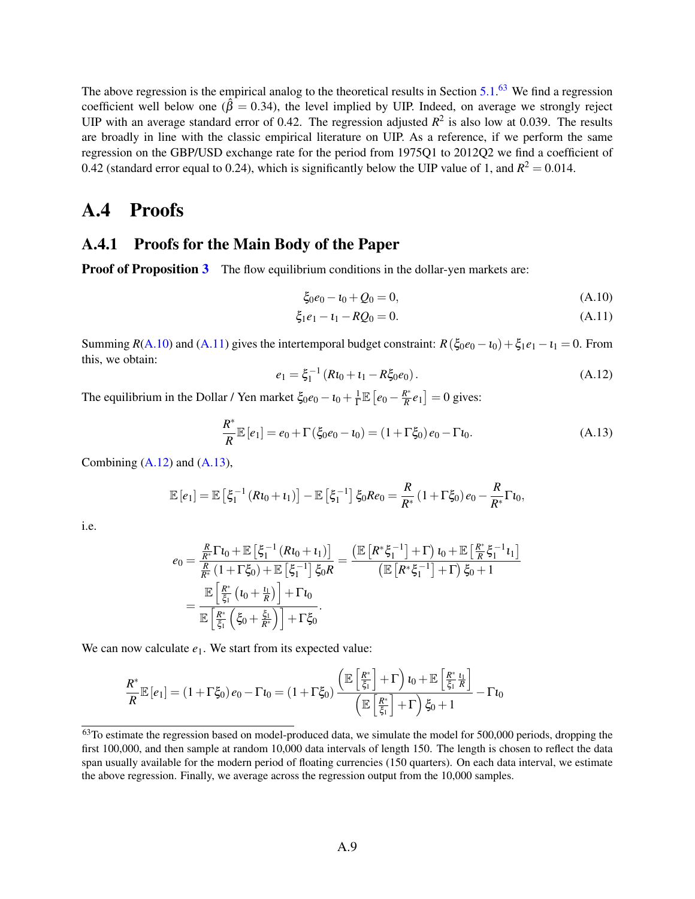The above regression is the empirical analog to the theoretical results in Section 5.1.[63] We find a regression coefficient well below one ($\hat{\beta} = 0.34$), the level implied by UIP. Indeed, on average we strongly reject UIP with an average standard error of 0.42. The regression adjusted $R^2$ is also low at 0.039. The results are broadly in line with the classic empirical literature on UIP. As a reference, if we perform the same regression on the GBP/USD exchange rate for the period from 1975Q1 to 2012Q2 we find a coefficient of 0.42 (standard error equal to 0.24), which is significantly below the UIP value of 1, and $R^2 = 0.014$.

## A.4 Proofs

### A.4.1 Proofs for the Main Body of the Paper

**Proof of Proposition 3** The flow equilibrium conditions in the dollar-yen markets are:

$$\xi_0 e_0 - \iota_0 + Q_0 = 0, \tag{A.10}$$

$$\xi_1 e_1 - \iota_1 - RQ_0 = 0. \tag{A.11}$$

Summing $R$(A.10) and (A.11) gives the intertemporal budget constraint: $R(\xi_0 e_0 - \iota_0) + \xi_1 e_1 - \iota_1 = 0$. From this, we obtain:

$$e_1 = \xi_1^{-1}(R\iota_0 + \iota_1 - R\xi_0 e_0). \tag{A.12}$$

The equilibrium in the Dollar / Yen market $\xi_0 e_0 - \iota_0 + \frac{1}{\Gamma}\mathbb{E}\left[e_0 - \frac{R^*}{R}e_1\right] = 0$ gives:

$$\frac{R^*}{R}\mathbb{E}[e_1] = e_0 + \Gamma(\xi_0 e_0 - \iota_0) = (1 + \Gamma\xi_0)e_0 - \Gamma\iota_0. \tag{A.13}$$

Combining (A.12) and (A.13),

$$\mathbb{E}[e_1] = \mathbb{E}\left[\xi_1^{-1}(R\iota_0 + \iota_1)\right] - \mathbb{E}\left[\xi_1^{-1}\right]\xi_0 R e_0 = \frac{R}{R^*}(1 + \Gamma\xi_0)e_0 - \frac{R}{R^*}\Gamma\iota_0,$$

i.e.

$$e_0 = \frac{\frac{R}{R^*}\Gamma\iota_0 + \mathbb{E}\left[\xi_1^{-1}(R\iota_0 + \iota_1)\right]}{\frac{R}{R^*}(1 + \Gamma\xi_0) + \mathbb{E}\left[\xi_1^{-1}\right]\xi_0 R} = \frac{\left(\mathbb{E}\left[R^*\xi_1^{-1}\right] + \Gamma\right)\iota_0 + \mathbb{E}\left[\frac{R^*}{R}\xi_1^{-1}\iota_1\right]}{\left(\mathbb{E}\left[R^*\xi_1^{-1}\right] + \Gamma\right)\xi_0 + 1}$$

$$= \frac{\mathbb{E}\left[\frac{R^*}{\xi_1}\left(\iota_0 + \frac{\iota_1}{R}\right)\right] + \Gamma\iota_0}{\mathbb{E}\left[\frac{R^*}{\xi_1}\left(\xi_0 + \frac{\xi_1}{R^*}\right)\right] + \Gamma\xi_0}.$$

We can now calculate $e_1$. We start from its expected value:

$$\frac{R^*}{R}\mathbb{E}[e_1] = (1 + \Gamma\xi_0)e_0 - \Gamma\iota_0 = (1 + \Gamma\xi_0)\frac{\left(\mathbb{E}\left[\frac{R^*}{\xi_1}\right] + \Gamma\right)\iota_0 + \mathbb{E}\left[\frac{R^*}{\xi_1}\frac{\iota_1}{R}\right]}{\left(\mathbb{E}\left[\frac{R^*}{\xi_1}\right] + \Gamma\right)\xi_0 + 1} - \Gamma\iota_0$$

[63] To estimate the regression based on model-produced data, we simulate the model for 500,000 periods, dropping the first 100,000, and then sample at random 10,000 data intervals of length 150. The length is chosen to reflect the data span usually available for the modern period of floating currencies (150 quarters). On each data interval, we estimate the above regression. Finally, we average across the regression output from the 10,000 samples.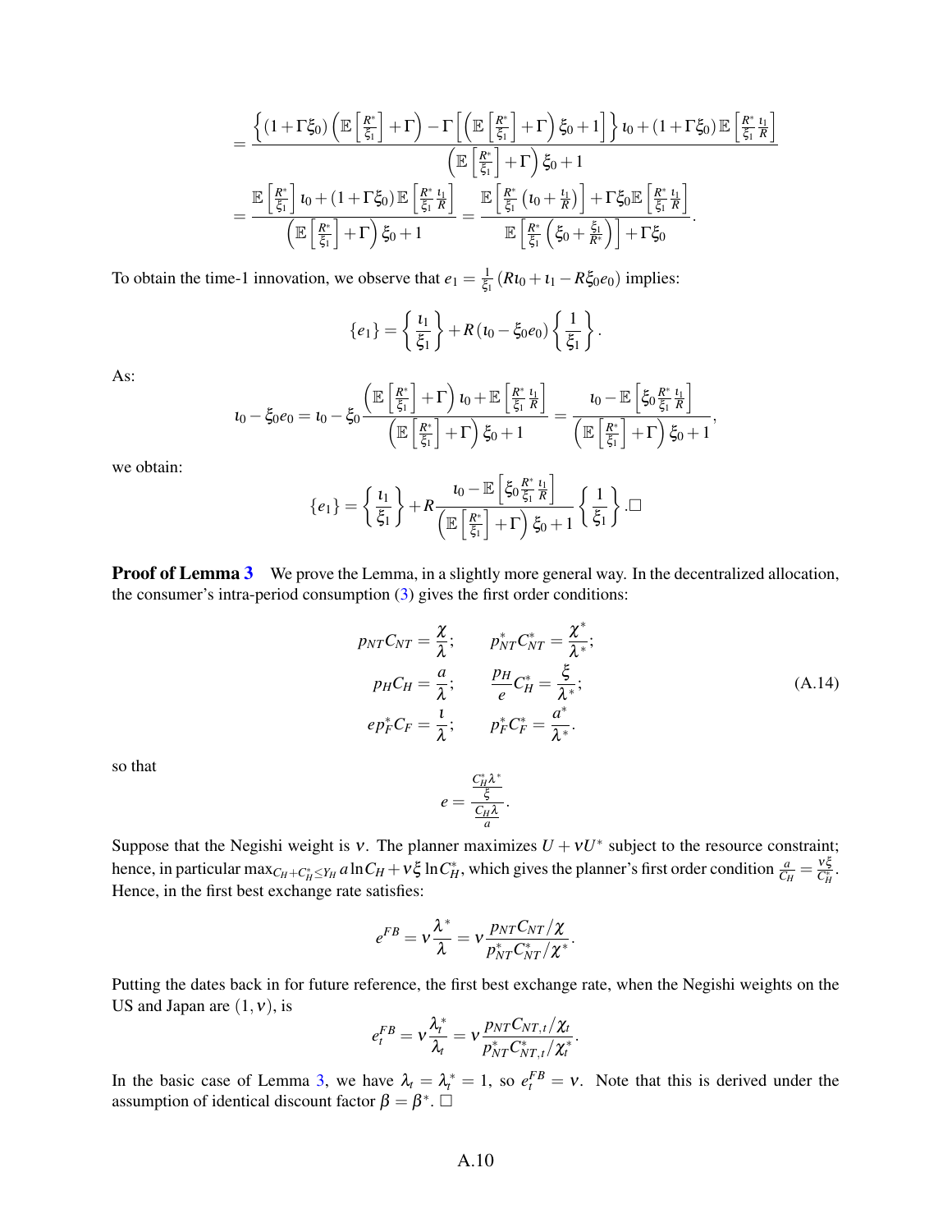$$
= \frac{\left\{(1+\Gamma\xi_0)\left(\mathbb{E}\left[\frac{R^*}{\xi_1}\right]+\Gamma\right)-\Gamma\left[\left(\mathbb{E}\left[\frac{R^*}{\xi_1}\right]+\Gamma\right)\xi_0+1\right]\right\}\iota_0+(1+\Gamma\xi_0)\,\mathbb{E}\left[\frac{R^*}{\xi_1}\frac{\iota_1}{R}\right]}{\left(\mathbb{E}\left[\frac{R^*}{\xi_1}\right]+\Gamma\right)\xi_0+1}
$$

$$
= \frac{\mathbb{E}\left[\frac{R^*}{\xi_1}\right]\iota_0+(1+\Gamma\xi_0)\,\mathbb{E}\left[\frac{R^*}{\xi_1}\frac{\iota_1}{R}\right]}{\left(\mathbb{E}\left[\frac{R^*}{\xi_1}\right]+\Gamma\right)\xi_0+1} = \frac{\mathbb{E}\left[\frac{R^*}{\xi_1}\left(\iota_0+\frac{\iota_1}{R}\right)\right]+\Gamma\xi_0\mathbb{E}\left[\frac{R^*}{\xi_1}\frac{\iota_1}{R}\right]}{\mathbb{E}\left[\frac{R^*}{\xi_1}\left(\xi_0+\frac{\xi_1}{R^*}\right)\right]+\Gamma\xi_0}.
$$

To obtain the time-1 innovation, we observe that $e_1 = \frac{1}{\xi_1}\left(R\iota_0+\iota_1-R\xi_0 e_0\right)$ implies:

$$
\{e_1\} = \left\{\frac{\iota_1}{\xi_1}\right\} + R\left(\iota_0-\xi_0 e_0\right)\left\{\frac{1}{\xi_1}\right\}.
$$

As:

$$
\iota_0-\xi_0 e_0 = \iota_0-\xi_0\frac{\left(\mathbb{E}\left[\frac{R^*}{\xi_1}\right]+\Gamma\right)\iota_0+\mathbb{E}\left[\frac{R^*}{\xi_1}\frac{\iota_1}{R}\right]}{\left(\mathbb{E}\left[\frac{R^*}{\xi_1}\right]+\Gamma\right)\xi_0+1} = \frac{\iota_0-\mathbb{E}\left[\xi_0\frac{R^*}{\xi_1}\frac{\iota_1}{R}\right]}{\left(\mathbb{E}\left[\frac{R^*}{\xi_1}\right]+\Gamma\right)\xi_0+1},
$$

we obtain:

$$
\{e_1\} = \left\{\frac{\iota_1}{\xi_1}\right\} + R\frac{\iota_0-\mathbb{E}\left[\xi_0\frac{R^*}{\xi_1}\frac{\iota_1}{R}\right]}{\left(\mathbb{E}\left[\frac{R^*}{\xi_1}\right]+\Gamma\right)\xi_0+1}\left\{\frac{1}{\xi_1}\right\}.\square
$$

**Proof of Lemma 3** We prove the Lemma, in a slightly more general way. In the decentralized allocation, the consumer's intra-period consumption (3) gives the first order conditions:

$$
\begin{aligned}
p_{NT}C_{NT} &= \frac{\chi}{\lambda}; & p^*_{NT}C^*_{NT} &= \frac{\chi^*}{\lambda^*}; \\
p_H C_H &= \frac{a}{\lambda}; & \frac{p_H}{e}C^*_H &= \frac{\xi}{\lambda^*}; \\
e p^*_F C_F &= \frac{\iota}{\lambda}; & p^*_F C^*_F &= \frac{a^*}{\lambda^*}.
\end{aligned}
\tag{A.14}
$$

so that

$$
e = \frac{\frac{C^*_H\lambda^*}{\xi}}{\frac{C_H\lambda}{a}}.
$$

Suppose that the Negishi weight is $\nu$. The planner maximizes $U+\nu U^*$ subject to the resource constraint; hence, in particular $\max_{C_H+C^*_H\le Y_H} a\ln C_H+\nu\xi\ln C^*_H$, which gives the planner's first order condition $\frac{a}{C_H}=\frac{\nu\xi}{C^*_H}$. Hence, in the first best exchange rate satisfies:

$$
e^{FB} = \nu\frac{\lambda^*}{\lambda} = \nu\frac{p_{NT}C_{NT}/\chi}{p^*_{NT}C^*_{NT}/\chi^*}.
$$

Putting the dates back in for future reference, the first best exchange rate, when the Negishi weights on the US and Japan are $(1,\nu)$, is

$$
e^{FB}_t = \nu\frac{\lambda^*_t}{\lambda_t} = \nu\frac{p_{NT}C_{NT,t}/\chi_t}{p^*_{NT}C^*_{NT,t}/\chi^*_t}.
$$

In the basic case of Lemma 3, we have $\lambda_t=\lambda^*_t=1$, so $e^{FB}_t=\nu$. Note that this is derived under the assumption of identical discount factor $\beta=\beta^*$. $\square$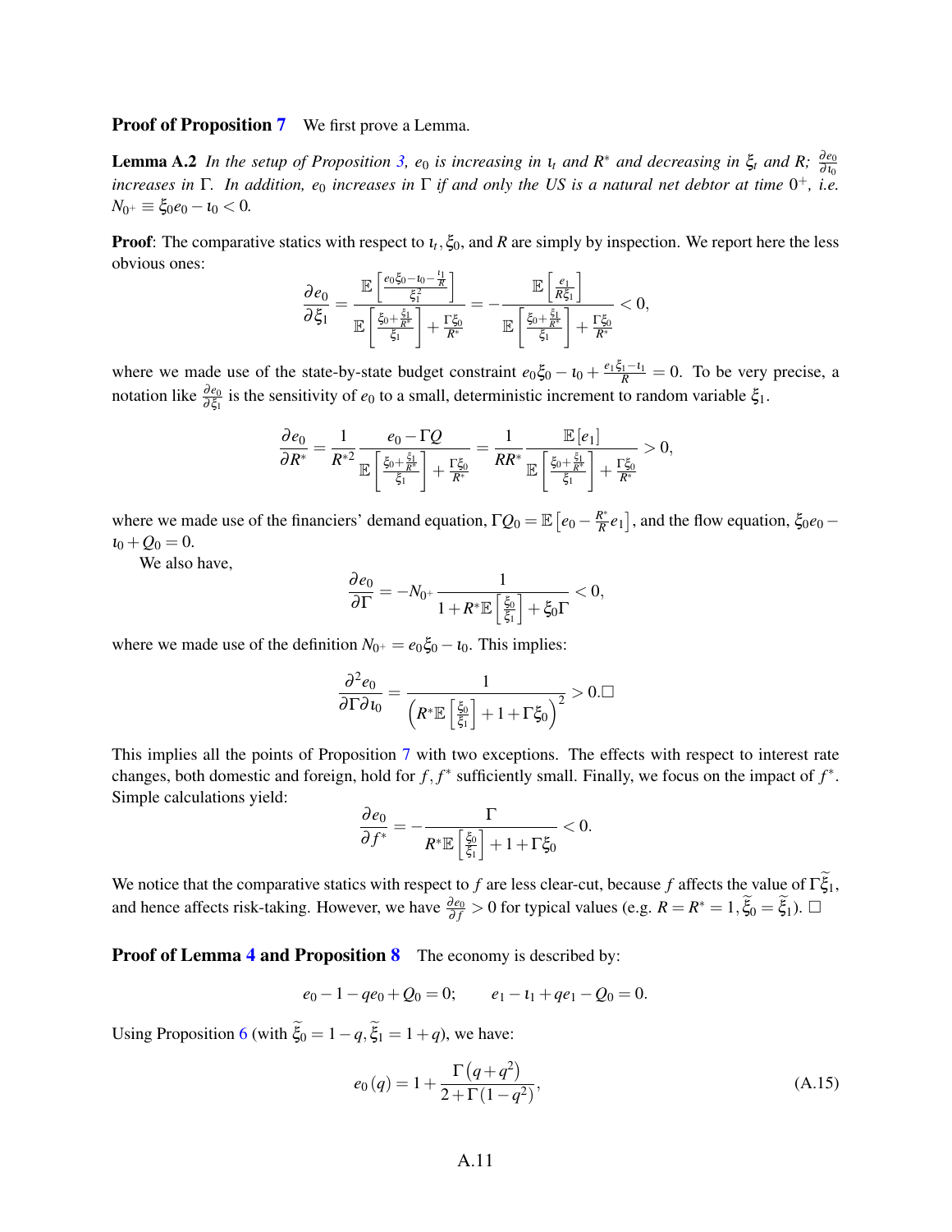**Proof of Proposition 7** We first prove a Lemma.

**Lemma A.2** *In the setup of Proposition 3, $e_0$ is increasing in $\iota_t$ and $R^*$ and decreasing in $\xi_t$ and $R$; $\frac{\partial e_0}{\partial \iota_0}$ increases in $\Gamma$. In addition, $e_0$ increases in $\Gamma$ if and only the US is a natural net debtor at time $0^+$, i.e. $N_{0^+} \equiv \xi_0 e_0 - \iota_0 < 0$.*

**Proof**: The comparative statics with respect to $\iota_t, \xi_0$, and $R$ are simply by inspection. We report here the less obvious ones:

$$\frac{\partial e_0}{\partial \xi_1} = \frac{\mathbb{E}\left[\frac{e_0\xi_0 - \iota_0 - \frac{\iota_1}{R}}{\xi_1^2}\right]}{\mathbb{E}\left[\frac{\xi_0 + \frac{\xi_1}{R^*}}{\xi_1}\right] + \frac{\Gamma\xi_0}{R^*}} = -\frac{\mathbb{E}\left[\frac{e_1}{R\xi_1}\right]}{\mathbb{E}\left[\frac{\xi_0 + \frac{\xi_1}{R^*}}{\xi_1}\right] + \frac{\Gamma\xi_0}{R^*}} < 0,$$

where we made use of the state-by-state budget constraint $e_0\xi_0 - \iota_0 + \frac{e_1\xi_1 - \iota_1}{R} = 0$. To be very precise, a notation like $\frac{\partial e_0}{\partial \xi_1}$ is the sensitivity of $e_0$ to a small, deterministic increment to random variable $\xi_1$.

$$\frac{\partial e_0}{\partial R^*} = \frac{1}{R^{*2}} \frac{e_0 - \Gamma Q}{\mathbb{E}\left[\frac{\xi_0 + \frac{\xi_1}{R^*}}{\xi_1}\right] + \frac{\Gamma\xi_0}{R^*}} = \frac{1}{RR^*} \frac{\mathbb{E}\left[e_1\right]}{\mathbb{E}\left[\frac{\xi_0 + \frac{\xi_1}{R^*}}{\xi_1}\right] + \frac{\Gamma\xi_0}{R^*}} > 0,$$

where we made use of the financiers' demand equation, $\Gamma Q_0 = \mathbb{E}\left[e_0 - \frac{R^*}{R}e_1\right]$, and the flow equation, $\xi_0 e_0 - \iota_0 + Q_0 = 0$.

We also have,

$$\frac{\partial e_0}{\partial \Gamma} = -N_{0^+} \frac{1}{1 + R^*\mathbb{E}\left[\frac{\xi_0}{\xi_1}\right] + \xi_0\Gamma} < 0,$$

where we made use of the definition $N_{0^+} = e_0\xi_0 - \iota_0$. This implies:

$$\frac{\partial^2 e_0}{\partial \Gamma \partial \iota_0} = \frac{1}{\left(R^*\mathbb{E}\left[\frac{\xi_0}{\xi_1}\right] + 1 + \Gamma\xi_0\right)^2} > 0. \square$$

This implies all the points of Proposition 7 with two exceptions. The effects with respect to interest rate changes, both domestic and foreign, hold for $f, f^*$ sufficiently small. Finally, we focus on the impact of $f^*$. Simple calculations yield:

$$\frac{\partial e_0}{\partial f^*} = -\frac{\Gamma}{R^*\mathbb{E}\left[\frac{\xi_0}{\xi_1}\right] + 1 + \Gamma\xi_0} < 0.$$

We notice that the comparative statics with respect to $f$ are less clear-cut, because $f$ affects the value of $\Gamma\widetilde{\xi}_1$, and hence affects risk-taking. However, we have $\frac{\partial e_0}{\partial f} > 0$ for typical values (e.g. $R = R^* = 1, \widetilde{\xi}_0 = \widetilde{\xi}_1$). $\square$

**Proof of Lemma 4 and Proposition 8** The economy is described by:

$$e_0 - 1 - qe_0 + Q_0 = 0; \qquad e_1 - \iota_1 + qe_1 - Q_0 = 0.$$

Using Proposition 6 (with $\widetilde{\xi}_0 = 1 - q, \widetilde{\xi}_1 = 1 + q$), we have:

$$e_0(q) = 1 + \frac{\Gamma\left(q + q^2\right)}{2 + \Gamma\left(1 - q^2\right)}, \tag{A.15}$$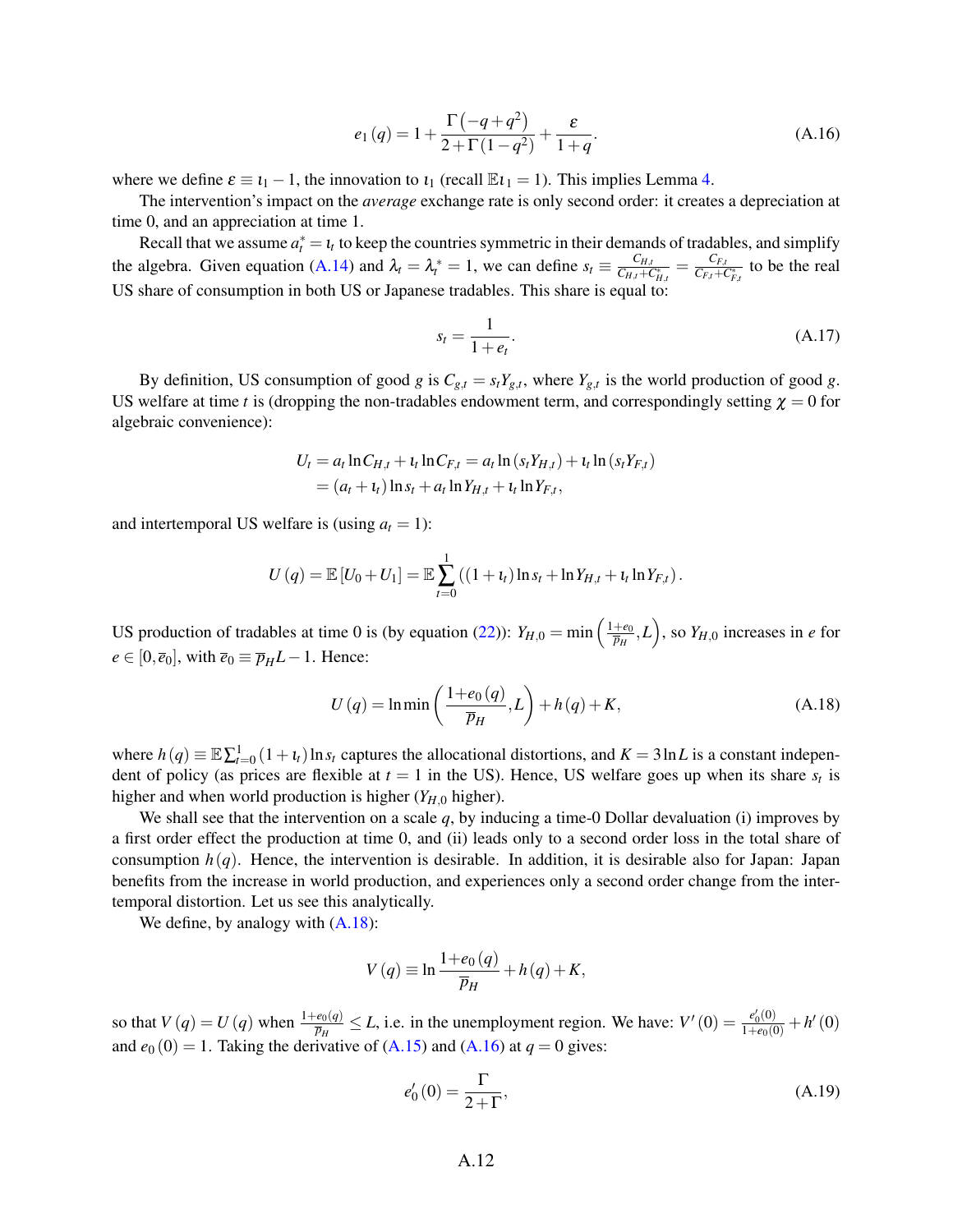$$e_1(q) = 1 + \frac{\Gamma\left(-q+q^2\right)}{2+\Gamma\left(1-q^2\right)} + \frac{\varepsilon}{1+q}. \tag{A.16}$$

where we define $\varepsilon \equiv \iota_1 - 1$, the innovation to $\iota_1$ (recall $\mathbb{E}\iota_1 = 1$). This implies Lemma 4.

The intervention's impact on the *average* exchange rate is only second order: it creates a depreciation at time 0, and an appreciation at time 1.

Recall that we assume $a_t^* = \iota_t$ to keep the countries symmetric in their demands of tradables, and simplify the algebra. Given equation (A.14) and $\lambda_t = \lambda_t^* = 1$, we can define $s_t \equiv \frac{C_{H,t}}{C_{H,t}+C_{H,t}^*} = \frac{C_{F,t}}{C_{F,t}+C_{F,t}^*}$ to be the real US share of consumption in both US or Japanese tradables. This share is equal to:

$$s_t = \frac{1}{1+e_t}. \tag{A.17}$$

By definition, US consumption of good $g$ is $C_{g,t} = s_t Y_{g,t}$, where $Y_{g,t}$ is the world production of good $g$. US welfare at time $t$ is (dropping the non-tradables endowment term, and correspondingly setting $\chi = 0$ for algebraic convenience):

$$\begin{aligned} U_t &= a_t \ln C_{H,t} + \iota_t \ln C_{F,t} = a_t \ln\left(s_t Y_{H,t}\right) + \iota_t \ln\left(s_t Y_{F,t}\right) \\ &= \left(a_t + \iota_t\right) \ln s_t + a_t \ln Y_{H,t} + \iota_t \ln Y_{F,t}, \end{aligned}$$

and intertemporal US welfare is (using $a_t = 1$):

$$U(q) = \mathbb{E}\left[U_0 + U_1\right] = \mathbb{E}\sum_{t=0}^{1}\left(\left(1+\iota_t\right)\ln s_t + \ln Y_{H,t} + \iota_t \ln Y_{F,t}\right).$$

US production of tradables at time 0 is (by equation (22)): $Y_{H,0} = \min\left(\frac{1+e_0}{\overline{p}_H}, L\right)$, so $Y_{H,0}$ increases in $e$ for $e \in [0, \overline{e}_0]$, with $\overline{e}_0 \equiv \overline{p}_H L - 1$. Hence:

$$U(q) = \ln\min\left(\frac{1+e_0(q)}{\overline{p}_H}, L\right) + h(q) + K, \tag{A.18}$$

where $h(q) \equiv \mathbb{E}\sum_{t=0}^{1}\left(1+\iota_t\right)\ln s_t$ captures the allocational distortions, and $K = 3\ln L$ is a constant independent of policy (as prices are flexible at $t = 1$ in the US). Hence, US welfare goes up when its share $s_t$ is higher and when world production is higher ($Y_{H,0}$ higher).

We shall see that the intervention on a scale $q$, by inducing a time-0 Dollar devaluation (i) improves by a first order effect the production at time 0, and (ii) leads only to a second order loss in the total share of consumption $h(q)$. Hence, the intervention is desirable. In addition, it is desirable also for Japan: Japan benefits from the increase in world production, and experiences only a second order change from the intertemporal distortion. Let us see this analytically.

We define, by analogy with (A.18):

$$V(q) \equiv \ln\frac{1+e_0(q)}{\overline{p}_H} + h(q) + K,$$

so that $V(q) = U(q)$ when $\frac{1+e_0(q)}{\overline{p}_H} \le L$, i.e. in the unemployment region. We have: $V'(0) = \frac{e_0'(0)}{1+e_0(0)} + h'(0)$ and $e_0(0) = 1$. Taking the derivative of (A.15) and (A.16) at $q = 0$ gives:

$$e_0'(0) = \frac{\Gamma}{2+\Gamma}, \tag{A.19}$$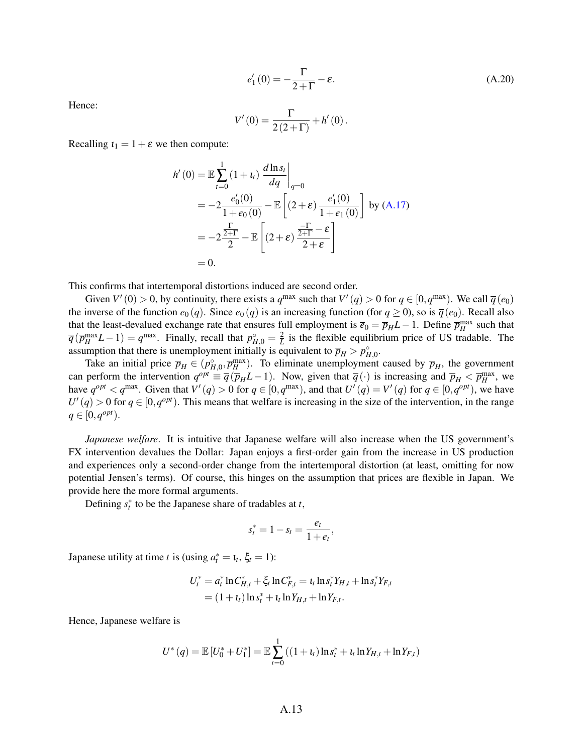$$e_1'(0) = -\frac{\Gamma}{2+\Gamma} - \varepsilon. \tag{A.20}$$

Hence:

$$V'(0) = \frac{\Gamma}{2(2+\Gamma)} + h'(0).$$

Recalling $\iota_1 = 1+\varepsilon$ we then compute:

$$\begin{aligned}
h'(0) &= \mathbb{E}\sum_{t=0}^{1}(1+\iota_t)\left.\frac{d\ln s_t}{dq}\right|_{q=0} \\
&= -2\frac{e_0'(0)}{1+e_0(0)} - \mathbb{E}\left[(2+\varepsilon)\frac{e_1'(0)}{1+e_1(0)}\right] \text{ by (A.17)} \\
&= -2\frac{\frac{\Gamma}{2+\Gamma}}{2} - \mathbb{E}\left[(2+\varepsilon)\frac{\frac{-\Gamma}{2+\Gamma}-\varepsilon}{2+\varepsilon}\right] \\
&= 0.
\end{aligned}$$

This confirms that intertemporal distortions induced are second order.

Given $V'(0) > 0$, by continuity, there exists a $q^{\max}$ such that $V'(q) > 0$ for $q \in [0, q^{\max})$. We call $\overline{q}(e_0)$ the inverse of the function $e_0(q)$. Since $e_0(q)$ is an increasing function (for $q \geq 0$), so is $\overline{q}(e_0)$. Recall also that the least-devalued exchange rate that ensures full employment is $\overline{e}_0 = \overline{p}_H L - 1$. Define $\overline{p}_H^{\max}$ such that $\overline{q}(\overline{p}_H^{\max} L - 1) = q^{\max}$. Finally, recall that $p_{H,0}^{\circ} = \frac{2}{L}$ is the flexible equilibrium price of US tradable. The assumption that there is unemployment initially is equivalent to $\overline{p}_H > p_{H,0}^{\circ}$.

Take an initial price $\overline{p}_H \in (p_{H,0}^{\circ}, \overline{p}_H^{\max})$. To eliminate unemployment caused by $\overline{p}_H$, the government can perform the intervention $q^{opt} \equiv \overline{q}(\overline{p}_H L - 1)$. Now, given that $\overline{q}(\cdot)$ is increasing and $\overline{p}_H < \overline{p}_H^{\max}$, we have $q^{opt} < q^{\max}$. Given that $V'(q) > 0$ for $q \in [0, q^{\max})$, and that $U'(q) = V'(q)$ for $q \in [0, q^{opt})$, we have $U'(q) > 0$ for $q \in [0, q^{opt})$. This means that welfare is increasing in the size of the intervention, in the range $q \in [0, q^{opt})$.

*Japanese welfare*. It is intuitive that Japanese welfare will also increase when the US government's FX intervention devalues the Dollar: Japan enjoys a first-order gain from the increase in US production and experiences only a second-order change from the intertemporal distortion (at least, omitting for now potential Jensen's terms). Of course, this hinges on the assumption that prices are flexible in Japan. We provide here the more formal arguments.

Defining $s_t^*$ to be the Japanese share of tradables at $t$,

$$s_t^* = 1 - s_t = \frac{e_t}{1+e_t},$$

Japanese utility at time $t$ is (using $a_t^* = \iota_t$, $\xi_t = 1$):

$$\begin{aligned}
U_t^* &= a_t^* \ln C_{H,t}^* + \xi_t \ln C_{F,t}^* = \iota_t \ln s_t^* Y_{H,t} + \ln s_t^* Y_{F,t} \\
&= (1+\iota_t)\ln s_t^* + \iota_t \ln Y_{H,t} + \ln Y_{F,t}.
\end{aligned}$$

Hence, Japanese welfare is

$$U^*(q) = \mathbb{E}[U_0^* + U_1^*] = \mathbb{E}\sum_{t=0}^{1}\left((1+\iota_t)\ln s_t^* + \iota_t \ln Y_{H,t} + \ln Y_{F,t}\right)$$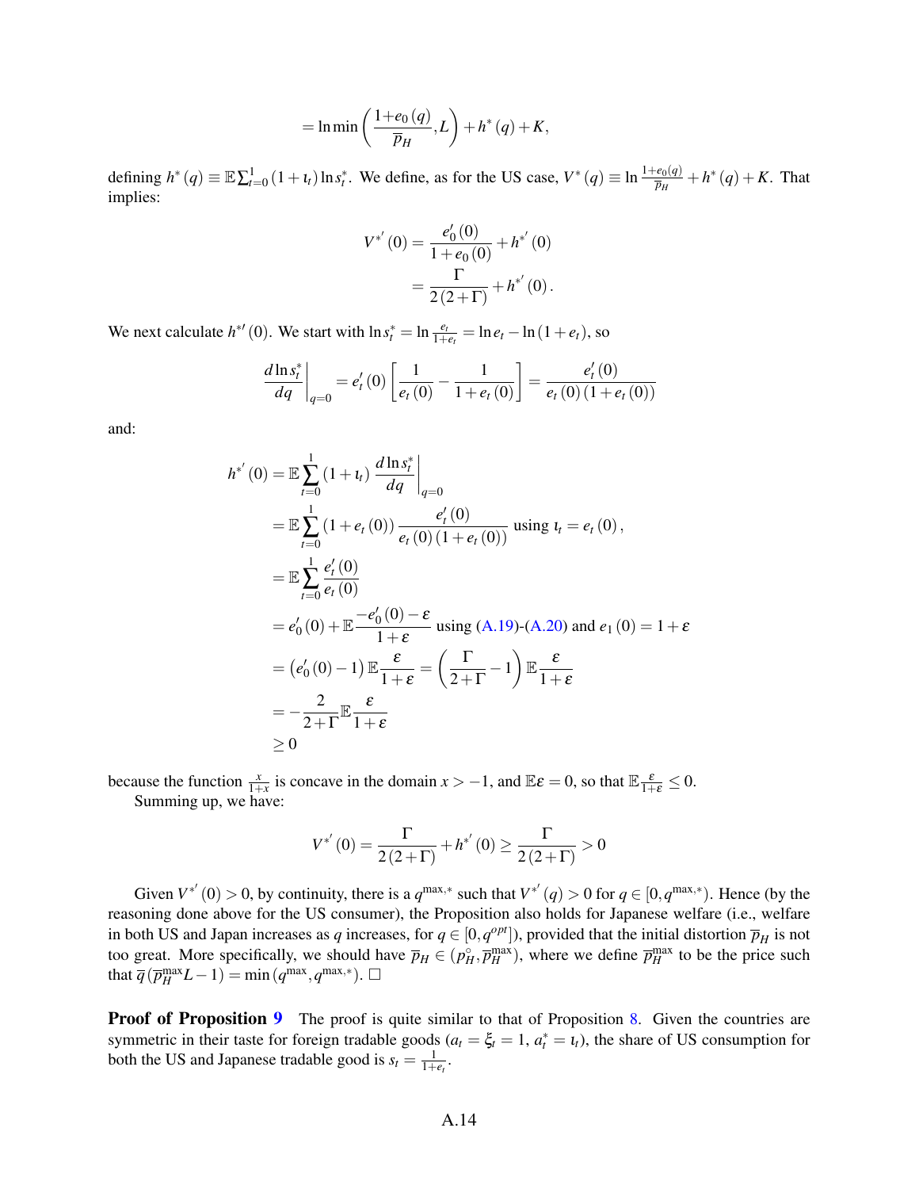$$= \ln \min\left(\frac{1+e_0(q)}{\overline{p}_H}, L\right) + h^*(q) + K,$$

defining $h^*(q) \equiv \mathbb{E}\sum_{t=0}^{1}(1+\iota_t)\ln s_t^*$. We define, as for the US case, $V^*(q) \equiv \ln \frac{1+e_0(q)}{\overline{p}_H} + h^*(q) + K$. That implies:

$$\begin{aligned} V^{*'}(0) &= \frac{e_0'(0)}{1+e_0(0)} + h^{*'}(0) \\ &= \frac{\Gamma}{2(2+\Gamma)} + h^{*'}(0). \end{aligned}$$

We next calculate $h^{*\prime}(0)$. We start with $\ln s_t^* = \ln \frac{e_t}{1+e_t} = \ln e_t - \ln(1+e_t)$, so

$$\left.\frac{d\ln s_t^*}{dq}\right|_{q=0} = e_t'(0)\left[\frac{1}{e_t(0)} - \frac{1}{1+e_t(0)}\right] = \frac{e_t'(0)}{e_t(0)(1+e_t(0))}$$

and:

$$\begin{aligned} h^{*'}(0) &= \mathbb{E}\sum_{t=0}^{1}(1+\iota_t)\left.\frac{d\ln s_t^*}{dq}\right|_{q=0} \\ &= \mathbb{E}\sum_{t=0}^{1}(1+e_t(0))\frac{e_t'(0)}{e_t(0)(1+e_t(0))} \text{ using } \iota_t = e_t(0), \\ &= \mathbb{E}\sum_{t=0}^{1}\frac{e_t'(0)}{e_t(0)} \\ &= e_0'(0) + \mathbb{E}\frac{-e_0'(0)-\varepsilon}{1+\varepsilon} \text{ using (A.19)-(A.20) and } e_1(0) = 1+\varepsilon \\ &= \left(e_0'(0)-1\right)\mathbb{E}\frac{\varepsilon}{1+\varepsilon} = \left(\frac{\Gamma}{2+\Gamma}-1\right)\mathbb{E}\frac{\varepsilon}{1+\varepsilon} \\ &= -\frac{2}{2+\Gamma}\mathbb{E}\frac{\varepsilon}{1+\varepsilon} \\ &\geq 0 \end{aligned}$$

because the function $\frac{x}{1+x}$ is concave in the domain $x > -1$, and $\mathbb{E}\varepsilon = 0$, so that $\mathbb{E}\frac{\varepsilon}{1+\varepsilon} \leq 0$.

Summing up, we have:

$$V^{*'}(0) = \frac{\Gamma}{2(2+\Gamma)} + h^{*'}(0) \geq \frac{\Gamma}{2(2+\Gamma)} > 0$$

Given $V^{*'}(0) > 0$, by continuity, there is a $q^{\max,*}$ such that $V^{*'}(q) > 0$ for $q \in [0, q^{\max,*})$. Hence (by the reasoning done above for the US consumer), the Proposition also holds for Japanese welfare (i.e., welfare in both US and Japan increases as $q$ increases, for $q \in [0, q^{opt}]$), provided that the initial distortion $\overline{p}_H$ is not too great. More specifically, we should have $\overline{p}_H \in (p_H^{\circ}, \overline{p}_H^{\max})$, where we define $\overline{p}_H^{\max}$ to be the price such that $\overline{q}(\overline{p}_H^{\max}L - 1) = \min(q^{\max}, q^{\max,*})$. □

**Proof of Proposition 9** The proof is quite similar to that of Proposition 8. Given the countries are symmetric in their taste for foreign tradable goods ($a_t = \xi_t = 1$, $a_t^* = \iota_t$), the share of US consumption for both the US and Japanese tradable good is $s_t = \frac{1}{1+e_t}$.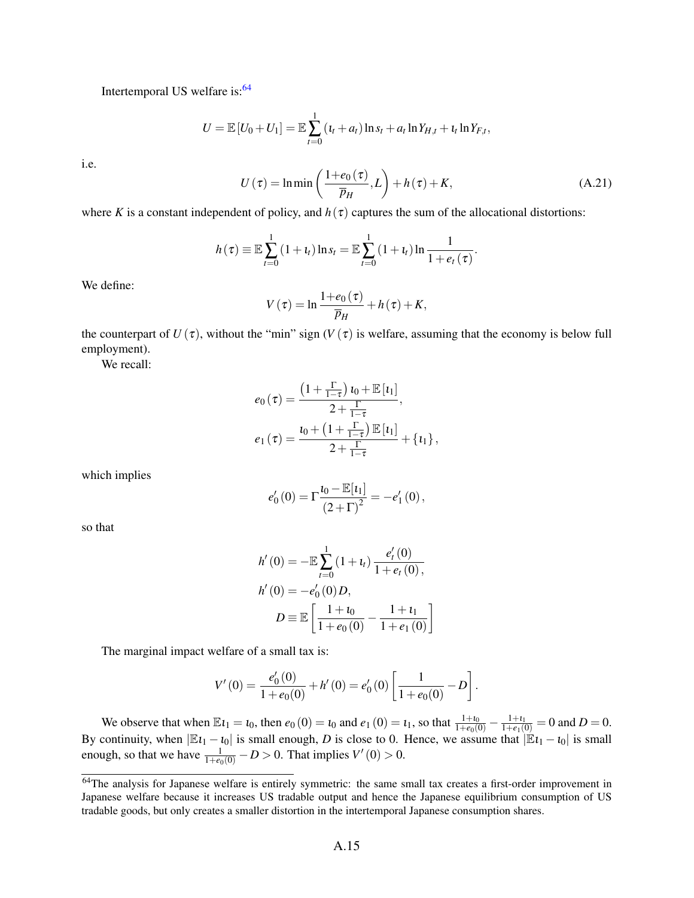Intertemporal US welfare is:[64]

$$U = \mathbb{E}\left[U_0 + U_1\right] = \mathbb{E}\sum_{t=0}^{1}\left(\iota_t + a_t\right)\ln s_t + a_t \ln Y_{H,t} + \iota_t \ln Y_{F,t},$$

i.e.

$$U(\tau) = \ln \min\left(\frac{1+e_0(\tau)}{\overline{p}_H}, L\right) + h(\tau) + K, \tag{A.21}$$

where $K$ is a constant independent of policy, and $h(\tau)$ captures the sum of the allocational distortions:

$$h(\tau) \equiv \mathbb{E}\sum_{t=0}^{1}\left(1+\iota_t\right)\ln s_t = \mathbb{E}\sum_{t=0}^{1}\left(1+\iota_t\right)\ln \frac{1}{1+e_t(\tau)}.$$

We define:

$$V(\tau) = \ln \frac{1+e_0(\tau)}{\overline{p}_H} + h(\tau) + K,$$

the counterpart of $U(\tau)$, without the "min" sign ($V(\tau)$ is welfare, assuming that the economy is below full employment).

We recall:

$$e_0(\tau) = \frac{\left(1+\frac{\Gamma}{1-\tau}\right)\iota_0 + \mathbb{E}\left[\iota_1\right]}{2+\frac{\Gamma}{1-\tau}},$$

$$e_1(\tau) = \frac{\iota_0 + \left(1+\frac{\Gamma}{1-\tau}\right)\mathbb{E}\left[\iota_1\right]}{2+\frac{\Gamma}{1-\tau}} + \{\iota_1\},$$

which implies

$$e_0'(0) = \Gamma\frac{\iota_0 - \mathbb{E}[\iota_1]}{(2+\Gamma)^2} = -e_1'(0),$$

so that

$$h'(0) = -\mathbb{E}\sum_{t=0}^{1}\left(1+\iota_t\right)\frac{e_t'(0)}{1+e_t(0)},$$

$$h'(0) = -e_0'(0)D,$$

$$D \equiv \mathbb{E}\left[\frac{1+\iota_0}{1+e_0(0)} - \frac{1+\iota_1}{1+e_1(0)}\right]$$

The marginal impact welfare of a small tax is:

$$V'(0) = \frac{e_0'(0)}{1+e_0(0)} + h'(0) = e_0'(0)\left[\frac{1}{1+e_0(0)} - D\right].$$

We observe that when $\mathbb{E}\iota_1 = \iota_0$, then $e_0(0) = \iota_0$ and $e_1(0) = \iota_1$, so that $\frac{1+\iota_0}{1+e_0(0)} - \frac{1+\iota_1}{1+e_1(0)} = 0$ and $D = 0$. By continuity, when $|\mathbb{E}\iota_1 - \iota_0|$ is small enough, $D$ is close to 0. Hence, we assume that $|\mathbb{E}\iota_1 - \iota_0|$ is small enough, so that we have $\frac{1}{1+e_0(0)} - D > 0$. That implies $V'(0) > 0$.

[64] The analysis for Japanese welfare is entirely symmetric: the same small tax creates a first-order improvement in Japanese welfare because it increases US tradable output and hence the Japanese equilibrium consumption of US tradable goods, but only creates a smaller distortion in the intertemporal Japanese consumption shares.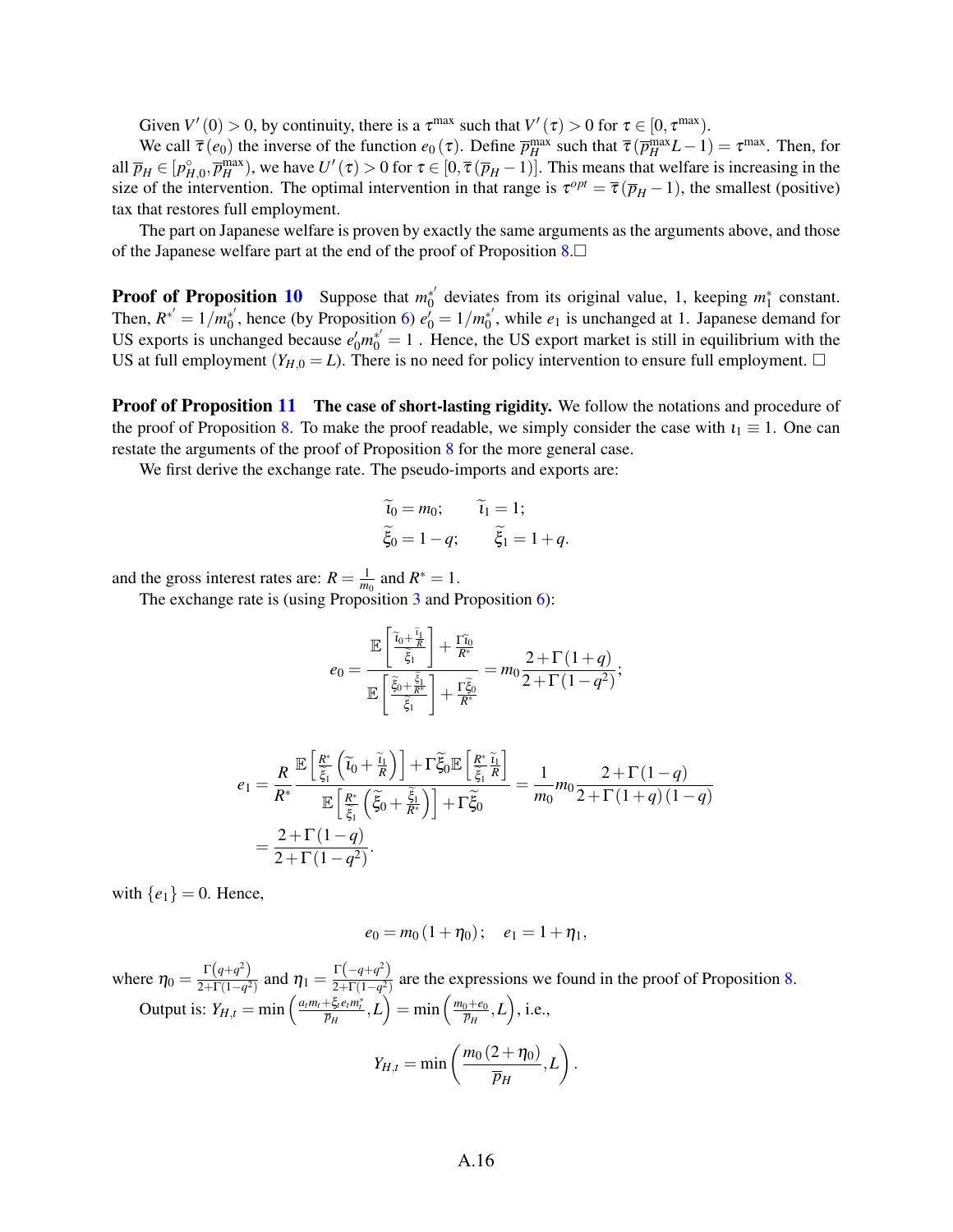Given $V'(0) > 0$, by continuity, there is a $\tau^{\max}$ such that $V'(\tau) > 0$ for $\tau \in [0, \tau^{\max})$.

We call $\overline{\tau}(e_0)$ the inverse of the function $e_0(\tau)$. Define $\overline{p}_H^{\max}$ such that $\overline{\tau}(\overline{p}_H^{\max} L - 1) = \tau^{\max}$. Then, for all $\overline{p}_H \in [p_{H,0}^{\circ}, \overline{p}_H^{\max})$, we have $U'(\tau) > 0$ for $\tau \in [0, \overline{\tau}(\overline{p}_H - 1)]$. This means that welfare is increasing in the size of the intervention. The optimal intervention in that range is $\tau^{opt} = \overline{\tau}(\overline{p}_H - 1)$, the smallest (positive) tax that restores full employment.

The part on Japanese welfare is proven by exactly the same arguments as the arguments above, and those of the Japanese welfare part at the end of the proof of Proposition 8.□

**Proof of Proposition 10** Suppose that $m_0^{*'}$ deviates from its original value, 1, keeping $m_1^*$ constant. Then, $R^{*'} = 1/m_0^{*'}$, hence (by Proposition 6) $e_0' = 1/m_0^{*'}$, while $e_1$ is unchanged at 1. Japanese demand for US exports is unchanged because $e_0' m_0^{*'} = 1$ . Hence, the US export market is still in equilibrium with the US at full employment ($Y_{H,0} = L$). There is no need for policy intervention to ensure full employment. □

**Proof of Proposition 11** **The case of short-lasting rigidity.** We follow the notations and procedure of the proof of Proposition 8. To make the proof readable, we simply consider the case with $\iota_1 \equiv 1$. One can restate the arguments of the proof of Proposition 8 for the more general case.

We first derive the exchange rate. The pseudo-imports and exports are:

$$\widetilde{\iota}_0 = m_0; \qquad \widetilde{\iota}_1 = 1;$$
$$\widetilde{\xi}_0 = 1 - q; \qquad \widetilde{\xi}_1 = 1 + q.$$

and the gross interest rates are: $R = \frac{1}{m_0}$ and $R^* = 1$.

The exchange rate is (using Proposition 3 and Proposition 6):

$$e_0 = \frac{\mathbb{E}\left[\frac{\widetilde{\iota}_0 + \frac{\widetilde{\iota}_1}{R}}{\widetilde{\xi}_1}\right] + \frac{\Gamma \widetilde{\iota}_0}{R^*}}{\mathbb{E}\left[\frac{\widetilde{\xi}_0 + \frac{\widetilde{\xi}_1}{R^*}}{\widetilde{\xi}_1}\right] + \frac{\Gamma \widetilde{\xi}_0}{R^*}} = m_0 \frac{2 + \Gamma(1+q)}{2 + \Gamma(1-q^2)};$$

$$\begin{aligned}
e_1 &= \frac{R}{R^*} \frac{\mathbb{E}\left[\frac{R^*}{\widetilde{\xi}_1}\left(\widetilde{\iota}_0 + \frac{\widetilde{\iota}_1}{R}\right)\right] + \Gamma \widetilde{\xi}_0 \mathbb{E}\left[\frac{R^*}{\widetilde{\xi}_1}\frac{\widetilde{\iota}_1}{R}\right]}{\mathbb{E}\left[\frac{R^*}{\widetilde{\xi}_1}\left(\widetilde{\xi}_0 + \frac{\widetilde{\xi}_1}{R^*}\right)\right] + \Gamma \widetilde{\xi}_0} = \frac{1}{m_0} m_0 \frac{2 + \Gamma(1-q)}{2 + \Gamma(1+q)(1-q)} \\
&= \frac{2 + \Gamma(1-q)}{2 + \Gamma(1-q^2)}.
\end{aligned}$$

with $\{e_1\} = 0$. Hence,

$$e_0 = m_0 (1 + \eta_0); \quad e_1 = 1 + \eta_1,$$

where $\eta_0 = \frac{\Gamma(q+q^2)}{2+\Gamma(1-q^2)}$ and $\eta_1 = \frac{\Gamma(-q+q^2)}{2+\Gamma(1-q^2)}$ are the expressions we found in the proof of Proposition 8.

Output is: $Y_{H,t} = \min\left(\frac{a_t m_t + \xi_t e_t m_t^*}{\overline{p}_H}, L\right) = \min\left(\frac{m_0 + e_0}{\overline{p}_H}, L\right)$, i.e.,

$$Y_{H,t} = \min\left(\frac{m_0(2 + \eta_0)}{\overline{p}_H}, L\right).$$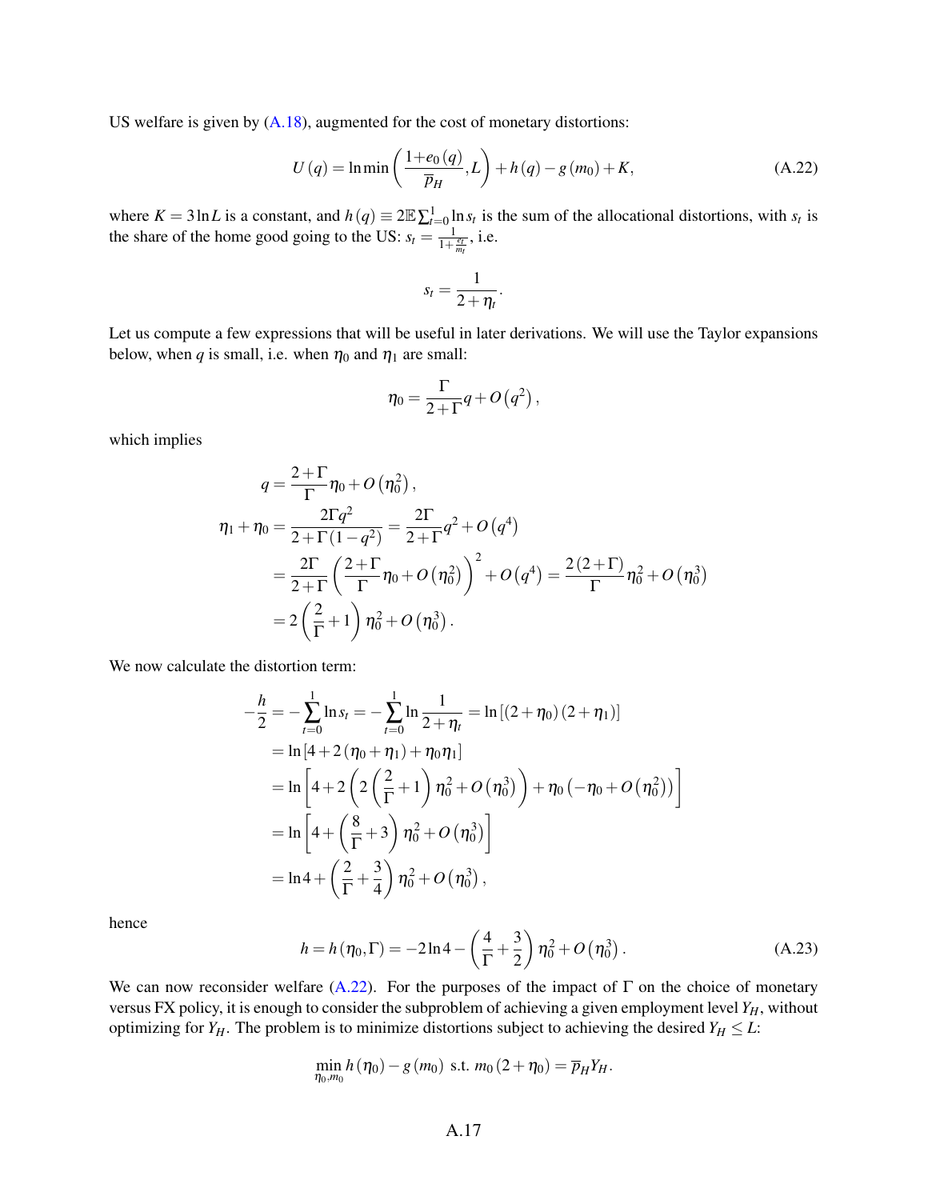US welfare is given by (A.18), augmented for the cost of monetary distortions:

$$U(q) = \ln \min \left( \frac{1+e_0(q)}{\overline{p}_H}, L \right) + h(q) - g(m_0) + K, \tag{A.22}$$

where $K = 3\ln L$ is a constant, and $h(q) \equiv 2\mathbb{E}\sum_{t=0}^{1} \ln s_t$ is the sum of the allocational distortions, with $s_t$ is the share of the home good going to the US: $s_t = \frac{1}{1+\frac{e_t}{m_t}}$, i.e.

$$s_t = \frac{1}{2+\eta_t}.$$

Let us compute a few expressions that will be useful in later derivations. We will use the Taylor expansions below, when $q$ is small, i.e. when $\eta_0$ and $\eta_1$ are small:

$$\eta_0 = \frac{\Gamma}{2+\Gamma} q + O\left(q^2\right),$$

which implies

$$\begin{aligned}
q &= \frac{2+\Gamma}{\Gamma}\eta_0 + O\left(\eta_0^2\right), \\
\eta_1 + \eta_0 &= \frac{2\Gamma q^2}{2+\Gamma\left(1-q^2\right)} = \frac{2\Gamma}{2+\Gamma} q^2 + O\left(q^4\right) \\
&= \frac{2\Gamma}{2+\Gamma}\left(\frac{2+\Gamma}{\Gamma}\eta_0 + O\left(\eta_0^2\right)\right)^2 + O\left(q^4\right) = \frac{2(2+\Gamma)}{\Gamma}\eta_0^2 + O\left(\eta_0^3\right) \\
&= 2\left(\frac{2}{\Gamma}+1\right)\eta_0^2 + O\left(\eta_0^3\right).
\end{aligned}$$

We now calculate the distortion term:

$$\begin{aligned}
-\frac{h}{2} &= -\sum_{t=0}^{1} \ln s_t = -\sum_{t=0}^{1} \ln \frac{1}{2+\eta_t} = \ln\left[(2+\eta_0)(2+\eta_1)\right] \\
&= \ln\left[4 + 2(\eta_0+\eta_1) + \eta_0\eta_1\right] \\
&= \ln\left[4 + 2\left(2\left(\frac{2}{\Gamma}+1\right)\eta_0^2 + O\left(\eta_0^3\right)\right) + \eta_0\left(-\eta_0 + O\left(\eta_0^2\right)\right)\right] \\
&= \ln\left[4 + \left(\frac{8}{\Gamma}+3\right)\eta_0^2 + O\left(\eta_0^3\right)\right] \\
&= \ln 4 + \left(\frac{2}{\Gamma}+\frac{3}{4}\right)\eta_0^2 + O\left(\eta_0^3\right),
\end{aligned}$$

hence

$$h = h(\eta_0, \Gamma) = -2\ln 4 - \left(\frac{4}{\Gamma}+\frac{3}{2}\right)\eta_0^2 + O\left(\eta_0^3\right). \tag{A.23}$$

We can now reconsider welfare (A.22). For the purposes of the impact of $\Gamma$ on the choice of monetary versus FX policy, it is enough to consider the subproblem of achieving a given employment level $Y_H$, without optimizing for $Y_H$. The problem is to minimize distortions subject to achieving the desired $Y_H \leq L$:

$$\min_{\eta_0, m_0} h(\eta_0) - g(m_0) \text{ s.t. } m_0(2+\eta_0) = \overline{p}_H Y_H.$$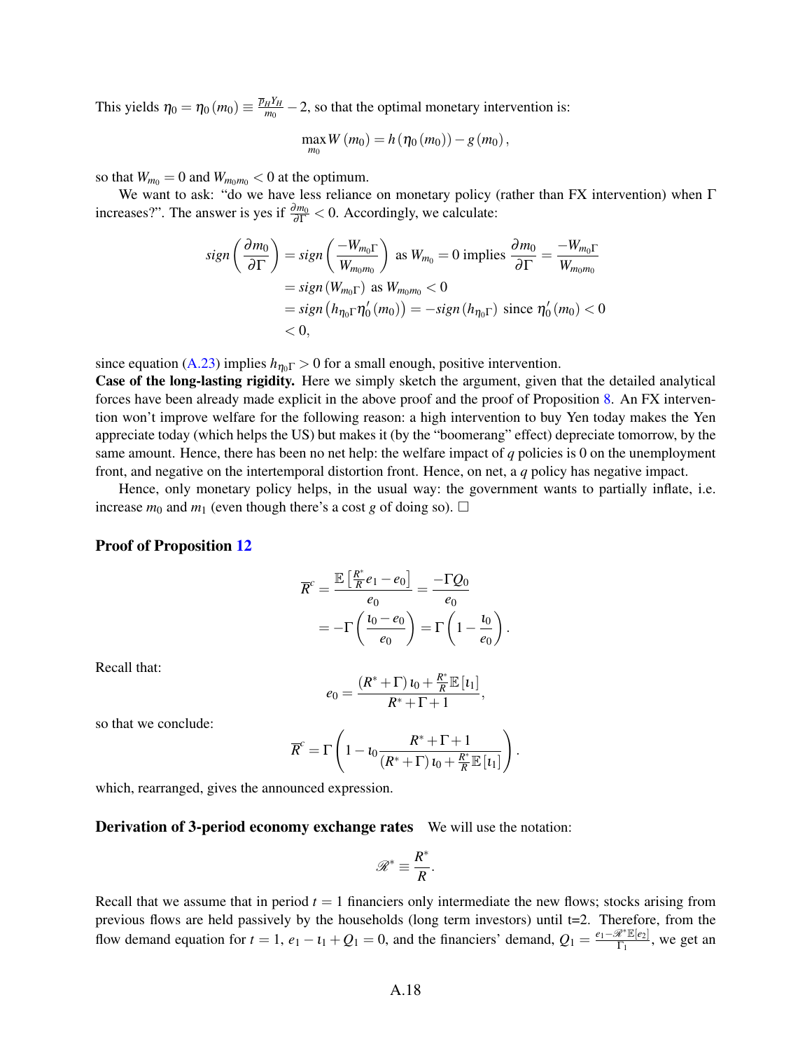This yields $\eta_0 = \eta_0(m_0) \equiv \frac{\overline{p}_H Y_H}{m_0} - 2$, so that the optimal monetary intervention is:

$$\max_{m_0} W(m_0) = h(\eta_0(m_0)) - g(m_0),$$

so that $W_{m_0} = 0$ and $W_{m_0 m_0} < 0$ at the optimum.

We want to ask: "do we have less reliance on monetary policy (rather than FX intervention) when $\Gamma$ increases?". The answer is yes if $\frac{\partial m_0}{\partial \Gamma} < 0$. Accordingly, we calculate:

$$\begin{aligned}
sign\left(\frac{\partial m_0}{\partial \Gamma}\right) &= sign\left(\frac{-W_{m_0 \Gamma}}{W_{m_0 m_0}}\right) \text{ as } W_{m_0} = 0 \text{ implies } \frac{\partial m_0}{\partial \Gamma} = \frac{-W_{m_0 \Gamma}}{W_{m_0 m_0}} \\
&= sign\left(W_{m_0 \Gamma}\right) \text{ as } W_{m_0 m_0} < 0 \\
&= sign\left(h_{\eta_0 \Gamma} \eta_0'(m_0)\right) = -sign\left(h_{\eta_0 \Gamma}\right) \text{ since } \eta_0'(m_0) < 0 \\
&< 0,
\end{aligned}$$

since equation (A.23) implies $h_{\eta_0 \Gamma} > 0$ for a small enough, positive intervention.

**Case of the long-lasting rigidity.** Here we simply sketch the argument, given that the detailed analytical forces have been already made explicit in the above proof and the proof of Proposition 8. An FX intervention won't improve welfare for the following reason: a high intervention to buy Yen today makes the Yen appreciate today (which helps the US) but makes it (by the "boomerang" effect) depreciate tomorrow, by the same amount. Hence, there has been no net help: the welfare impact of $q$ policies is 0 on the unemployment front, and negative on the intertemporal distortion front. Hence, on net, a $q$ policy has negative impact.

Hence, only monetary policy helps, in the usual way: the government wants to partially inflate, i.e. increase $m_0$ and $m_1$ (even though there's a cost $g$ of doing so). □

### Proof of Proposition 12

$$\begin{aligned}
\overline{R}^c &= \frac{\mathbb{E}\left[\frac{R^*}{R} e_1 - e_0\right]}{e_0} = \frac{-\Gamma Q_0}{e_0} \\
&= -\Gamma\left(\frac{\iota_0 - e_0}{e_0}\right) = \Gamma\left(1 - \frac{\iota_0}{e_0}\right).
\end{aligned}$$

Recall that:

$$e_0 = \frac{(R^* + \Gamma)\,\iota_0 + \frac{R^*}{R}\mathbb{E}[\iota_1]}{R^* + \Gamma + 1},$$

so that we conclude:

$$\overline{R}^c = \Gamma\left(1 - \iota_0 \frac{R^* + \Gamma + 1}{(R^* + \Gamma)\,\iota_0 + \frac{R^*}{R}\mathbb{E}[\iota_1]}\right).$$

which, rearranged, gives the announced expression.

**Derivation of 3-period economy exchange rates** We will use the notation:

$$\mathscr{R}^* \equiv \frac{R^*}{R}.$$

Recall that we assume that in period $t = 1$ financiers only intermediate the new flows; stocks arising from previous flows are held passively by the households (long term investors) until t=2. Therefore, from the flow demand equation for $t = 1$, $e_1 - \iota_1 + Q_1 = 0$, and the financiers' demand, $Q_1 = \frac{e_1 - \mathscr{R}^* \mathbb{E}[e_2]}{\Gamma_1}$, we get an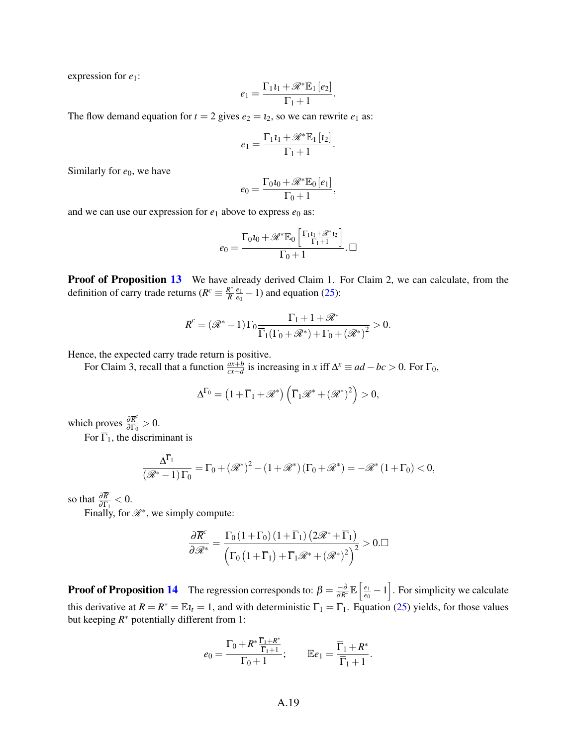expression for $e_1$:

$$e_1 = \frac{\Gamma_1 \iota_1 + \mathscr{R}^* \mathbb{E}_1 [e_2]}{\Gamma_1 + 1}.$$

The flow demand equation for $t = 2$ gives $e_2 = \iota_2$, so we can rewrite $e_1$ as:

$$e_1 = \frac{\Gamma_1 \iota_1 + \mathscr{R}^* \mathbb{E}_1 [\iota_2]}{\Gamma_1 + 1}.$$

Similarly for $e_0$, we have

$$e_0 = \frac{\Gamma_0 \iota_0 + \mathscr{R}^* \mathbb{E}_0 [e_1]}{\Gamma_0 + 1},$$

and we can use our expression for $e_1$ above to express $e_0$ as:

$$e_0 = \frac{\Gamma_0 \iota_0 + \mathscr{R}^* \mathbb{E}_0 \left[ \frac{\Gamma_1 \iota_1 + \mathscr{R}^* \iota_2}{\Gamma_1 + 1} \right]}{\Gamma_0 + 1}. \square$$

**Proof of Proposition 13** We have already derived Claim 1. For Claim 2, we can calculate, from the definition of carry trade returns ($R^c \equiv \frac{R^*}{R} \frac{e_1}{e_0} - 1$) and equation (25):

$$\overline{R}^c = (\mathscr{R}^* - 1) \Gamma_0 \frac{\overline{\Gamma}_1 + 1 + \mathscr{R}^*}{\overline{\Gamma}_1 (\Gamma_0 + \mathscr{R}^*) + \Gamma_0 + (\mathscr{R}^*)^2} > 0.$$

Hence, the expected carry trade return is positive.

For Claim 3, recall that a function $\frac{ax+b}{cx+d}$ is increasing in $x$ iff $\Delta^x \equiv ad - bc > 0$. For $\Gamma_0$,

$$\Delta^{\Gamma_0} = \left(1 + \overline{\Gamma}_1 + \mathscr{R}^*\right) \left(\overline{\Gamma}_1 \mathscr{R}^* + (\mathscr{R}^*)^2\right) > 0,$$

which proves $\frac{\partial \overline{R}^c}{\partial \Gamma_0} > 0$.

For $\overline{\Gamma}_1$, the discriminant is

$$\frac{\Delta^{\overline{\Gamma}_1}}{(\mathscr{R}^* - 1)\Gamma_0} = \Gamma_0 + (\mathscr{R}^*)^2 - (1 + \mathscr{R}^*)(\Gamma_0 + \mathscr{R}^*) = -\mathscr{R}^* (1 + \Gamma_0) < 0,$$

so that $\frac{\partial \overline{R}^c}{\partial \overline{\Gamma}_1} < 0$.

Finally, for $\mathscr{R}^*$, we simply compute:

$$\frac{\partial \overline{R}^c}{\partial \mathscr{R}^*} = \frac{\Gamma_0 (1 + \Gamma_0)(1 + \overline{\Gamma}_1)\left(2\mathscr{R}^* + \overline{\Gamma}_1\right)}{\left(\Gamma_0 \left(1 + \overline{\Gamma}_1\right) + \overline{\Gamma}_1 \mathscr{R}^* + (\mathscr{R}^*)^2\right)^2} > 0. \square$$

**Proof of Proposition 14** The regression corresponds to: $\beta = \frac{-\partial}{\partial R^*} \mathbb{E}\left[\frac{e_1}{e_0} - 1\right]$. For simplicity we calculate this derivative at $R = R^* = \mathbb{E}\iota_t = 1$, and with deterministic $\Gamma_1 = \overline{\Gamma}_1$. Equation (25) yields, for those values but keeping $R^*$ potentially different from 1:

$$e_0 = \frac{\Gamma_0 + R^* \frac{\overline{\Gamma}_1 + R^*}{\overline{\Gamma}_1 + 1}}{\Gamma_0 + 1}; \qquad \mathbb{E} e_1 = \frac{\overline{\Gamma}_1 + R^*}{\overline{\Gamma}_1 + 1}.$$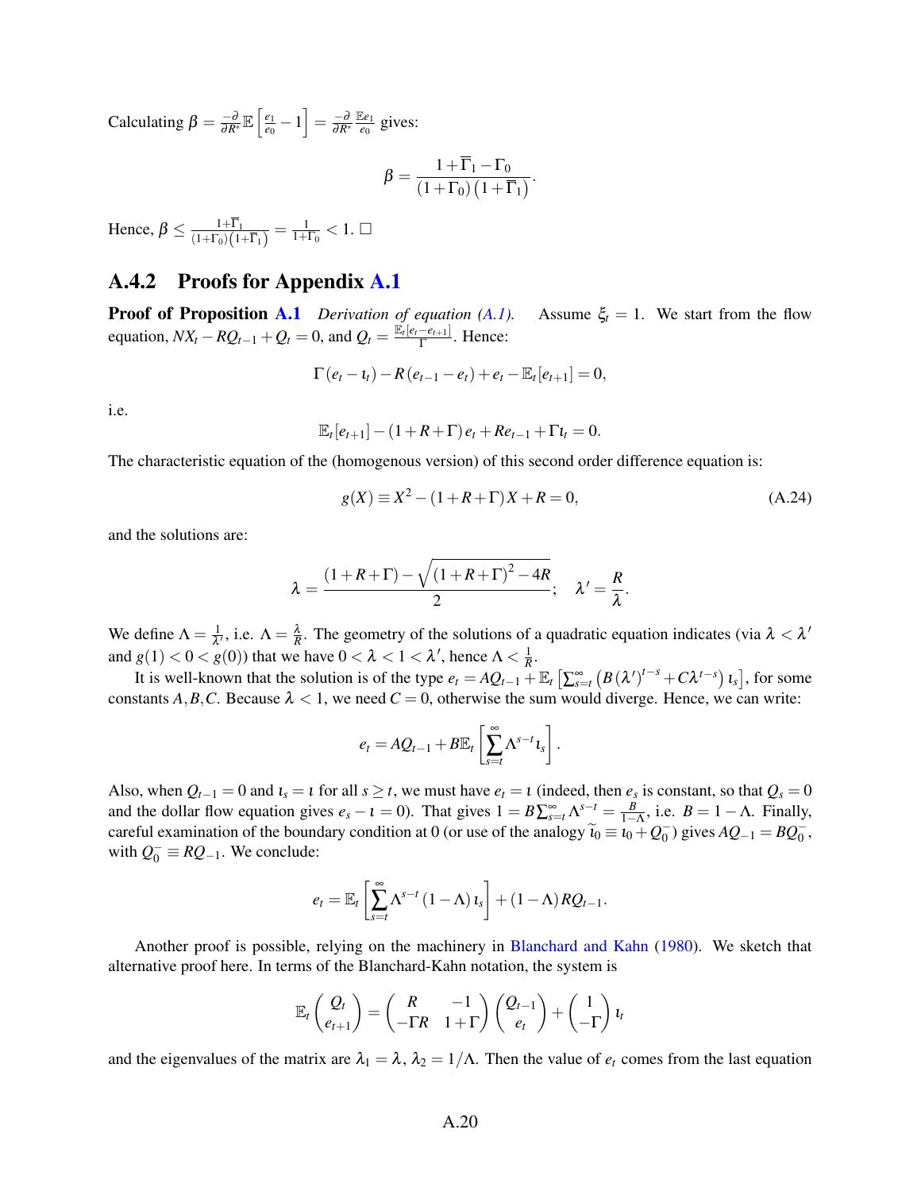Calculating $\beta = \frac{-\partial}{\partial R^*}\mathbb{E}\left[\frac{e_1}{e_0} - 1\right] = \frac{-\partial}{\partial R^*}\frac{\mathbb{E}e_1}{e_0}$ gives:

$$\beta = \frac{1+\overline{\Gamma}_1 - \Gamma_0}{\left(1+\Gamma_0\right)\left(1+\overline{\Gamma}_1\right)}.$$

Hence, $\beta \le \frac{1+\overline{\Gamma}_1}{\left(1+\Gamma_0\right)\left(1+\overline{\Gamma}_1\right)} = \frac{1}{1+\Gamma_0} < 1$. $\square$

### A.4.2 Proofs for Appendix A.1

**Proof of Proposition A.1** *Derivation of equation (A.1).* Assume $\xi_t = 1$. We start from the flow equation, $NX_t - RQ_{t-1} + Q_t = 0$, and $Q_t = \frac{\mathbb{E}_t[e_t - e_{t+1}]}{\Gamma}$. Hence:

$$\Gamma\left(e_t - \iota_t\right) - R\left(e_{t-1} - e_t\right) + e_t - \mathbb{E}_t\left[e_{t+1}\right] = 0,$$

i.e.

$$\mathbb{E}_t\left[e_{t+1}\right] - \left(1+R+\Gamma\right)e_t + Re_{t-1} + \Gamma\iota_t = 0.$$

The characteristic equation of the (homogenous version) of this second order difference equation is:

$$g(X) \equiv X^2 - \left(1+R+\Gamma\right)X + R = 0, \tag{A.24}$$

and the solutions are:

$$\lambda = \frac{\left(1+R+\Gamma\right) - \sqrt{\left(1+R+\Gamma\right)^2 - 4R}}{2}; \quad \lambda' = \frac{R}{\lambda}.$$

We define $\Lambda = \frac{1}{\lambda'}$, i.e. $\Lambda = \frac{\lambda}{R}$. The geometry of the solutions of a quadratic equation indicates (via $\lambda < \lambda'$ and $g(1) < 0 < g(0)$) that we have $0 < \lambda < 1 < \lambda'$, hence $\Lambda < \frac{1}{R}$.

It is well-known that the solution is of the type $e_t = AQ_{t-1} + \mathbb{E}_t\left[\sum_{s=t}^{\infty}\left(B\left(\lambda'\right)^{t-s} + C\lambda^{t-s}\right)\iota_s\right]$, for some constants $A, B, C$. Because $\lambda < 1$, we need $C = 0$, otherwise the sum would diverge. Hence, we can write:

$$e_t = AQ_{t-1} + B\mathbb{E}_t\left[\sum_{s=t}^{\infty}\Lambda^{s-t}\iota_s\right].$$

Also, when $Q_{t-1} = 0$ and $\iota_s = \iota$ for all $s \ge t$, we must have $e_t = \iota$ (indeed, then $e_s$ is constant, so that $Q_s = 0$ and the dollar flow equation gives $e_s - \iota = 0$). That gives $1 = B\sum_{s=t}^{\infty}\Lambda^{s-t} = \frac{B}{1-\Lambda}$, i.e. $B = 1 - \Lambda$. Finally, careful examination of the boundary condition at 0 (or use of the analogy $\tilde{\iota}_0 \equiv \iota_0 + Q_0^-$) gives $AQ_{-1} = BQ_0^-$, with $Q_0^- \equiv RQ_{-1}$. We conclude:

$$e_t = \mathbb{E}_t\left[\sum_{s=t}^{\infty}\Lambda^{s-t}\left(1-\Lambda\right)\iota_s\right] + \left(1-\Lambda\right)RQ_{t-1}.$$

Another proof is possible, relying on the machinery in Blanchard and Kahn (1980). We sketch that alternative proof here. In terms of the Blanchard-Kahn notation, the system is

$$\mathbb{E}_t\begin{pmatrix} Q_t \\ e_{t+1}\end{pmatrix} = \begin{pmatrix} R & -1 \\ -\Gamma R & 1+\Gamma\end{pmatrix}\begin{pmatrix} Q_{t-1} \\ e_t\end{pmatrix} + \begin{pmatrix} 1 \\ -\Gamma\end{pmatrix}\iota_t$$

and the eigenvalues of the matrix are $\lambda_1 = \lambda$, $\lambda_2 = 1/\Lambda$. Then the value of $e_t$ comes from the last equation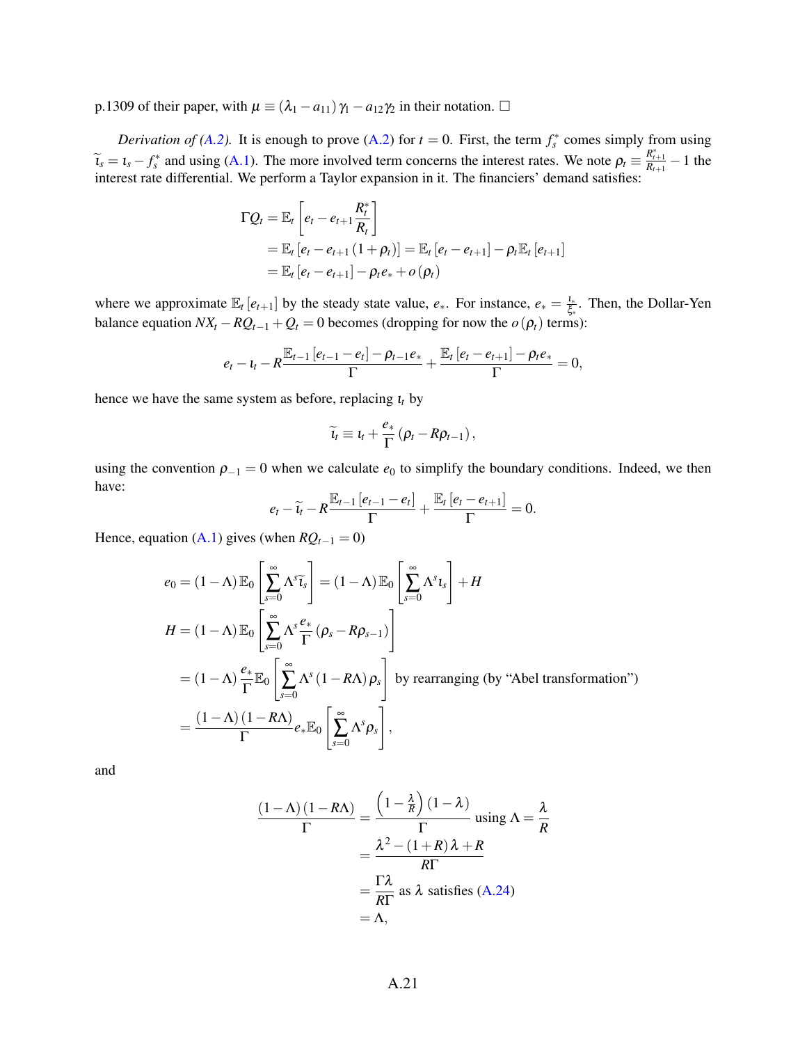p.1309 of their paper, with $\mu \equiv (\lambda_1 - a_{11})\gamma_1 - a_{12}\gamma_2$ in their notation. □

*Derivation of (A.2).* It is enough to prove (A.2) for $t=0$. First, the term $f_s^*$ comes simply from using $\widetilde{\iota}_s = \iota_s - f_s^*$ and using (A.1). The more involved term concerns the interest rates. We note $\rho_t \equiv \frac{R_{t+1}^*}{R_{t+1}} - 1$ the interest rate differential. We perform a Taylor expansion in it. The financiers' demand satisfies:

$$
\begin{aligned}
\Gamma Q_t &= \mathbb{E}_t\left[e_t - e_{t+1}\frac{R_t^*}{R_t}\right] \\
&= \mathbb{E}_t\left[e_t - e_{t+1}(1+\rho_t)\right] = \mathbb{E}_t\left[e_t - e_{t+1}\right] - \rho_t \mathbb{E}_t\left[e_{t+1}\right] \\
&= \mathbb{E}_t\left[e_t - e_{t+1}\right] - \rho_t e_* + o(\rho_t)
\end{aligned}
$$

where we approximate $\mathbb{E}_t[e_{t+1}]$ by the steady state value, $e_*$. For instance, $e_* = \frac{\iota_*}{\xi_*}$. Then, the Dollar-Yen balance equation $NX_t - RQ_{t-1} + Q_t = 0$ becomes (dropping for now the $o(\rho_t)$ terms):

$$
e_t - \iota_t - R\frac{\mathbb{E}_{t-1}[e_{t-1} - e_t] - \rho_{t-1}e_*}{\Gamma} + \frac{\mathbb{E}_t[e_t - e_{t+1}] - \rho_t e_*}{\Gamma} = 0,
$$

hence we have the same system as before, replacing $\iota_t$ by

$$
\widetilde{\iota}_t \equiv \iota_t + \frac{e_*}{\Gamma}(\rho_t - R\rho_{t-1}),
$$

using the convention $\rho_{-1} = 0$ when we calculate $e_0$ to simplify the boundary conditions. Indeed, we then have:

$$
e_t - \widetilde{\iota}_t - R\frac{\mathbb{E}_{t-1}[e_{t-1} - e_t]}{\Gamma} + \frac{\mathbb{E}_t[e_t - e_{t+1}]}{\Gamma} = 0.
$$

Hence, equation (A.1) gives (when $RQ_{t-1} = 0$)

$$
\begin{aligned}
e_0 &= (1-\Lambda)\mathbb{E}_0\left[\sum_{s=0}^{\infty}\Lambda^s \widetilde{\iota}_s\right] = (1-\Lambda)\mathbb{E}_0\left[\sum_{s=0}^{\infty}\Lambda^s \iota_s\right] + H \\
H &= (1-\Lambda)\mathbb{E}_0\left[\sum_{s=0}^{\infty}\Lambda^s \frac{e_*}{\Gamma}(\rho_s - R\rho_{s-1})\right] \\
&= (1-\Lambda)\frac{e_*}{\Gamma}\mathbb{E}_0\left[\sum_{s=0}^{\infty}\Lambda^s(1-R\Lambda)\rho_s\right] \text{ by rearranging (by “Abel transformation”)} \\
&= \frac{(1-\Lambda)(1-R\Lambda)}{\Gamma}e_*\mathbb{E}_0\left[\sum_{s=0}^{\infty}\Lambda^s\rho_s\right],
\end{aligned}
$$

and

$$
\begin{aligned}
\frac{(1-\Lambda)(1-R\Lambda)}{\Gamma} &= \frac{\left(1-\frac{\lambda}{R}\right)(1-\lambda)}{\Gamma} \text{ using } \Lambda = \frac{\lambda}{R} \\
&= \frac{\lambda^2 - (1+R)\lambda + R}{R\Gamma} \\
&= \frac{\Gamma\lambda}{R\Gamma} \text{ as } \lambda \text{ satisfies (A.24)} \\
&= \Lambda,
\end{aligned}
$$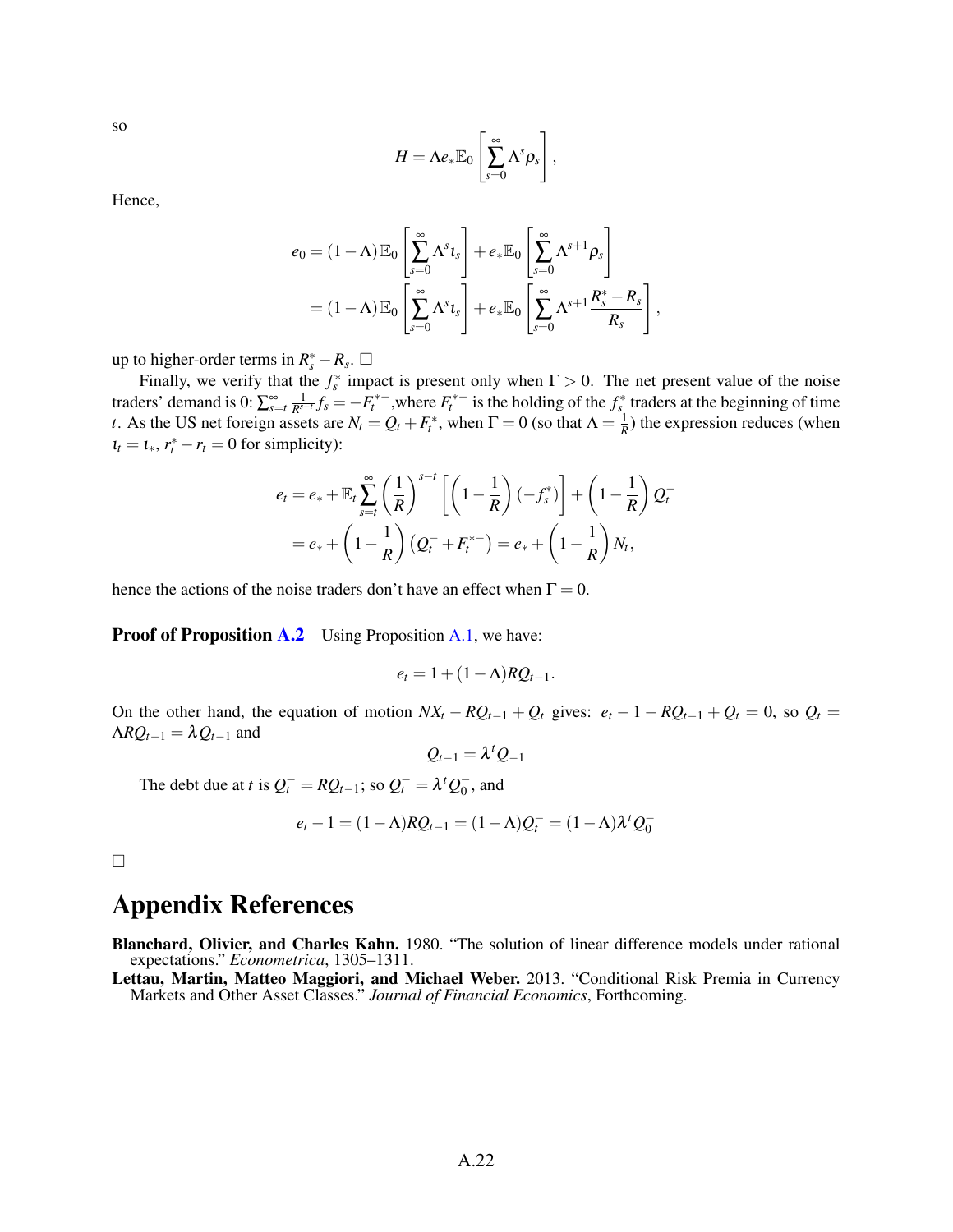so

$$H = \Lambda e_* \mathbb{E}_0 \left[ \sum_{s=0}^{\infty} \Lambda^s \rho_s \right],$$

Hence,

$$\begin{aligned} e_0 &= (1-\Lambda)\,\mathbb{E}_0 \left[ \sum_{s=0}^{\infty} \Lambda^s \iota_s \right] + e_* \mathbb{E}_0 \left[ \sum_{s=0}^{\infty} \Lambda^{s+1} \rho_s \right] \\ &= (1-\Lambda)\,\mathbb{E}_0 \left[ \sum_{s=0}^{\infty} \Lambda^s \iota_s \right] + e_* \mathbb{E}_0 \left[ \sum_{s=0}^{\infty} \Lambda^{s+1} \frac{R_s^* - R_s}{R_s} \right], \end{aligned}$$

up to higher-order terms in $R_s^* - R_s$. □

Finally, we verify that the $f_s^*$ impact is present only when $\Gamma > 0$. The net present value of the noise traders' demand is 0: $\sum_{s=t}^{\infty} \frac{1}{R^{s-t}} f_s = -F_t^{*-}$,where $F_t^{*-}$ is the holding of the $f_s^*$ traders at the beginning of time $t$. As the US net foreign assets are $N_t = Q_t + F_t^*$, when $\Gamma = 0$ (so that $\Lambda = \frac{1}{R}$) the expression reduces (when $\iota_t = \iota_*$, $r_t^* - r_t = 0$ for simplicity):

$$\begin{aligned} e_t &= e_* + \mathbb{E}_t \sum_{s=t}^{\infty} \left(\frac{1}{R}\right)^{s-t} \left[ \left(1 - \frac{1}{R}\right)(-f_s^*) \right] + \left(1 - \frac{1}{R}\right) Q_t^- \\ &= e_* + \left(1 - \frac{1}{R}\right)(Q_t^- + F_t^{*-}) = e_* + \left(1 - \frac{1}{R}\right) N_t, \end{aligned}$$

hence the actions of the noise traders don't have an effect when $\Gamma = 0$.

**Proof of Proposition A.2** Using Proposition A.1, we have:

$$e_t = 1 + (1-\Lambda) R Q_{t-1}.$$

On the other hand, the equation of motion $NX_t - RQ_{t-1} + Q_t$ gives: $e_t - 1 - RQ_{t-1} + Q_t = 0$, so $Q_t = \Lambda R Q_{t-1} = \lambda Q_{t-1}$ and

$$Q_{t-1} = \lambda^t Q_{-1}$$

The debt due at $t$ is $Q_t^- = RQ_{t-1}$; so $Q_t^- = \lambda^t Q_0^-$, and

$$e_t - 1 = (1-\Lambda) R Q_{t-1} = (1-\Lambda) Q_t^- = (1-\Lambda)\lambda^t Q_0^-$$

□

# Appendix References

**Blanchard, Olivier, and Charles Kahn.** 1980. "The solution of linear difference models under rational expectations." *Econometrica*, 1305–1311.

**Lettau, Martin, Matteo Maggiori, and Michael Weber.** 2013. "Conditional Risk Premia in Currency Markets and Other Asset Classes." *Journal of Financial Economics*, Forthcoming.